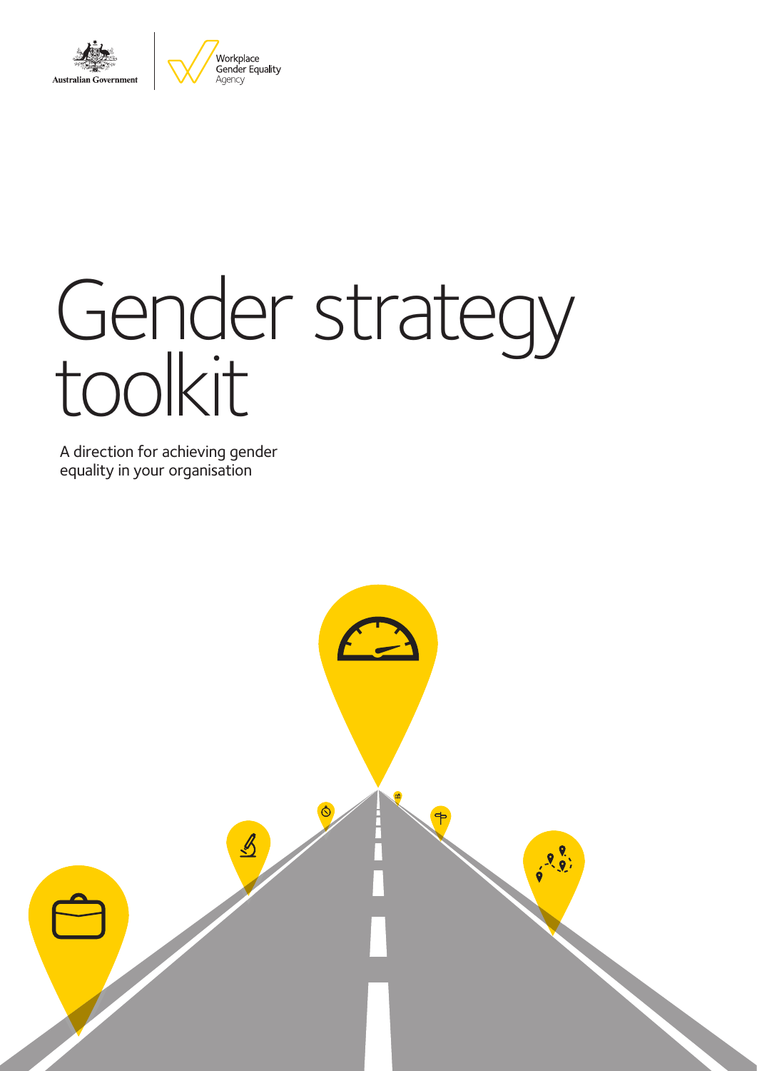Australian Government

Workplace Gender Equality Agency

# Gender strategy toolkit

A direction for achieving gender equality in your organisation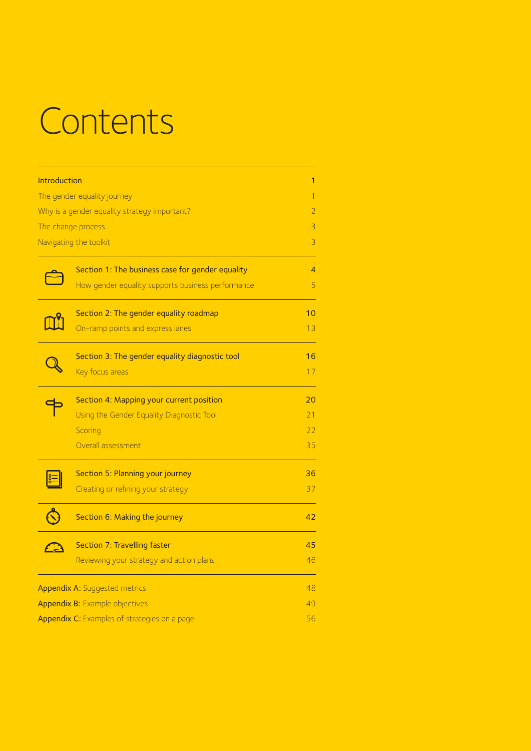# Contents

| | | |
|---|---|---|
| Introduction | | 1 |
| The gender equality journey | | 1 |
| Why is a gender equality strategy important? | | 2 |
| The change process | | 3 |
| Navigating the toolkit | | 3 |
| | **Section 1: The business case for gender equality** | 4 |
| | How gender equality supports business performance | 5 |
| | **Section 2: The gender equality roadmap** | 10 |
| | On-ramp points and express lanes | 13 |
| | **Section 3: The gender equality diagnostic tool** | 16 |
| | Key focus areas | 17 |
| | **Section 4: Mapping your current position** | 20 |
| | Using the Gender Equality Diagnostic Tool | 21 |
| | Scoring | 22 |
| | Overall assessment | 35 |
| | **Section 5: Planning your journey** | 36 |
| | Creating or refining your strategy | 37 |
| | **Section 6: Making the journey** | 42 |
| | **Section 7: Travelling faster** | 45 |
| | Reviewing your strategy and action plans | 46 |
| **Appendix A:** Suggested metrics | | 48 |
| **Appendix B:** Example objectives | | 49 |
| **Appendix C:** Examples of strategies on a page | | 56 |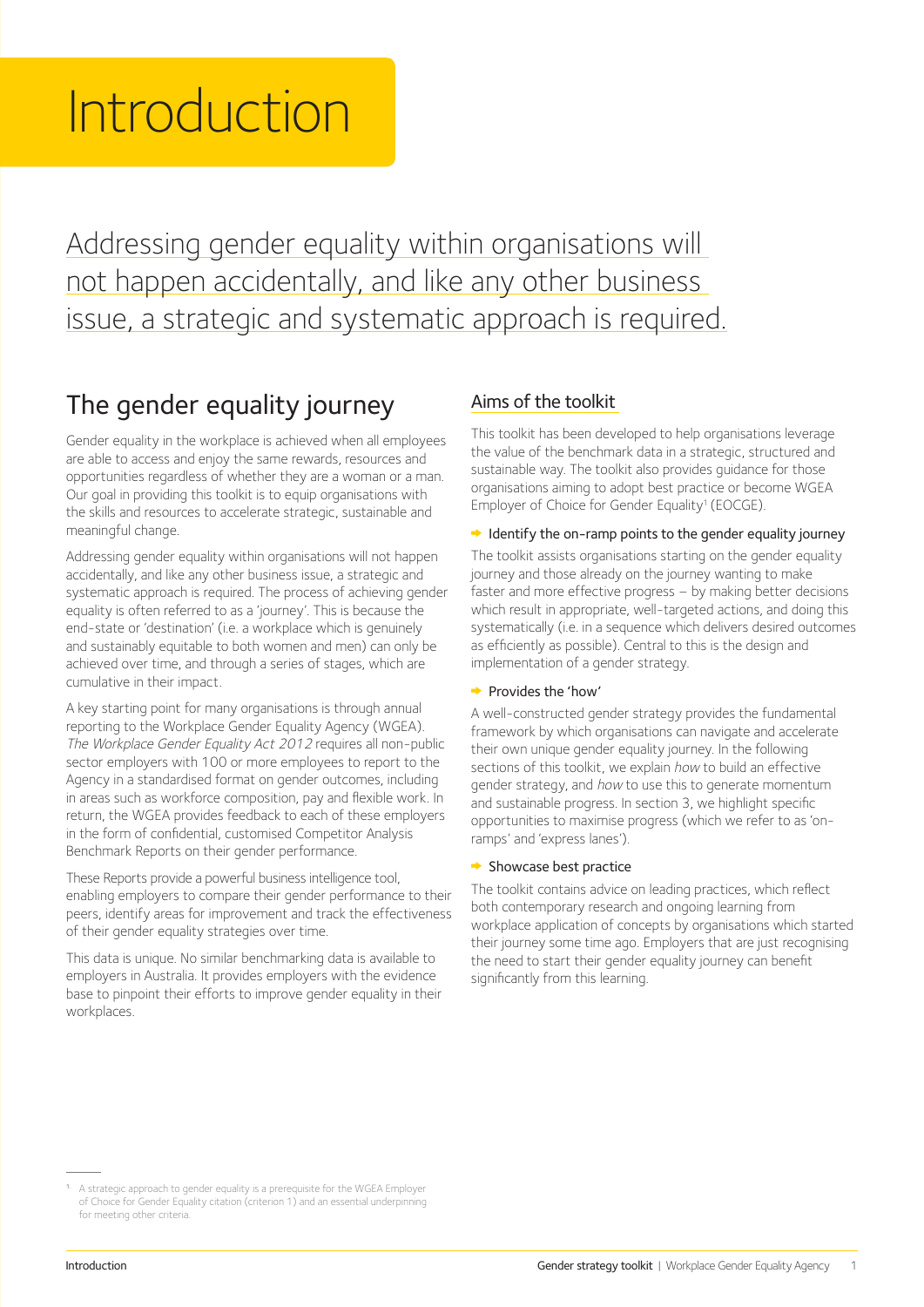# Introduction

Addressing gender equality within organisations will not happen accidentally, and like any other business issue, a strategic and systematic approach is required.

## The gender equality journey

Gender equality in the workplace is achieved when all employees are able to access and enjoy the same rewards, resources and opportunities regardless of whether they are a woman or a man. Our goal in providing this toolkit is to equip organisations with the skills and resources to accelerate strategic, sustainable and meaningful change.

Addressing gender equality within organisations will not happen accidentally, and like any other business issue, a strategic and systematic approach is required. The process of achieving gender equality is often referred to as a 'journey'. This is because the end-state or 'destination' (i.e. a workplace which is genuinely and sustainably equitable to both women and men) can only be achieved over time, and through a series of stages, which are cumulative in their impact.

A key starting point for many organisations is through annual reporting to the Workplace Gender Equality Agency (WGEA). *The Workplace Gender Equality Act 2012* requires all non-public sector employers with 100 or more employees to report to the Agency in a standardised format on gender outcomes, including in areas such as workforce composition, pay and flexible work. In return, the WGEA provides feedback to each of these employers in the form of confidential, customised Competitor Analysis Benchmark Reports on their gender performance.

These Reports provide a powerful business intelligence tool, enabling employers to compare their gender performance to their peers, identify areas for improvement and track the effectiveness of their gender equality strategies over time.

This data is unique. No similar benchmarking data is available to employers in Australia. It provides employers with the evidence base to pinpoint their efforts to improve gender equality in their workplaces.

### Aims of the toolkit

This toolkit has been developed to help organisations leverage the value of the benchmark data in a strategic, structured and sustainable way. The toolkit also provides guidance for those organisations aiming to adopt best practice or become WGEA Employer of Choice for Gender Equality[1] (EOCGE).

- **Identify the on-ramp points to the gender equality journey**

The toolkit assists organisations starting on the gender equality journey and those already on the journey wanting to make faster and more effective progress – by making better decisions which result in appropriate, well-targeted actions, and doing this systematically (i.e. in a sequence which delivers desired outcomes as efficiently as possible). Central to this is the design and implementation of a gender strategy.

- **Provides the 'how'**

A well-constructed gender strategy provides the fundamental framework by which organisations can navigate and accelerate their own unique gender equality journey. In the following sections of this toolkit, we explain *how* to build an effective gender strategy, and *how* to use this to generate momentum and sustainable progress. In section 3, we highlight specific opportunities to maximise progress (which we refer to as 'on-ramps' and 'express lanes').

- **Showcase best practice**

The toolkit contains advice on leading practices, which reflect both contemporary research and ongoing learning from workplace application of concepts by organisations which started their journey some time ago. Employers that are just recognising the need to start their gender equality journey can benefit significantly from this learning.

---

[1] A strategic approach to gender equality is a prerequisite for the WGEA Employer of Choice for Gender Equality citation (criterion 1) and an essential underpinning for meeting other criteria.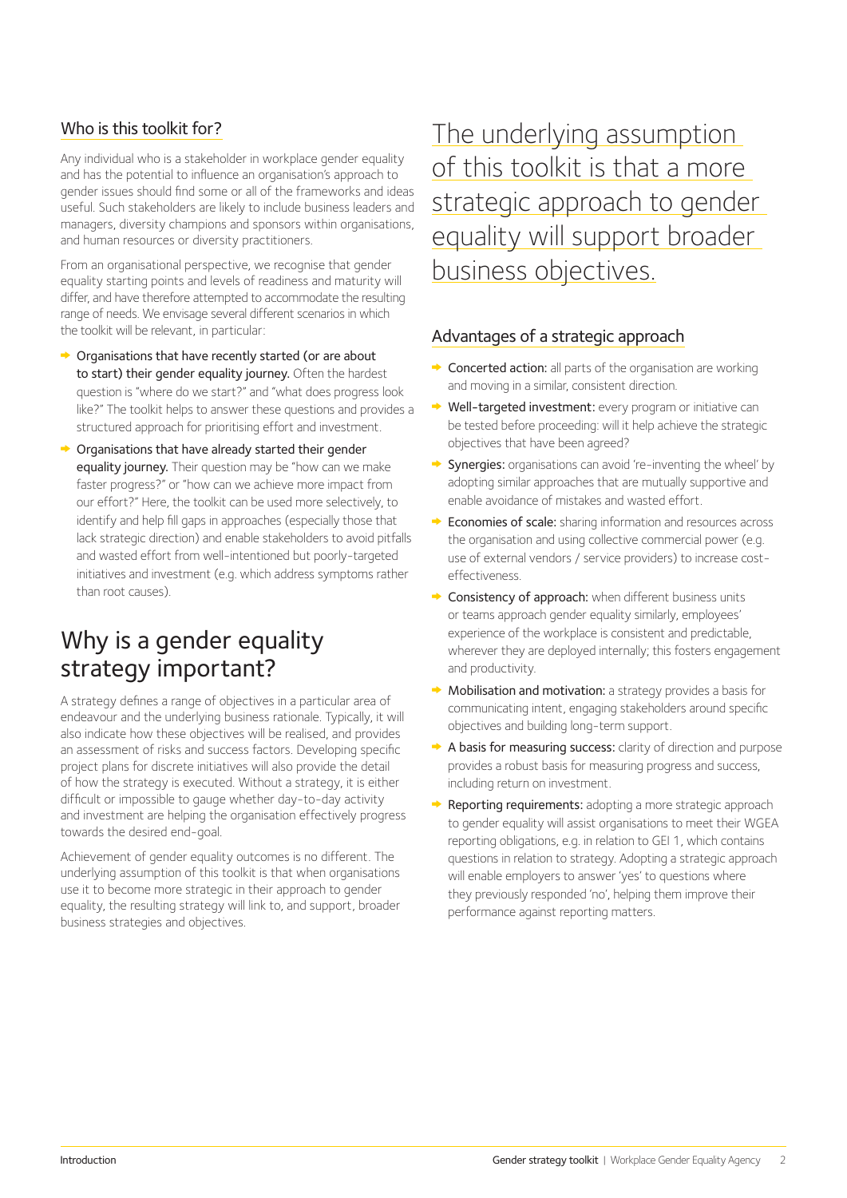## Who is this toolkit for?

Any individual who is a stakeholder in workplace gender equality and has the potential to influence an organisation's approach to gender issues should find some or all of the frameworks and ideas useful. Such stakeholders are likely to include business leaders and managers, diversity champions and sponsors within organisations, and human resources or diversity practitioners.

From an organisational perspective, we recognise that gender equality starting points and levels of readiness and maturity will differ, and have therefore attempted to accommodate the resulting range of needs. We envisage several different scenarios in which the toolkit will be relevant, in particular:

- **Organisations that have recently started (or are about to start) their gender equality journey.** Often the hardest question is "where do we start?" and "what does progress look like?" The toolkit helps to answer these questions and provides a structured approach for prioritising effort and investment.
- **Organisations that have already started their gender equality journey.** Their question may be "how can we make faster progress?" or "how can we achieve more impact from our effort?" Here, the toolkit can be used more selectively, to identify and help fill gaps in approaches (especially those that lack strategic direction) and enable stakeholders to avoid pitfalls and wasted effort from well-intentioned but poorly-targeted initiatives and investment (e.g. which address symptoms rather than root causes).

# Why is a gender equality strategy important?

A strategy defines a range of objectives in a particular area of endeavour and the underlying business rationale. Typically, it will also indicate how these objectives will be realised, and provides an assessment of risks and success factors. Developing specific project plans for discrete initiatives will also provide the detail of how the strategy is executed. Without a strategy, it is either difficult or impossible to gauge whether day-to-day activity and investment are helping the organisation effectively progress towards the desired end-goal.

Achievement of gender equality outcomes is no different. The underlying assumption of this toolkit is that when organisations use it to become more strategic in their approach to gender equality, the resulting strategy will link to, and support, broader business strategies and objectives.

## The underlying assumption of this toolkit is that a more strategic approach to gender equality will support broader business objectives.

## Advantages of a strategic approach

- **Concerted action:** all parts of the organisation are working and moving in a similar, consistent direction.
- **Well-targeted investment:** every program or initiative can be tested before proceeding: will it help achieve the strategic objectives that have been agreed?
- **Synergies:** organisations can avoid 're-inventing the wheel' by adopting similar approaches that are mutually supportive and enable avoidance of mistakes and wasted effort.
- **Economies of scale:** sharing information and resources across the organisation and using collective commercial power (e.g. use of external vendors / service providers) to increase cost-effectiveness.
- **Consistency of approach:** when different business units or teams approach gender equality similarly, employees' experience of the workplace is consistent and predictable, wherever they are deployed internally; this fosters engagement and productivity.
- **Mobilisation and motivation:** a strategy provides a basis for communicating intent, engaging stakeholders around specific objectives and building long-term support.
- **A basis for measuring success:** clarity of direction and purpose provides a robust basis for measuring progress and success, including return on investment.
- **Reporting requirements:** adopting a more strategic approach to gender equality will assist organisations to meet their WGEA reporting obligations, e.g. in relation to GEI 1, which contains questions in relation to strategy. Adopting a strategic approach will enable employers to answer 'yes' to questions where they previously responded 'no', helping them improve their performance against reporting matters.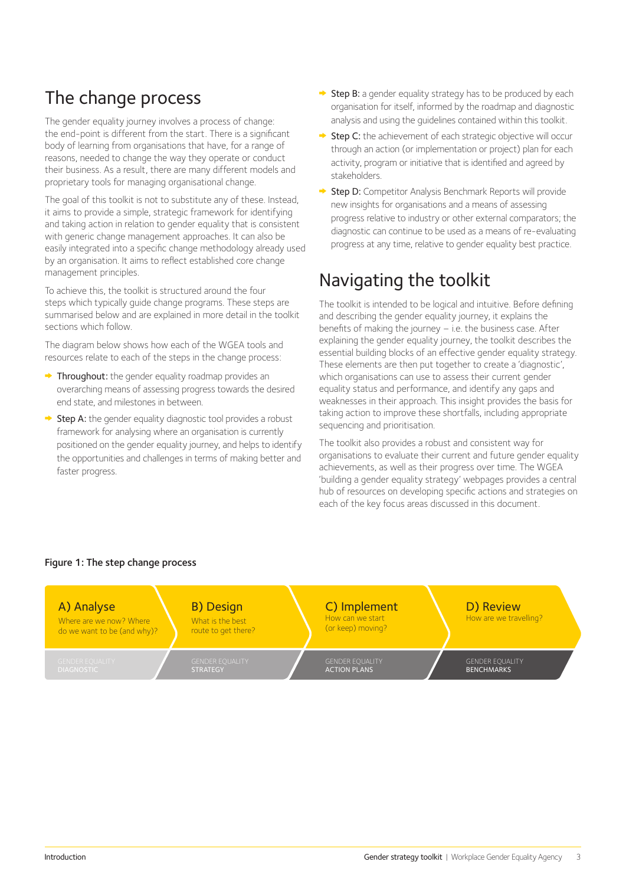## The change process

The gender equality journey involves a process of change: the end-point is different from the start. There is a significant body of learning from organisations that have, for a range of reasons, needed to change the way they operate or conduct their business. As a result, there are many different models and proprietary tools for managing organisational change.

The goal of this toolkit is not to substitute any of these. Instead, it aims to provide a simple, strategic framework for identifying and taking action in relation to gender equality that is consistent with generic change management approaches. It can also be easily integrated into a specific change methodology already used by an organisation. It aims to reflect established core change management principles.

To achieve this, the toolkit is structured around the four steps which typically guide change programs. These steps are summarised below and are explained in more detail in the toolkit sections which follow.

The diagram below shows how each of the WGEA tools and resources relate to each of the steps in the change process:

- **Throughout:** the gender equality roadmap provides an overarching means of assessing progress towards the desired end state, and milestones in between.
- **Step A:** the gender equality diagnostic tool provides a robust framework for analysing where an organisation is currently positioned on the gender equality journey, and helps to identify the opportunities and challenges in terms of making better and faster progress.
- **Step B:** a gender equality strategy has to be produced by each organisation for itself, informed by the roadmap and diagnostic analysis and using the guidelines contained within this toolkit.
- **Step C:** the achievement of each strategic objective will occur through an action (or implementation or project) plan for each activity, program or initiative that is identified and agreed by stakeholders.
- **Step D:** Competitor Analysis Benchmark Reports will provide new insights for organisations and a means of assessing progress relative to industry or other external comparators; the diagnostic can continue to be used as a means of re-evaluating progress at any time, relative to gender equality best practice.

## Navigating the toolkit

The toolkit is intended to be logical and intuitive. Before defining and describing the gender equality journey, it explains the benefits of making the journey – i.e. the business case. After explaining the gender equality journey, the toolkit describes the essential building blocks of an effective gender equality strategy. These elements are then put together to create a 'diagnostic', which organisations can use to assess their current gender equality status and performance, and identify any gaps and weaknesses in their approach. This insight provides the basis for taking action to improve these shortfalls, including appropriate sequencing and prioritisation.

The toolkit also provides a robust and consistent way for organisations to evaluate their current and future gender equality achievements, as well as their progress over time. The WGEA 'building a gender equality strategy' webpages provides a central hub of resources on developing specific actions and strategies on each of the key focus areas discussed in this document.

**Figure 1: The step change process**

| A) Analyse | B) Design | C) Implement | D) Review |
|---|---|---|---|
| Where are we now? Where do we want to be (and why)? | What is the best route to get there? | How can we start (or keep) moving? | How are we travelling? |
| GENDER EQUALITY DIAGNOSTIC | GENDER EQUALITY STRATEGY | GENDER EQUALITY ACTION PLANS | GENDER EQUALITY BENCHMARKS |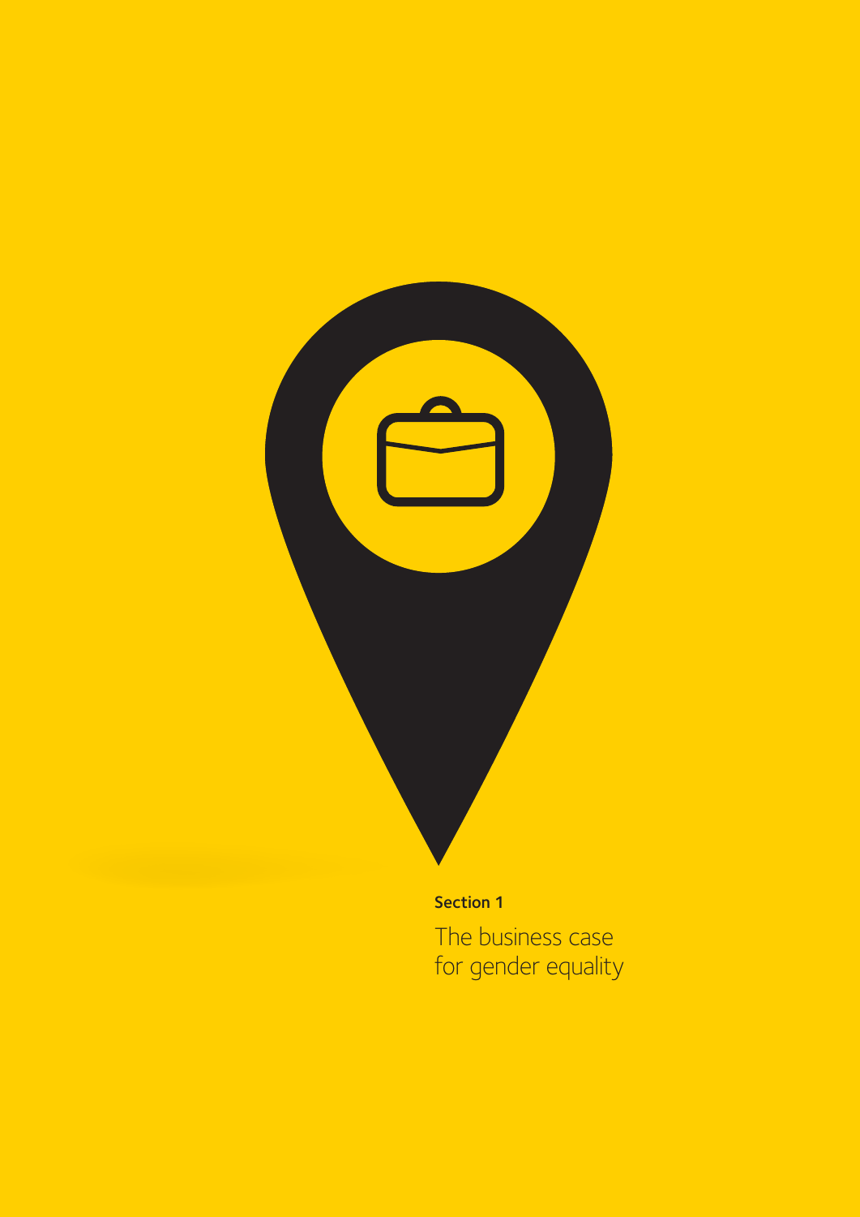**Section 1**

# The business case for gender equality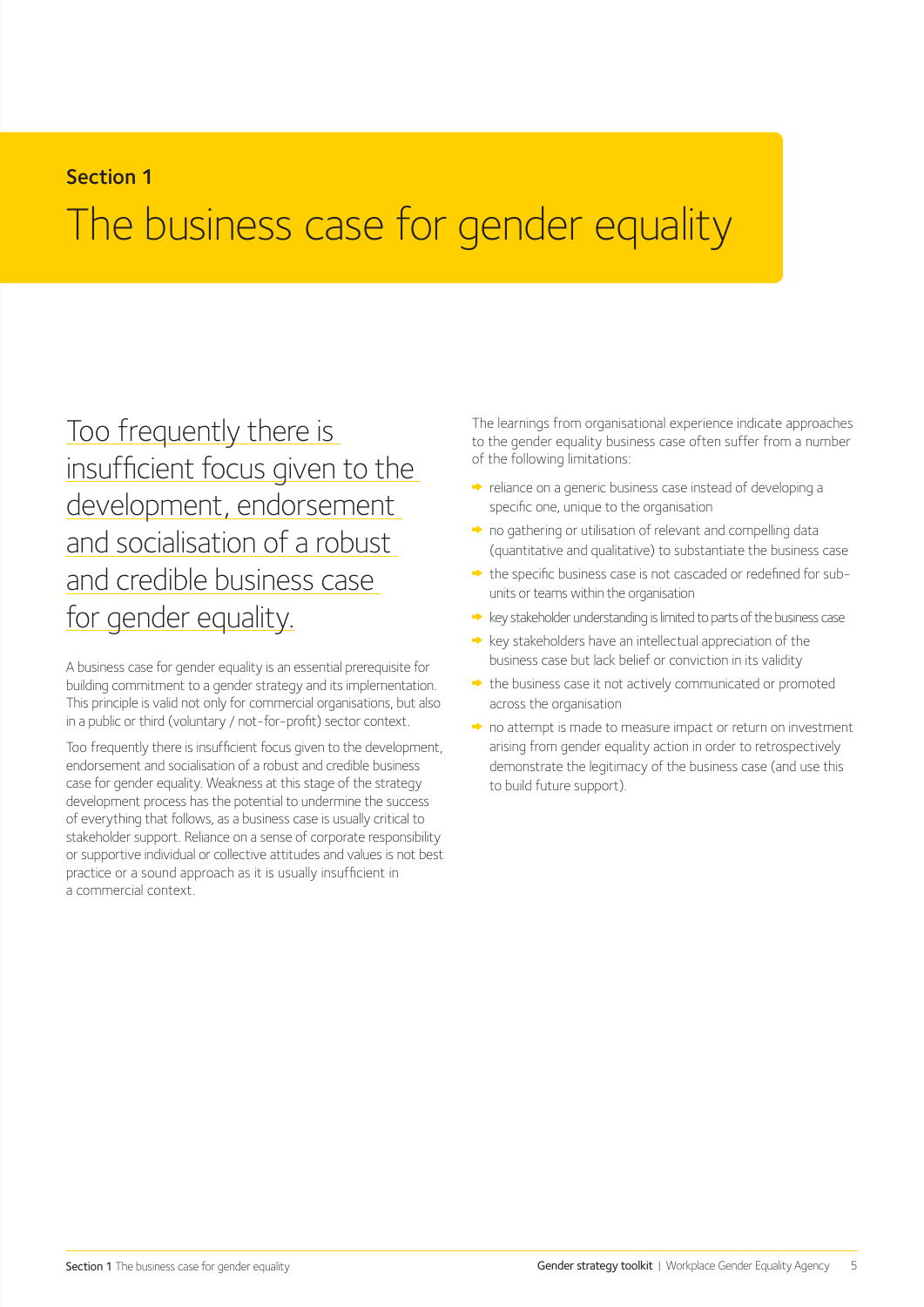**Section 1**

# The business case for gender equality

Too frequently there is insufficient focus given to the development, endorsement and socialisation of a robust and credible business case for gender equality.

A business case for gender equality is an essential prerequisite for building commitment to a gender strategy and its implementation. This principle is valid not only for commercial organisations, but also in a public or third (voluntary / not-for-profit) sector context.

Too frequently there is insufficient focus given to the development, endorsement and socialisation of a robust and credible business case for gender equality. Weakness at this stage of the strategy development process has the potential to undermine the success of everything that follows, as a business case is usually critical to stakeholder support. Reliance on a sense of corporate responsibility or supportive individual or collective attitudes and values is not best practice or a sound approach as it is usually insufficient in a commercial context.

The learnings from organisational experience indicate approaches to the gender equality business case often suffer from a number of the following limitations:

- reliance on a generic business case instead of developing a specific one, unique to the organisation
- no gathering or utilisation of relevant and compelling data (quantitative and qualitative) to substantiate the business case
- the specific business case is not cascaded or redefined for sub-units or teams within the organisation
- key stakeholder understanding is limited to parts of the business case
- key stakeholders have an intellectual appreciation of the business case but lack belief or conviction in its validity
- the business case it not actively communicated or promoted across the organisation
- no attempt is made to measure impact or return on investment arising from gender equality action in order to retrospectively demonstrate the legitimacy of the business case (and use this to build future support).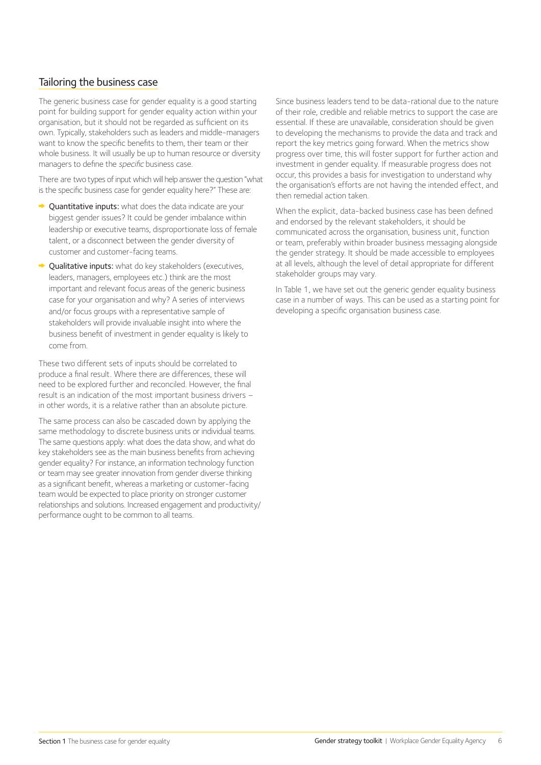## Tailoring the business case

The generic business case for gender equality is a good starting point for building support for gender equality action within your organisation, but it should not be regarded as sufficient on its own. Typically, stakeholders such as leaders and middle-managers want to know the specific benefits to them, their team or their whole business. It will usually be up to human resource or diversity managers to define the *specific* business case.

There are two types of input which will help answer the question "what is the specific business case for gender equality here?" These are:

- **Quantitative inputs:** what does the data indicate are your biggest gender issues? It could be gender imbalance within leadership or executive teams, disproportionate loss of female talent, or a disconnect between the gender diversity of customer and customer-facing teams.
- **Qualitative inputs:** what do key stakeholders (executives, leaders, managers, employees etc.) think are the most important and relevant focus areas of the generic business case for your organisation and why? A series of interviews and/or focus groups with a representative sample of stakeholders will provide invaluable insight into where the business benefit of investment in gender equality is likely to come from.

These two different sets of inputs should be correlated to produce a final result. Where there are differences, these will need to be explored further and reconciled. However, the final result is an indication of the most important business drivers – in other words, it is a relative rather than an absolute picture.

The same process can also be cascaded down by applying the same methodology to discrete business units or individual teams. The same questions apply: what does the data show, and what do key stakeholders see as the main business benefits from achieving gender equality? For instance, an information technology function or team may see greater innovation from gender diverse thinking as a significant benefit, whereas a marketing or customer-facing team would be expected to place priority on stronger customer relationships and solutions. Increased engagement and productivity/performance ought to be common to all teams.

Since business leaders tend to be data-rational due to the nature of their role, credible and reliable metrics to support the case are essential. If these are unavailable, consideration should be given to developing the mechanisms to provide the data and track and report the key metrics going forward. When the metrics show progress over time, this will foster support for further action and investment in gender equality. If measurable progress does not occur, this provides a basis for investigation to understand why the organisation's efforts are not having the intended effect, and then remedial action taken.

When the explicit, data-backed business case has been defined and endorsed by the relevant stakeholders, it should be communicated across the organisation, business unit, function or team, preferably within broader business messaging alongside the gender strategy. It should be made accessible to employees at all levels, although the level of detail appropriate for different stakeholder groups may vary.

In Table 1, we have set out the generic gender equality business case in a number of ways. This can be used as a starting point for developing a specific organisation business case.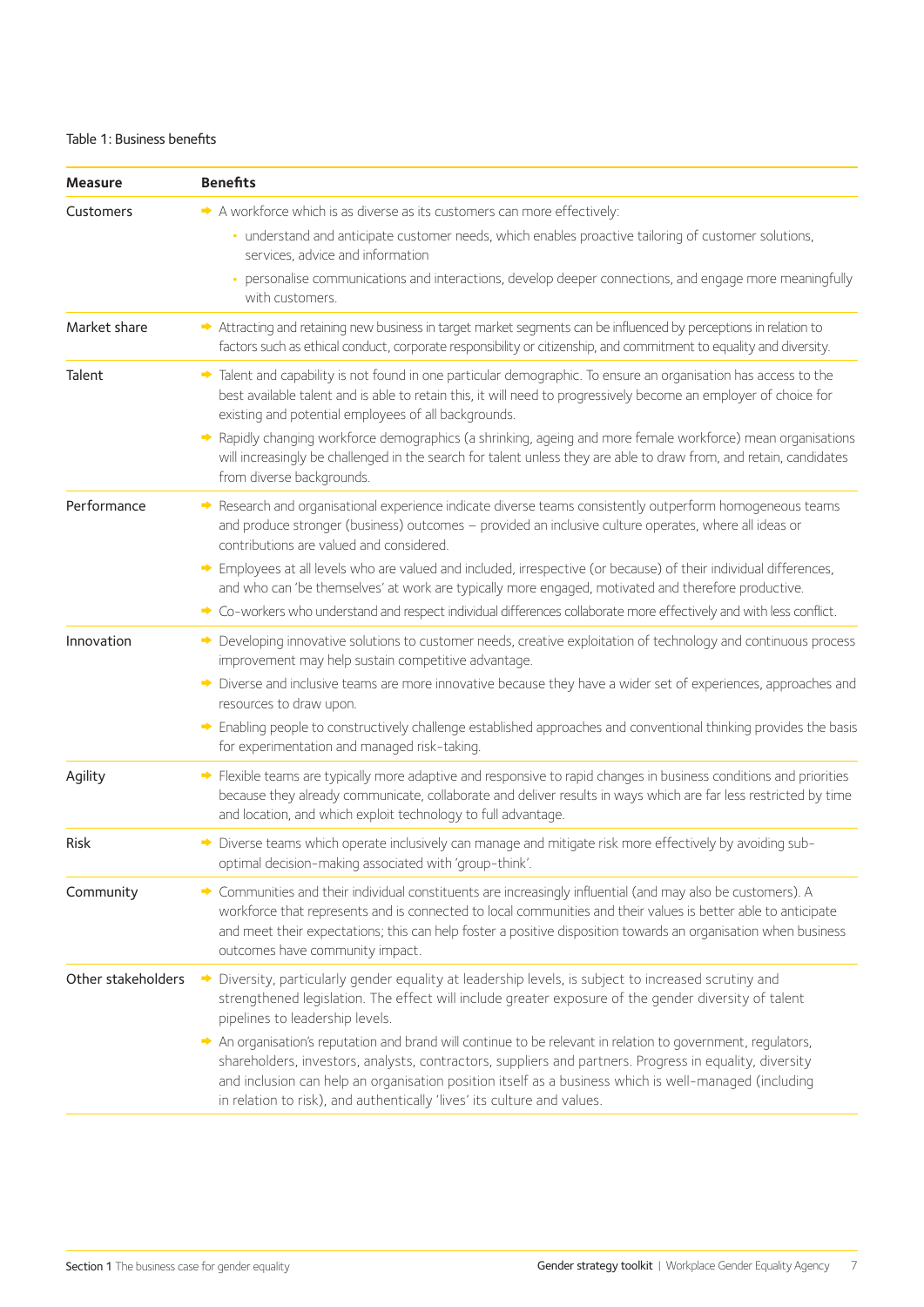Table 1: Business benefits

| Measure | Benefits |
|---|---|
| Customers | ➡ A workforce which is as diverse as its customers can more effectively:<br>• understand and anticipate customer needs, which enables proactive tailoring of customer solutions, services, advice and information<br>• personalise communications and interactions, develop deeper connections, and engage more meaningfully with customers. |
| Market share | ➡ Attracting and retaining new business in target market segments can be influenced by perceptions in relation to factors such as ethical conduct, corporate responsibility or citizenship, and commitment to equality and diversity. |
| Talent | ➡ Talent and capability is not found in one particular demographic. To ensure an organisation has access to the best available talent and is able to retain this, it will need to progressively become an employer of choice for existing and potential employees of all backgrounds.<br>➡ Rapidly changing workforce demographics (a shrinking, ageing and more female workforce) mean organisations will increasingly be challenged in the search for talent unless they are able to draw from, and retain, candidates from diverse backgrounds. |
| Performance | ➡ Research and organisational experience indicate diverse teams consistently outperform homogeneous teams and produce stronger (business) outcomes – provided an inclusive culture operates, where all ideas or contributions are valued and considered.<br>➡ Employees at all levels who are valued and included, irrespective (or because) of their individual differences, and who can 'be themselves' at work are typically more engaged, motivated and therefore productive.<br>➡ Co-workers who understand and respect individual differences collaborate more effectively and with less conflict. |
| Innovation | ➡ Developing innovative solutions to customer needs, creative exploitation of technology and continuous process improvement may help sustain competitive advantage.<br>➡ Diverse and inclusive teams are more innovative because they have a wider set of experiences, approaches and resources to draw upon.<br>➡ Enabling people to constructively challenge established approaches and conventional thinking provides the basis for experimentation and managed risk-taking. |
| Agility | ➡ Flexible teams are typically more adaptive and responsive to rapid changes in business conditions and priorities because they already communicate, collaborate and deliver results in ways which are far less restricted by time and location, and which exploit technology to full advantage. |
| Risk | ➡ Diverse teams which operate inclusively can manage and mitigate risk more effectively by avoiding sub-optimal decision-making associated with 'group-think'. |
| Community | ➡ Communities and their individual constituents are increasingly influential (and may also be customers). A workforce that represents and is connected to local communities and their values is better able to anticipate and meet their expectations; this can help foster a positive disposition towards an organisation when business outcomes have community impact. |
| Other stakeholders | ➡ Diversity, particularly gender equality at leadership levels, is subject to increased scrutiny and strengthened legislation. The effect will include greater exposure of the gender diversity of talent pipelines to leadership levels.<br>➡ An organisation's reputation and brand will continue to be relevant in relation to government, regulators, shareholders, investors, analysts, contractors, suppliers and partners. Progress in equality, diversity and inclusion can help an organisation position itself as a business which is well-managed (including in relation to risk), and authentically 'lives' its culture and values. |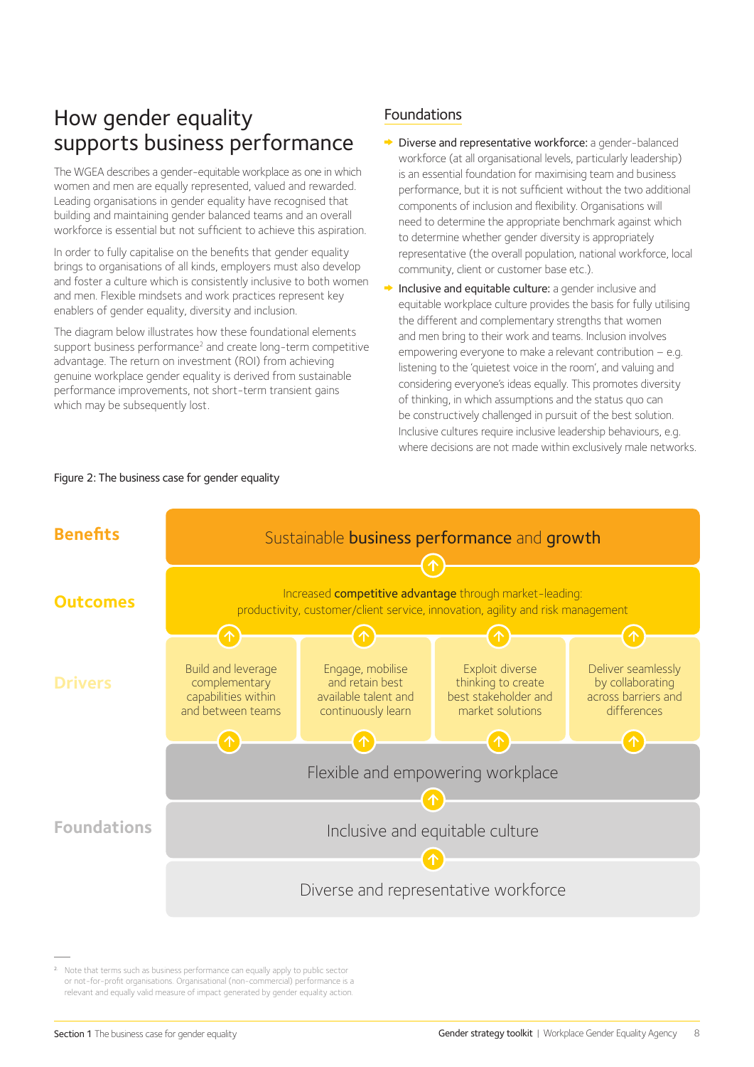# How gender equality supports business performance

The WGEA describes a gender-equitable workplace as one in which women and men are equally represented, valued and rewarded. Leading organisations in gender equality have recognised that building and maintaining gender balanced teams and an overall workforce is essential but not sufficient to achieve this aspiration.

In order to fully capitalise on the benefits that gender equality brings to organisations of all kinds, employers must also develop and foster a culture which is consistently inclusive to both women and men. Flexible mindsets and work practices represent key enablers of gender equality, diversity and inclusion.

The diagram below illustrates how these foundational elements support business performance[2] and create long-term competitive advantage. The return on investment (ROI) from achieving genuine workplace gender equality is derived from sustainable performance improvements, not short-term transient gains which may be subsequently lost.

## Foundations

- **Diverse and representative workforce:** a gender-balanced workforce (at all organisational levels, particularly leadership) is an essential foundation for maximising team and business performance, but it is not sufficient without the two additional components of inclusion and flexibility. Organisations will need to determine the appropriate benchmark against which to determine whether gender diversity is appropriately representative (the overall population, national workforce, local community, client or customer base etc.).
- **Inclusive and equitable culture:** a gender inclusive and equitable workplace culture provides the basis for fully utilising the different and complementary strengths that women and men bring to their work and teams. Inclusion involves empowering everyone to make a relevant contribution – e.g. listening to the 'quietest voice in the room', and valuing and considering everyone's ideas equally. This promotes diversity of thinking, in which assumptions and the status quo can be constructively challenged in pursuit of the best solution. Inclusive cultures require inclusive leadership behaviours, e.g. where decisions are not made within exclusively male networks.

Figure 2: The business case for gender equality

| | | | | |
|---|---|---|---|---|
| **Benefits** | Sustainable **business performance** and **growth** | | | |
| **Outcomes** | Increased **competitive advantage** through market-leading: productivity, customer/client service, innovation, agility and risk management | | | |
| **Drivers** | Build and leverage complementary capabilities within and between teams | Engage, mobilise and retain best available talent and continuously learn | Exploit diverse thinking to create best stakeholder and market solutions | Deliver seamlessly by collaborating across barriers and differences |
| **Foundations** | Flexible and empowering workplace | | | |
| | Inclusive and equitable culture | | | |
| | Diverse and representative workforce | | | |

[2] Note that terms such as business performance can equally apply to public sector or not-for-profit organisations. Organisational (non-commercial) performance is a relevant and equally valid measure of impact generated by gender equality action.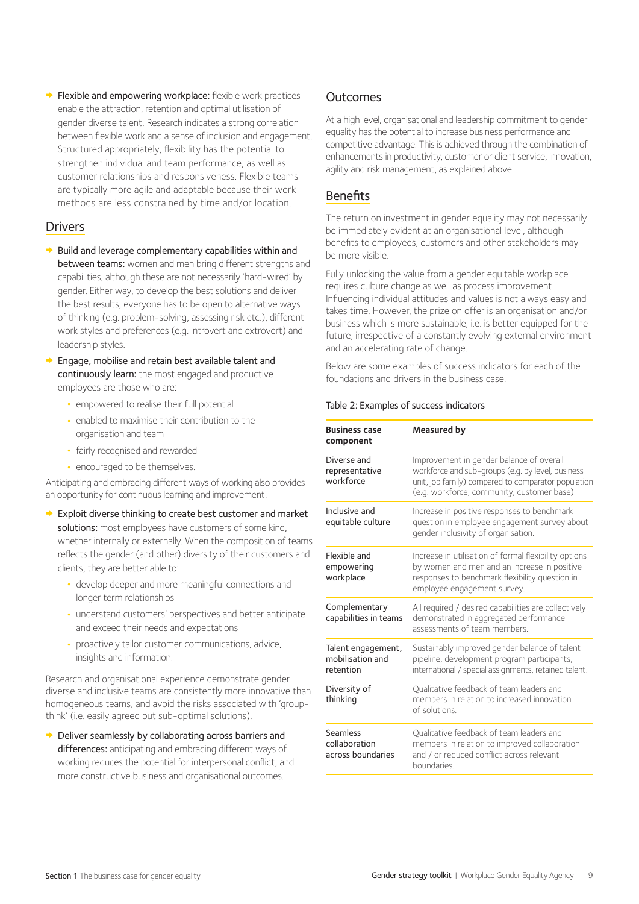- **Flexible and empowering workplace:** flexible work practices enable the attraction, retention and optimal utilisation of gender diverse talent. Research indicates a strong correlation between flexible work and a sense of inclusion and engagement. Structured appropriately, flexibility has the potential to strengthen individual and team performance, as well as customer relationships and responsiveness. Flexible teams are typically more agile and adaptable because their work methods are less constrained by time and/or location.

## Drivers

- **Build and leverage complementary capabilities within and between teams:** women and men bring different strengths and capabilities, although these are not necessarily 'hard-wired' by gender. Either way, to develop the best solutions and deliver the best results, everyone has to be open to alternative ways of thinking (e.g. problem-solving, assessing risk etc.), different work styles and preferences (e.g. introvert and extrovert) and leadership styles.
- **Engage, mobilise and retain best available talent and continuously learn:** the most engaged and productive employees are those who are:
  - empowered to realise their full potential
  - enabled to maximise their contribution to the organisation and team
  - fairly recognised and rewarded
  - encouraged to be themselves.

Anticipating and embracing different ways of working also provides an opportunity for continuous learning and improvement.

- **Exploit diverse thinking to create best customer and market solutions:** most employees have customers of some kind, whether internally or externally. When the composition of teams reflects the gender (and other) diversity of their customers and clients, they are better able to:
  - develop deeper and more meaningful connections and longer term relationships
  - understand customers' perspectives and better anticipate and exceed their needs and expectations
  - proactively tailor customer communications, advice, insights and information.

Research and organisational experience demonstrate gender diverse and inclusive teams are consistently more innovative than homogeneous teams, and avoid the risks associated with 'group-think' (i.e. easily agreed but sub-optimal solutions).

- **Deliver seamlessly by collaborating across barriers and differences:** anticipating and embracing different ways of working reduces the potential for interpersonal conflict, and more constructive business and organisational outcomes.

## Outcomes

At a high level, organisational and leadership commitment to gender equality has the potential to increase business performance and competitive advantage. This is achieved through the combination of enhancements in productivity, customer or client service, innovation, agility and risk management, as explained above.

## Benefits

The return on investment in gender equality may not necessarily be immediately evident at an organisational level, although benefits to employees, customers and other stakeholders may be more visible.

Fully unlocking the value from a gender equitable workplace requires culture change as well as process improvement. Influencing individual attitudes and values is not always easy and takes time. However, the prize on offer is an organisation and/or business which is more sustainable, i.e. is better equipped for the future, irrespective of a constantly evolving external environment and an accelerating rate of change.

Below are some examples of success indicators for each of the foundations and drivers in the business case.

Table 2: Examples of success indicators

| Business case component | Measured by |
|---|---|
| Diverse and representative workforce | Improvement in gender balance of overall workforce and sub-groups (e.g. by level, business unit, job family) compared to comparator population (e.g. workforce, community, customer base). |
| Inclusive and equitable culture | Increase in positive responses to benchmark question in employee engagement survey about gender inclusivity of organisation. |
| Flexible and empowering workplace | Increase in utilisation of formal flexibility options by women and men and an increase in positive responses to benchmark flexibility question in employee engagement survey. |
| Complementary capabilities in teams | All required / desired capabilities are collectively demonstrated in aggregated performance assessments of team members. |
| Talent engagement, mobilisation and retention | Sustainably improved gender balance of talent pipeline, development program participants, international / special assignments, retained talent. |
| Diversity of thinking | Qualitative feedback of team leaders and members in relation to increased innovation of solutions. |
| Seamless collaboration across boundaries | Qualitative feedback of team leaders and members in relation to improved collaboration and / or reduced conflict across relevant boundaries. |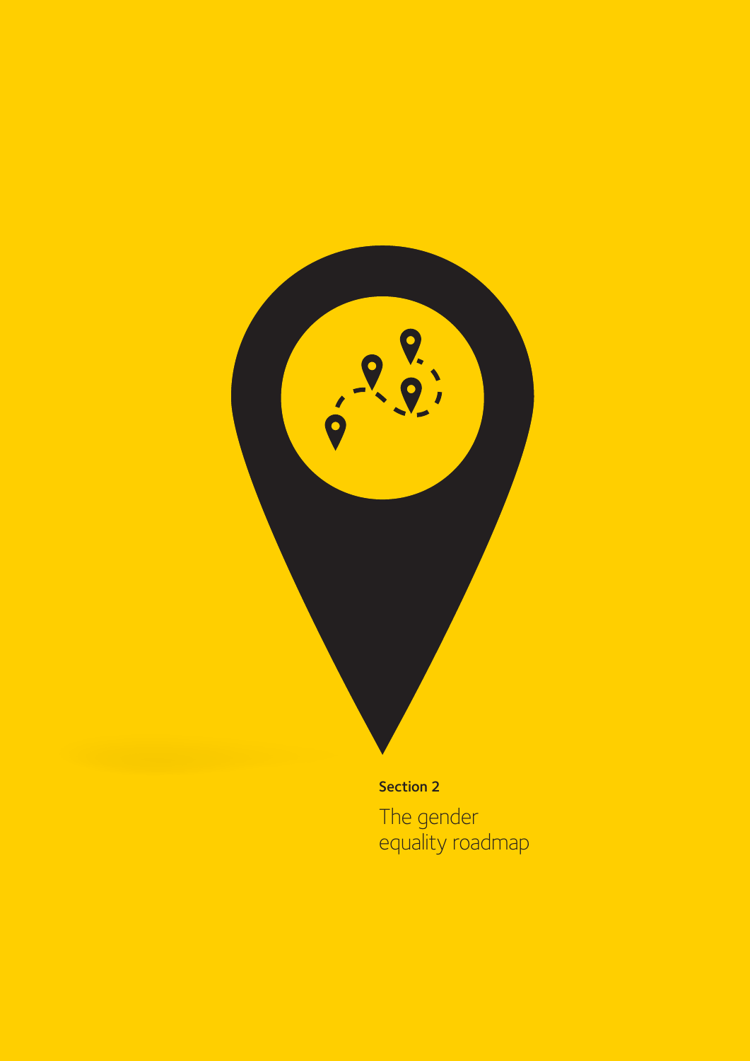**Section 2**

# The gender equality roadmap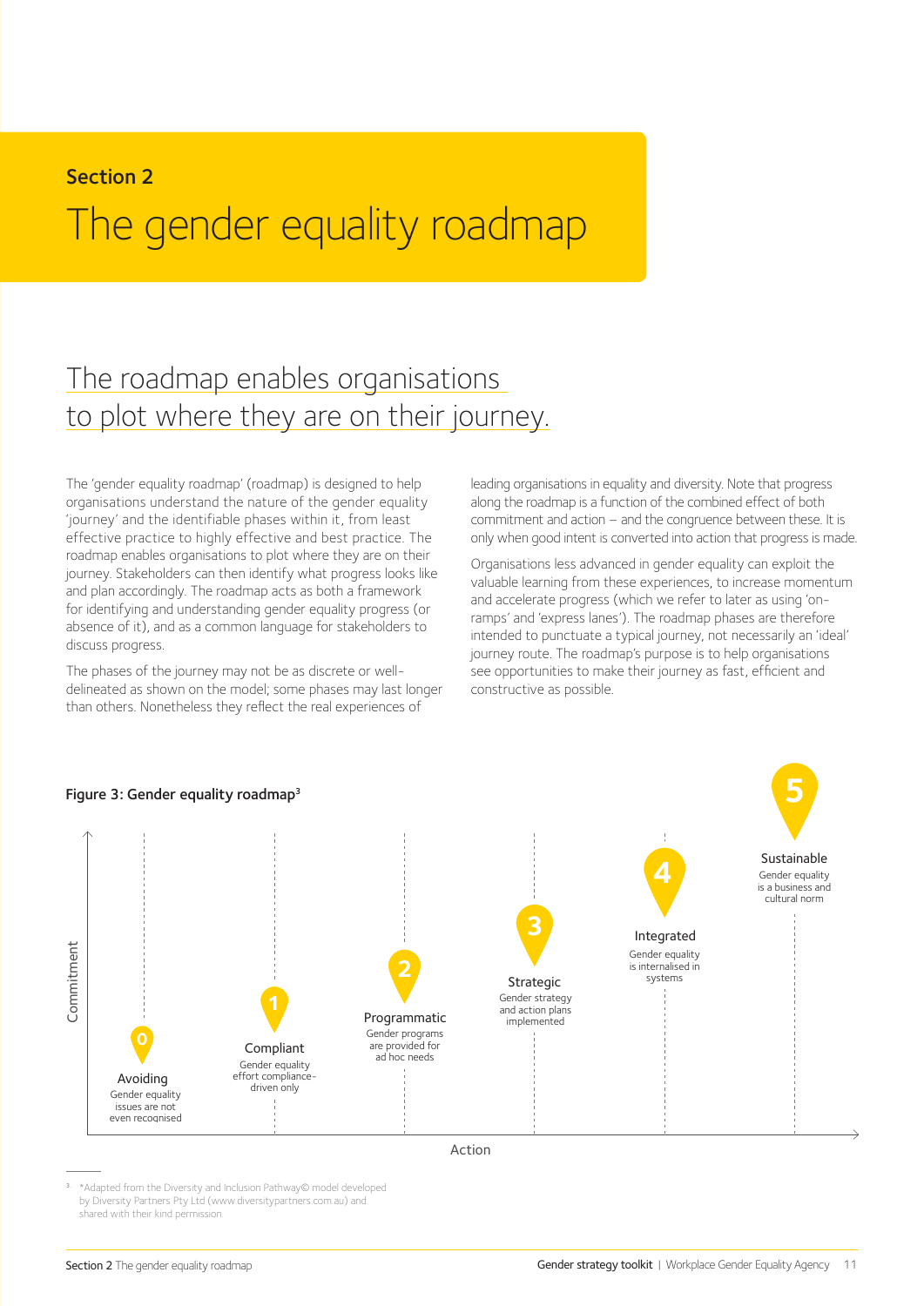## Section 2

# The gender equality roadmap

## The roadmap enables organisations to plot where they are on their journey.

The 'gender equality roadmap' (roadmap) is designed to help organisations understand the nature of the gender equality 'journey' and the identifiable phases within it, from least effective practice to highly effective and best practice. The roadmap enables organisations to plot where they are on their journey. Stakeholders can then identify what progress looks like and plan accordingly. The roadmap acts as both a framework for identifying and understanding gender equality progress (or absence of it), and as a common language for stakeholders to discuss progress.

The phases of the journey may not be as discrete or well-delineated as shown on the model; some phases may last longer than others. Nonetheless they reflect the real experiences of leading organisations in equality and diversity. Note that progress along the roadmap is a function of the combined effect of both commitment and action – and the congruence between these. It is only when good intent is converted into action that progress is made.

Organisations less advanced in gender equality can exploit the valuable learning from these experiences, to increase momentum and accelerate progress (which we refer to later as using 'on-ramps' and 'express lanes'). The roadmap phases are therefore intended to punctuate a typical journey, not necessarily an 'ideal' journey route. The roadmap's purpose is to help organisations see opportunities to make their journey as fast, efficient and constructive as possible.

**Figure 3: Gender equality roadmap**[3]

(Axes: Commitment (vertical), Action (horizontal))

- **0 Avoiding** – Gender equality issues are not even recognised
- **1 Compliant** – Gender equality effort compliance-driven only
- **2 Programmatic** – Gender programs are provided for ad hoc needs
- **3 Strategic** – Gender strategy and action plans implemented
- **4 Integrated** – Gender equality is internalised in systems
- **5 Sustainable** – Gender equality is a business and cultural norm

[3] *Adapted from the Diversity and Inclusion Pathway© model developed by Diversity Partners Pty Ltd (www.diversitypartners.com.au) and shared with their kind permission.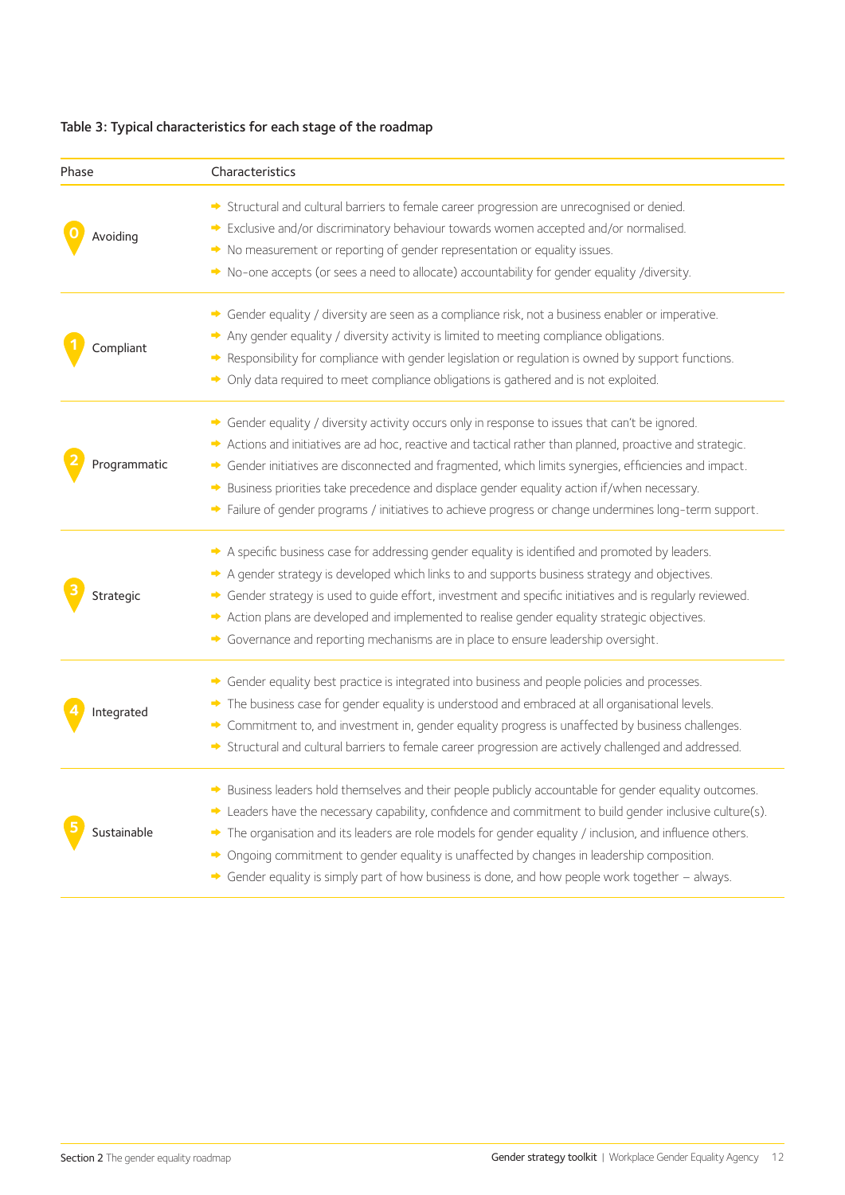**Table 3: Typical characteristics for each stage of the roadmap**

| Phase | Characteristics |
|---|---|
| 0 Avoiding | ➡ Structural and cultural barriers to female career progression are unrecognised or denied.<br>➡ Exclusive and/or discriminatory behaviour towards women accepted and/or normalised.<br>➡ No measurement or reporting of gender representation or equality issues.<br>➡ No-one accepts (or sees a need to allocate) accountability for gender equality /diversity. |
| 1 Compliant | ➡ Gender equality / diversity are seen as a compliance risk, not a business enabler or imperative.<br>➡ Any gender equality / diversity activity is limited to meeting compliance obligations.<br>➡ Responsibility for compliance with gender legislation or regulation is owned by support functions.<br>➡ Only data required to meet compliance obligations is gathered and is not exploited. |
| 2 Programmatic | ➡ Gender equality / diversity activity occurs only in response to issues that can't be ignored.<br>➡ Actions and initiatives are ad hoc, reactive and tactical rather than planned, proactive and strategic.<br>➡ Gender initiatives are disconnected and fragmented, which limits synergies, efficiencies and impact.<br>➡ Business priorities take precedence and displace gender equality action if/when necessary.<br>➡ Failure of gender programs / initiatives to achieve progress or change undermines long-term support. |
| 3 Strategic | ➡ A specific business case for addressing gender equality is identified and promoted by leaders.<br>➡ A gender strategy is developed which links to and supports business strategy and objectives.<br>➡ Gender strategy is used to guide effort, investment and specific initiatives and is regularly reviewed.<br>➡ Action plans are developed and implemented to realise gender equality strategic objectives.<br>➡ Governance and reporting mechanisms are in place to ensure leadership oversight. |
| 4 Integrated | ➡ Gender equality best practice is integrated into business and people policies and processes.<br>➡ The business case for gender equality is understood and embraced at all organisational levels.<br>➡ Commitment to, and investment in, gender equality progress is unaffected by business challenges.<br>➡ Structural and cultural barriers to female career progression are actively challenged and addressed. |
| 5 Sustainable | ➡ Business leaders hold themselves and their people publicly accountable for gender equality outcomes.<br>➡ Leaders have the necessary capability, confidence and commitment to build gender inclusive culture(s).<br>➡ The organisation and its leaders are role models for gender equality / inclusion, and influence others.<br>➡ Ongoing commitment to gender equality is unaffected by changes in leadership composition.<br>➡ Gender equality is simply part of how business is done, and how people work together – always. |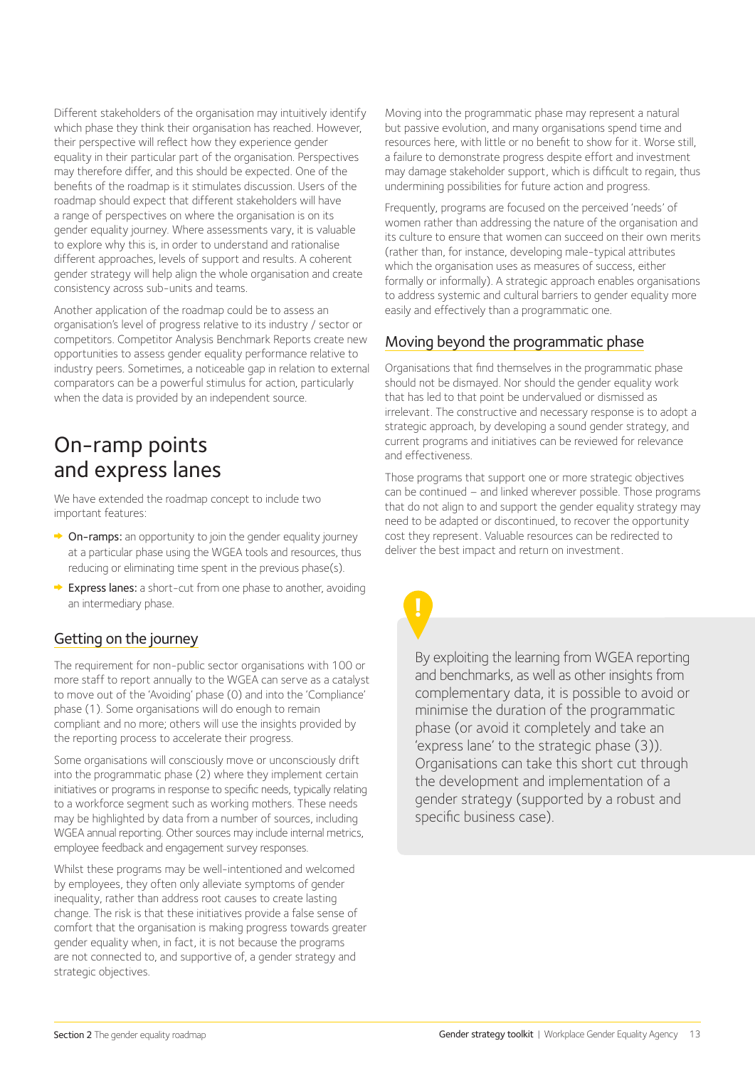Different stakeholders of the organisation may intuitively identify which phase they think their organisation has reached. However, their perspective will reflect how they experience gender equality in their particular part of the organisation. Perspectives may therefore differ, and this should be expected. One of the benefits of the roadmap is it stimulates discussion. Users of the roadmap should expect that different stakeholders will have a range of perspectives on where the organisation is on its gender equality journey. Where assessments vary, it is valuable to explore why this is, in order to understand and rationalise different approaches, levels of support and results. A coherent gender strategy will help align the whole organisation and create consistency across sub-units and teams.

Another application of the roadmap could be to assess an organisation's level of progress relative to its industry / sector or competitors. Competitor Analysis Benchmark Reports create new opportunities to assess gender equality performance relative to industry peers. Sometimes, a noticeable gap in relation to external comparators can be a powerful stimulus for action, particularly when the data is provided by an independent source.

# On-ramp points and express lanes

We have extended the roadmap concept to include two important features:

- **On-ramps:** an opportunity to join the gender equality journey at a particular phase using the WGEA tools and resources, thus reducing or eliminating time spent in the previous phase(s).
- **Express lanes:** a short-cut from one phase to another, avoiding an intermediary phase.

## Getting on the journey

The requirement for non-public sector organisations with 100 or more staff to report annually to the WGEA can serve as a catalyst to move out of the 'Avoiding' phase (0) and into the 'Compliance' phase (1). Some organisations will do enough to remain compliant and no more; others will use the insights provided by the reporting process to accelerate their progress.

Some organisations will consciously move or unconsciously drift into the programmatic phase (2) where they implement certain initiatives or programs in response to specific needs, typically relating to a workforce segment such as working mothers. These needs may be highlighted by data from a number of sources, including WGEA annual reporting. Other sources may include internal metrics, employee feedback and engagement survey responses.

Whilst these programs may be well-intentioned and welcomed by employees, they often only alleviate symptoms of gender inequality, rather than address root causes to create lasting change. The risk is that these initiatives provide a false sense of comfort that the organisation is making progress towards greater gender equality when, in fact, it is not because the programs are not connected to, and supportive of, a gender strategy and strategic objectives.

Moving into the programmatic phase may represent a natural but passive evolution, and many organisations spend time and resources here, with little or no benefit to show for it. Worse still, a failure to demonstrate progress despite effort and investment may damage stakeholder support, which is difficult to regain, thus undermining possibilities for future action and progress.

Frequently, programs are focused on the perceived 'needs' of women rather than addressing the nature of the organisation and its culture to ensure that women can succeed on their own merits (rather than, for instance, developing male-typical attributes which the organisation uses as measures of success, either formally or informally). A strategic approach enables organisations to address systemic and cultural barriers to gender equality more easily and effectively than a programmatic one.

## Moving beyond the programmatic phase

Organisations that find themselves in the programmatic phase should not be dismayed. Nor should the gender equality work that has led to that point be undervalued or dismissed as irrelevant. The constructive and necessary response is to adopt a strategic approach, by developing a sound gender strategy, and current programs and initiatives can be reviewed for relevance and effectiveness.

Those programs that support one or more strategic objectives can be continued – and linked wherever possible. Those programs that do not align to and support the gender equality strategy may need to be adapted or discontinued, to recover the opportunity cost they represent. Valuable resources can be redirected to deliver the best impact and return on investment.

By exploiting the learning from WGEA reporting and benchmarks, as well as other insights from complementary data, it is possible to avoid or minimise the duration of the programmatic phase (or avoid it completely and take an 'express lane' to the strategic phase (3)). Organisations can take this short cut through the development and implementation of a gender strategy (supported by a robust and specific business case).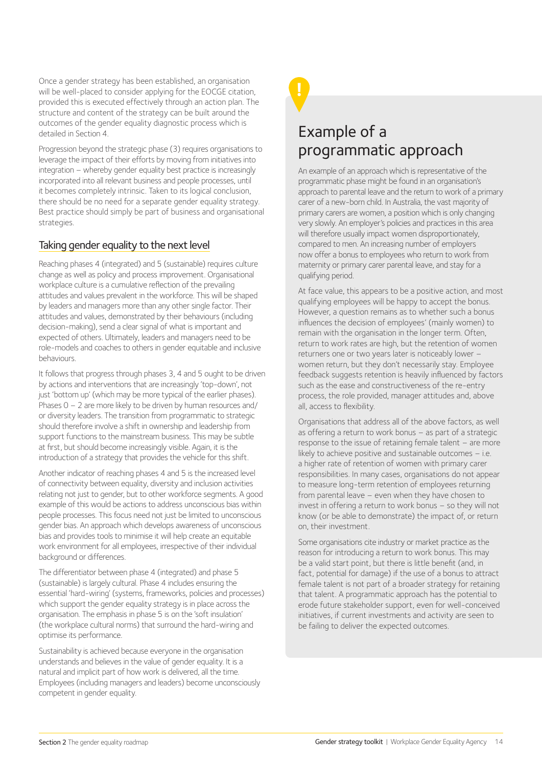Once a gender strategy has been established, an organisation will be well-placed to consider applying for the EOCGE citation, provided this is executed effectively through an action plan. The structure and content of the strategy can be built around the outcomes of the gender equality diagnostic process which is detailed in Section 4.

Progression beyond the strategic phase (3) requires organisations to leverage the impact of their efforts by moving from initiatives into integration – whereby gender equality best practice is increasingly incorporated into all relevant business and people processes, until it becomes completely intrinsic. Taken to its logical conclusion, there should be no need for a separate gender equality strategy. Best practice should simply be part of business and organisational strategies.

## Taking gender equality to the next level

Reaching phases 4 (integrated) and 5 (sustainable) requires culture change as well as policy and process improvement. Organisational workplace culture is a cumulative reflection of the prevailing attitudes and values prevalent in the workforce. This will be shaped by leaders and managers more than any other single factor. Their attitudes and values, demonstrated by their behaviours (including decision-making), send a clear signal of what is important and expected of others. Ultimately, leaders and managers need to be role-models and coaches to others in gender equitable and inclusive behaviours.

It follows that progress through phases 3, 4 and 5 ought to be driven by actions and interventions that are increasingly 'top-down', not just 'bottom up' (which may be more typical of the earlier phases). Phases 0 – 2 are more likely to be driven by human resources and/or diversity leaders. The transition from programmatic to strategic should therefore involve a shift in ownership and leadership from support functions to the mainstream business. This may be subtle at first, but should become increasingly visible. Again, it is the introduction of a strategy that provides the vehicle for this shift.

Another indicator of reaching phases 4 and 5 is the increased level of connectivity between equality, diversity and inclusion activities relating not just to gender, but to other workforce segments. A good example of this would be actions to address unconscious bias within people processes. This focus need not just be limited to unconscious gender bias. An approach which develops awareness of unconscious bias and provides tools to minimise it will help create an equitable work environment for all employees, irrespective of their individual background or differences.

The differentiator between phase 4 (integrated) and phase 5 (sustainable) is largely cultural. Phase 4 includes ensuring the essential 'hard-wiring' (systems, frameworks, policies and processes) which support the gender equality strategy is in place across the organisation. The emphasis in phase 5 is on the 'soft insulation' (the workplace cultural norms) that surround the hard-wiring and optimise its performance.

Sustainability is achieved because everyone in the organisation understands and believes in the value of gender equality. It is a natural and implicit part of how work is delivered, all the time. Employees (including managers and leaders) become unconsciously competent in gender equality.

## Example of a programmatic approach

An example of an approach which is representative of the programmatic phase might be found in an organisation's approach to parental leave and the return to work of a primary carer of a new-born child. In Australia, the vast majority of primary carers are women, a position which is only changing very slowly. An employer's policies and practices in this area will therefore usually impact women disproportionately, compared to men. An increasing number of employers now offer a bonus to employees who return to work from maternity or primary carer parental leave, and stay for a qualifying period.

At face value, this appears to be a positive action, and most qualifying employees will be happy to accept the bonus. However, a question remains as to whether such a bonus influences the decision of employees' (mainly women) to remain with the organisation in the longer term. Often, return to work rates are high, but the retention of women returners one or two years later is noticeably lower – women return, but they don't necessarily stay. Employee feedback suggests retention is heavily influenced by factors such as the ease and constructiveness of the re-entry process, the role provided, manager attitudes and, above all, access to flexibility.

Organisations that address all of the above factors, as well as offering a return to work bonus – as part of a strategic response to the issue of retaining female talent – are more likely to achieve positive and sustainable outcomes – i.e. a higher rate of retention of women with primary carer responsibilities. In many cases, organisations do not appear to measure long-term retention of employees returning from parental leave – even when they have chosen to invest in offering a return to work bonus – so they will not know (or be able to demonstrate) the impact of, or return on, their investment.

Some organisations cite industry or market practice as the reason for introducing a return to work bonus. This may be a valid start point, but there is little benefit (and, in fact, potential for damage) if the use of a bonus to attract female talent is not part of a broader strategy for retaining that talent. A programmatic approach has the potential to erode future stakeholder support, even for well-conceived initiatives, if current investments and activity are seen to be failing to deliver the expected outcomes.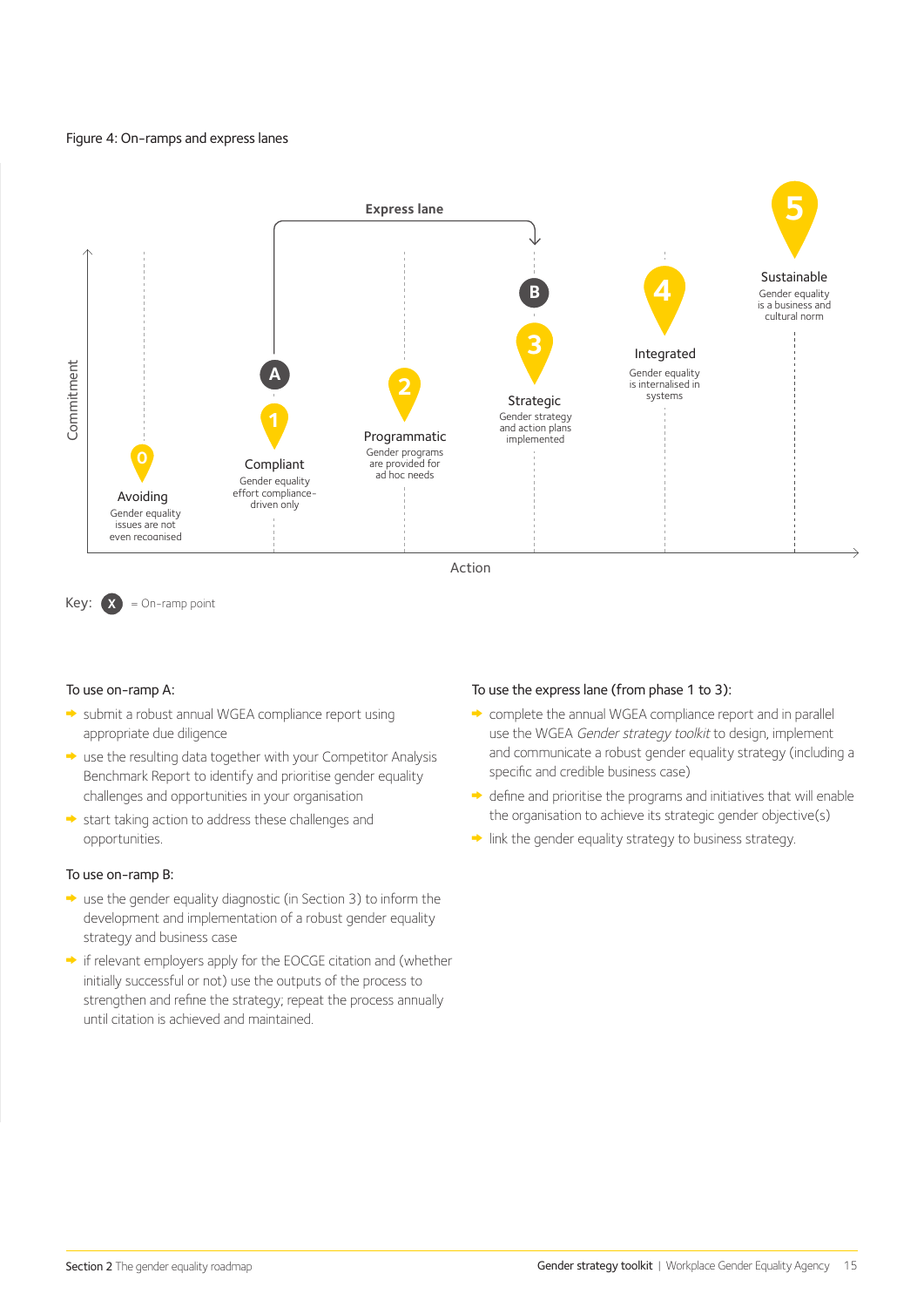Figure 4: On-ramps and express lanes

Express lane

Commitment

Action

0 Avoiding
Gender equality issues are not even recognised

A

1 Compliant
Gender equality effort compliance-driven only

2 Programmatic
Gender programs are provided for ad hoc needs

B

3 Strategic
Gender strategy and action plans implemented

4 Integrated
Gender equality is internalised in systems

5 Sustainable
Gender equality is a business and cultural norm

Key: X = On-ramp point

To use on-ramp A:

- submit a robust annual WGEA compliance report using appropriate due diligence
- use the resulting data together with your Competitor Analysis Benchmark Report to identify and prioritise gender equality challenges and opportunities in your organisation
- start taking action to address these challenges and opportunities.

To use on-ramp B:

- use the gender equality diagnostic (in Section 3) to inform the development and implementation of a robust gender equality strategy and business case
- if relevant employers apply for the EOCGE citation and (whether initially successful or not) use the outputs of the process to strengthen and refine the strategy; repeat the process annually until citation is achieved and maintained.

To use the express lane (from phase 1 to 3):

- complete the annual WGEA compliance report and in parallel use the WGEA *Gender strategy toolkit* to design, implement and communicate a robust gender equality strategy (including a specific and credible business case)
- define and prioritise the programs and initiatives that will enable the organisation to achieve its strategic gender objective(s)
- link the gender equality strategy to business strategy.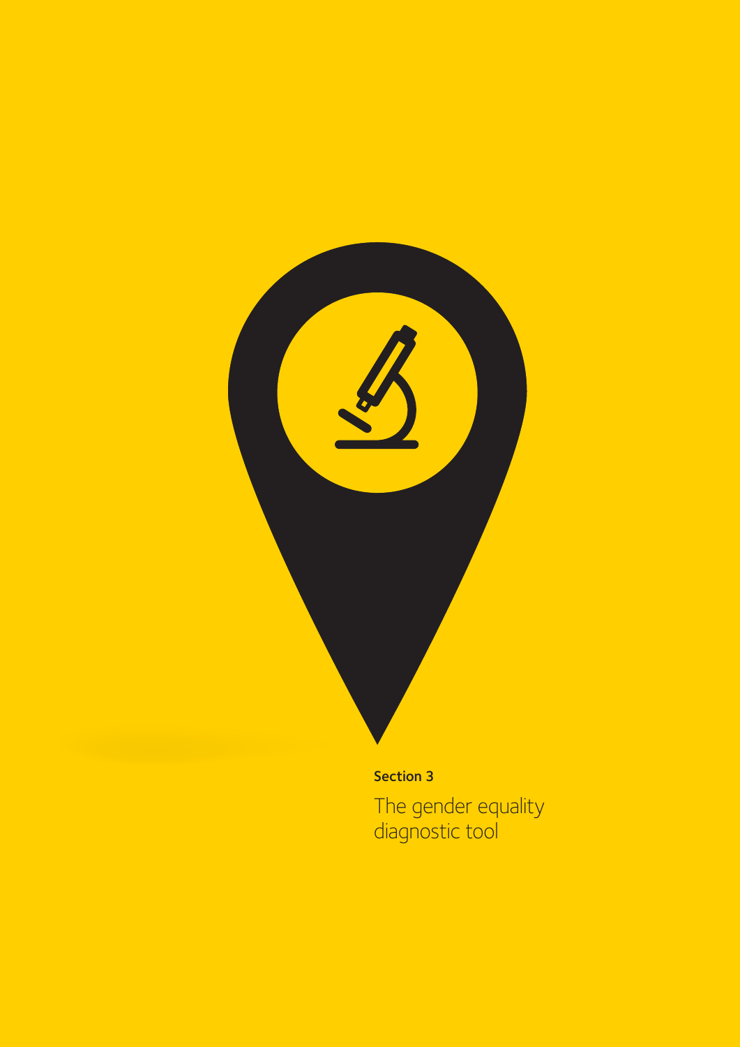**Section 3**

# The gender equality diagnostic tool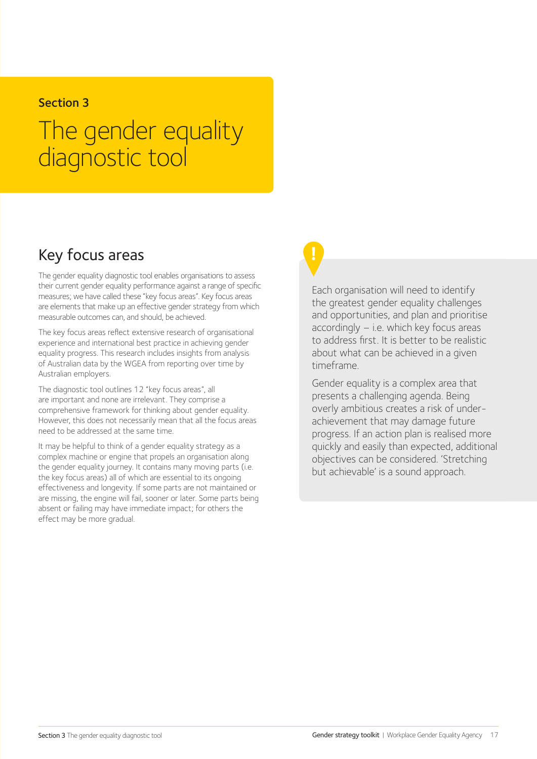Section 3

# The gender equality diagnostic tool

## Key focus areas

The gender equality diagnostic tool enables organisations to assess their current gender equality performance against a range of specific measures; we have called these "key focus areas". Key focus areas are elements that make up an effective gender strategy from which measurable outcomes can, and should, be achieved.

The key focus areas reflect extensive research of organisational experience and international best practice in achieving gender equality progress. This research includes insights from analysis of Australian data by the WGEA from reporting over time by Australian employers.

The diagnostic tool outlines 12 "key focus areas", all are important and none are irrelevant. They comprise a comprehensive framework for thinking about gender equality. However, this does not necessarily mean that all the focus areas need to be addressed at the same time.

It may be helpful to think of a gender equality strategy as a complex machine or engine that propels an organisation along the gender equality journey. It contains many moving parts (i.e. the key focus areas) all of which are essential to its ongoing effectiveness and longevity. If some parts are not maintained or are missing, the engine will fail, sooner or later. Some parts being absent or failing may have immediate impact; for others the effect may be more gradual.

Each organisation will need to identify the greatest gender equality challenges and opportunities, and plan and prioritise accordingly – i.e. which key focus areas to address first. It is better to be realistic about what can be achieved in a given timeframe.

Gender equality is a complex area that presents a challenging agenda. Being overly ambitious creates a risk of under-achievement that may damage future progress. If an action plan is realised more quickly and easily than expected, additional objectives can be considered. 'Stretching but achievable' is a sound approach.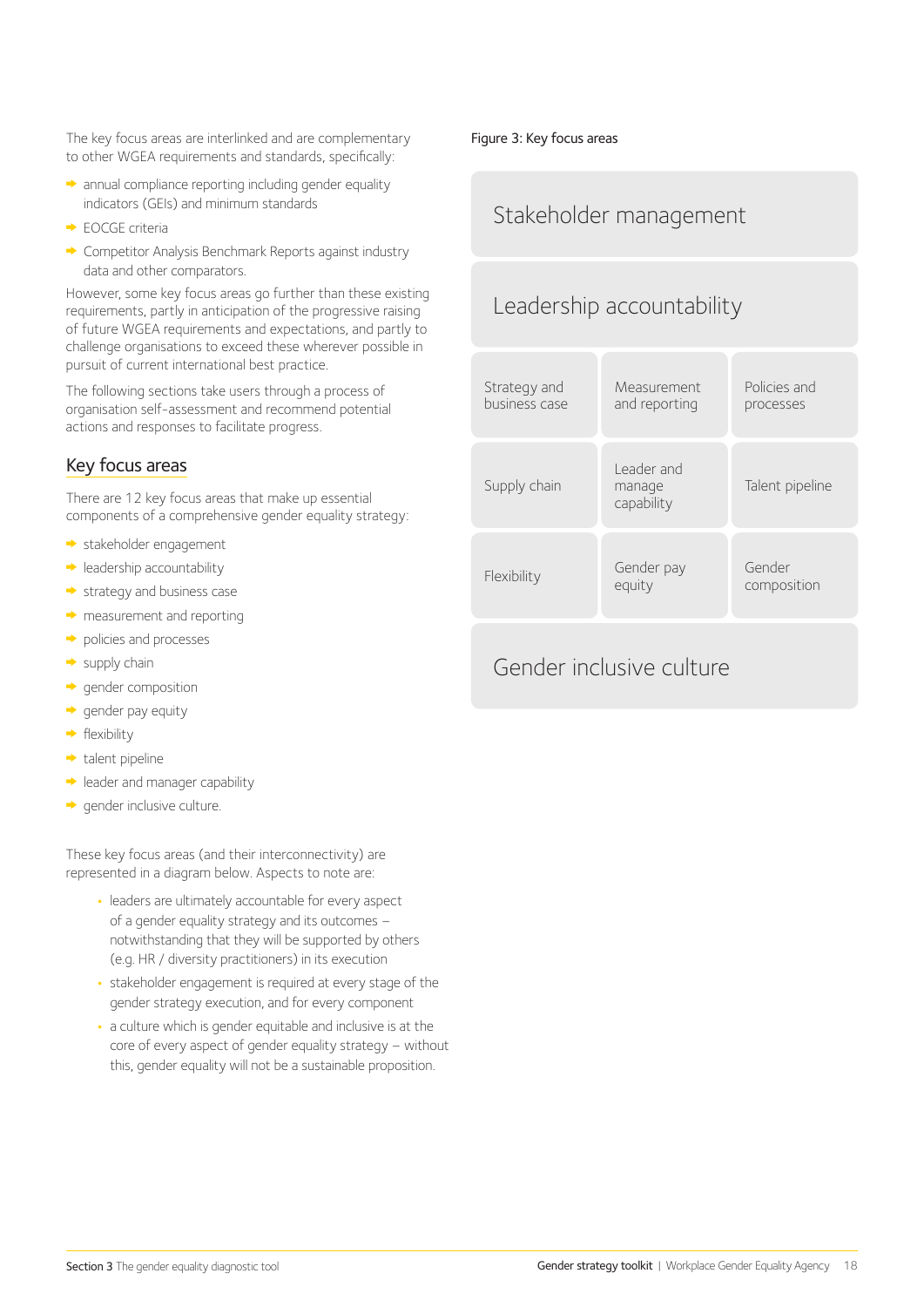The key focus areas are interlinked and are complementary to other WGEA requirements and standards, specifically:

- annual compliance reporting including gender equality indicators (GEIs) and minimum standards
- EOCGE criteria
- Competitor Analysis Benchmark Reports against industry data and other comparators.

However, some key focus areas go further than these existing requirements, partly in anticipation of the progressive raising of future WGEA requirements and expectations, and partly to challenge organisations to exceed these wherever possible in pursuit of current international best practice.

The following sections take users through a process of organisation self-assessment and recommend potential actions and responses to facilitate progress.

## Key focus areas

There are 12 key focus areas that make up essential components of a comprehensive gender equality strategy:

- stakeholder engagement
- leadership accountability
- strategy and business case
- measurement and reporting
- policies and processes
- supply chain
- gender composition
- gender pay equity
- flexibility
- talent pipeline
- leader and manager capability
- gender inclusive culture.

These key focus areas (and their interconnectivity) are represented in a diagram below. Aspects to note are:

- leaders are ultimately accountable for every aspect of a gender equality strategy and its outcomes – notwithstanding that they will be supported by others (e.g. HR / diversity practitioners) in its execution
- stakeholder engagement is required at every stage of the gender strategy execution, and for every component
- a culture which is gender equitable and inclusive is at the core of every aspect of gender equality strategy – without this, gender equality will not be a sustainable proposition.

Figure 3: Key focus areas

| Stakeholder management | | |
|---|---|---|
| **Leadership accountability** | | |
| Strategy and business case | Measurement and reporting | Policies and processes |
| Supply chain | Leader and manage capability | Talent pipeline |
| Flexibility | Gender pay equity | Gender composition |
| **Gender inclusive culture** | | |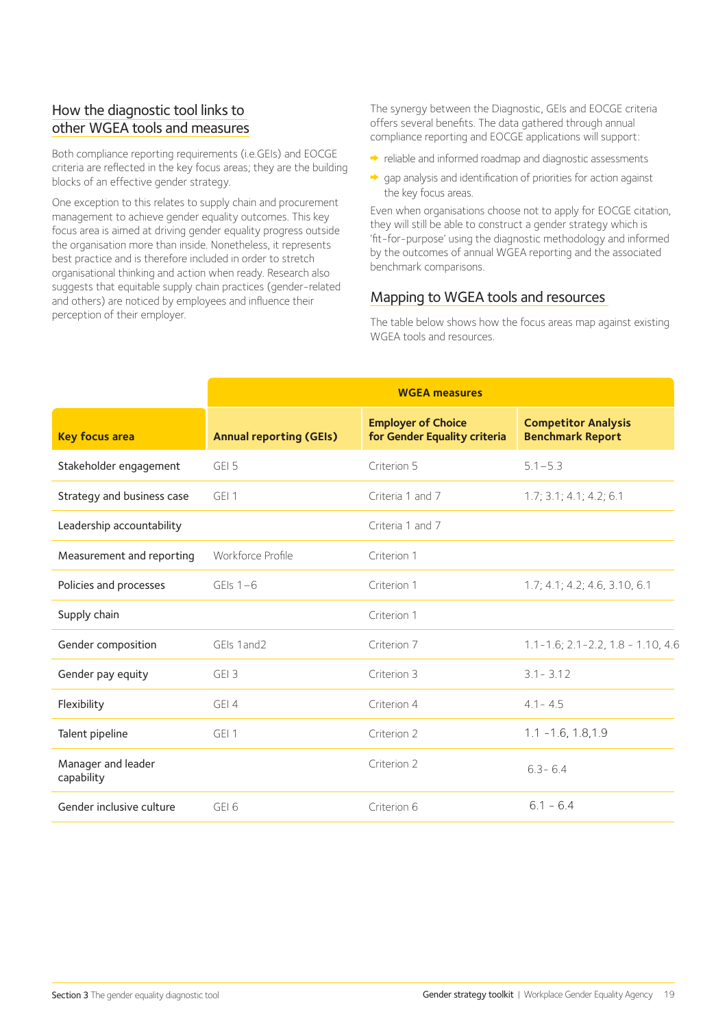## How the diagnostic tool links to other WGEA tools and measures

Both compliance reporting requirements (i.e.GEIs) and EOCGE criteria are reflected in the key focus areas; they are the building blocks of an effective gender strategy.

One exception to this relates to supply chain and procurement management to achieve gender equality outcomes. This key focus area is aimed at driving gender equality progress outside the organisation more than inside. Nonetheless, it represents best practice and is therefore included in order to stretch organisational thinking and action when ready. Research also suggests that equitable supply chain practices (gender-related and others) are noticed by employees and influence their perception of their employer.

The synergy between the Diagnostic, GEIs and EOCGE criteria offers several benefits. The data gathered through annual compliance reporting and EOCGE applications will support:

- reliable and informed roadmap and diagnostic assessments
- gap analysis and identification of priorities for action against the key focus areas.

Even when organisations choose not to apply for EOCGE citation, they will still be able to construct a gender strategy which is 'fit-for-purpose' using the diagnostic methodology and informed by the outcomes of annual WGEA reporting and the associated benchmark comparisons.

## Mapping to WGEA tools and resources

The table below shows how the focus areas map against existing WGEA tools and resources.

| | WGEA measures | | |
|---|---|---|---|
| **Key focus area** | **Annual reporting (GEIs)** | **Employer of Choice for Gender Equality criteria** | **Competitor Analysis Benchmark Report** |
| Stakeholder engagement | GEI 5 | Criterion 5 | 5.1 – 5.3 |
| Strategy and business case | GEI 1 | Criteria 1 and 7 | 1.7; 3.1; 4.1; 4.2; 6.1 |
| Leadership accountability | | Criteria 1 and 7 | |
| Measurement and reporting | Workforce Profile | Criterion 1 | |
| Policies and processes | GEIs 1 – 6 | Criterion 1 | 1.7; 4.1; 4.2; 4.6, 3.10, 6.1 |
| Supply chain | | Criterion 1 | |
| Gender composition | GEIs 1and2 | Criterion 7 | 1.1-1.6; 2.1-2.2, 1.8 - 1.10, 4.6 |
| Gender pay equity | GEI 3 | Criterion 3 | 3.1 - 3.12 |
| Flexibility | GEI 4 | Criterion 4 | 4.1 - 4.5 |
| Talent pipeline | GEI 1 | Criterion 2 | 1.1 -1.6, 1.8,1.9 |
| Manager and leader capability | | Criterion 2 | 6.3 - 6.4 |
| Gender inclusive culture | GEI 6 | Criterion 6 | 6.1 - 6.4 |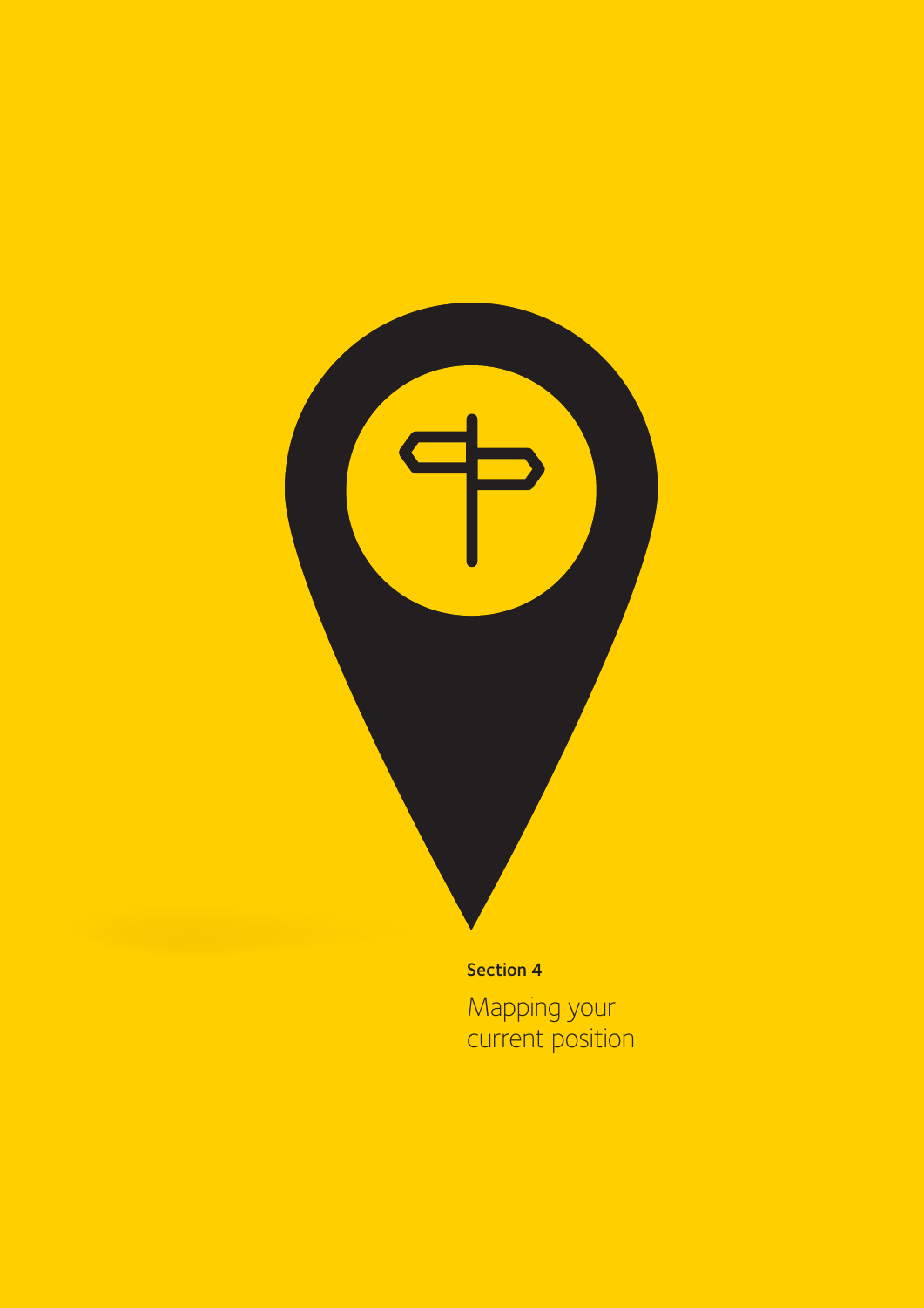**Section 4**

# Mapping your current position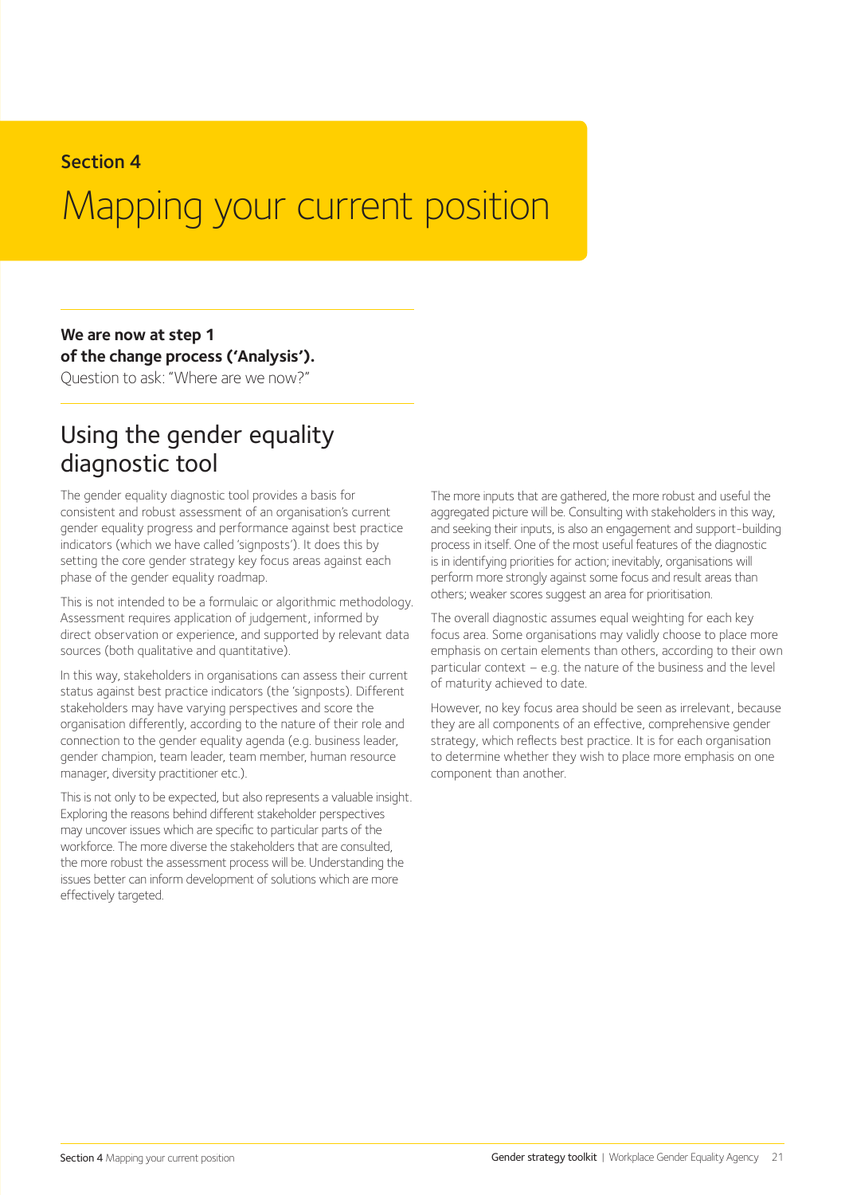**Section 4**

# Mapping your current position

**We are now at step 1 of the change process ('Analysis').**
Question to ask: "Where are we now?"

## Using the gender equality diagnostic tool

The gender equality diagnostic tool provides a basis for consistent and robust assessment of an organisation's current gender equality progress and performance against best practice indicators (which we have called 'signposts'). It does this by setting the core gender strategy key focus areas against each phase of the gender equality roadmap.

This is not intended to be a formulaic or algorithmic methodology. Assessment requires application of judgement, informed by direct observation or experience, and supported by relevant data sources (both qualitative and quantitative).

In this way, stakeholders in organisations can assess their current status against best practice indicators (the 'signposts'). Different stakeholders may have varying perspectives and score the organisation differently, according to the nature of their role and connection to the gender equality agenda (e.g. business leader, gender champion, team leader, team member, human resource manager, diversity practitioner etc.).

This is not only to be expected, but also represents a valuable insight. Exploring the reasons behind different stakeholder perspectives may uncover issues which are specific to particular parts of the workforce. The more diverse the stakeholders that are consulted, the more robust the assessment process will be. Understanding the issues better can inform development of solutions which are more effectively targeted.

The more inputs that are gathered, the more robust and useful the aggregated picture will be. Consulting with stakeholders in this way, and seeking their inputs, is also an engagement and support-building process in itself. One of the most useful features of the diagnostic is in identifying priorities for action; inevitably, organisations will perform more strongly against some focus and result areas than others; weaker scores suggest an area for prioritisation.

The overall diagnostic assumes equal weighting for each key focus area. Some organisations may validly choose to place more emphasis on certain elements than others, according to their own particular context – e.g. the nature of the business and the level of maturity achieved to date.

However, no key focus area should be seen as irrelevant, because they are all components of an effective, comprehensive gender strategy, which reflects best practice. It is for each organisation to determine whether they wish to place more emphasis on one component than another.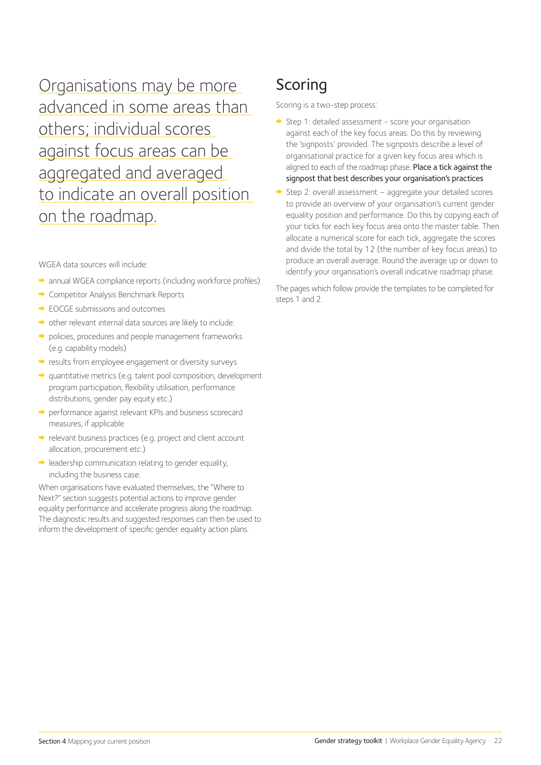Organisations may be more advanced in some areas than others; individual scores against focus areas can be aggregated and averaged to indicate an overall position on the roadmap.

WGEA data sources will include:

- annual WGEA compliance reports (including workforce profiles)
- Competitor Analysis Benchmark Reports
- EOCGE submissions and outcomes
- other relevant internal data sources are likely to include:
- policies, procedures and people management frameworks (e.g. capability models)
- results from employee engagement or diversity surveys
- quantitative metrics (e.g. talent pool composition, development program participation, flexibility utilisation, performance distributions, gender pay equity etc.)
- performance against relevant KPIs and business scorecard measures, if applicable
- relevant business practices (e.g. project and client account allocation, procurement etc.)
- leadership communication relating to gender equality, including the business case.

When organisations have evaluated themselves, the "Where to Next?" section suggests potential actions to improve gender equality performance and accelerate progress along the roadmap. The diagnostic results and suggested responses can then be used to inform the development of specific gender equality action plans.

## Scoring

Scoring is a two-step process:

- Step 1: detailed assessment - score your organisation against each of the key focus areas. Do this by reviewing the 'signposts' provided. The signposts describe a level of organisational practice for a given key focus area which is aligned to each of the roadmap phase. Place a tick against the signpost that best describes your organisation's practices
- Step 2: overall assessment – aggregate your detailed scores to provide an overview of your organisation's current gender equality position and performance. Do this by copying each of your ticks for each key focus area onto the master table. Then allocate a numerical score for each tick, aggregate the scores and divide the total by 12 (the number of key focus areas) to produce an overall average. Round the average up or down to identify your organisation's overall indicative roadmap phase.

The pages which follow provide the templates to be completed for steps 1 and 2.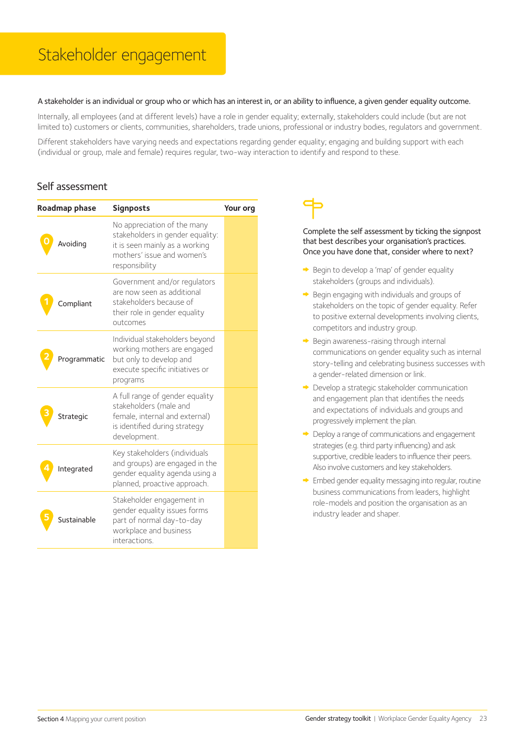# Stakeholder engagement

A stakeholder is an individual or group who or which has an interest in, or an ability to influence, a given gender equality outcome.

Internally, all employees (and at different levels) have a role in gender equality; externally, stakeholders could include (but are not limited to) customers or clients, communities, shareholders, trade unions, professional or industry bodies, regulators and government.

Different stakeholders have varying needs and expectations regarding gender equality; engaging and building support with each (individual or group, male and female) requires regular, two-way interaction to identify and respond to these.

## Self assessment

| Roadmap phase | Signposts | Your org |
|---|---|---|
| 0 Avoiding | No appreciation of the many stakeholders in gender equality: it is seen mainly as a working mothers' issue and women's responsibility | |
| 1 Compliant | Government and/or regulators are now seen as additional stakeholders because of their role in gender equality outcomes | |
| 2 Programmatic | Individual stakeholders beyond working mothers are engaged but only to develop and execute specific initiatives or programs | |
| 3 Strategic | A full range of gender equality stakeholders (male and female, internal and external) is identified during strategy development. | |
| 4 Integrated | Key stakeholders (individuals and groups) are engaged in the gender equality agenda using a planned, proactive approach. | |
| 5 Sustainable | Stakeholder engagement in gender equality issues forms part of normal day-to-day workplace and business interactions. | |

Complete the self assessment by ticking the signpost that best describes your organisation's practices. Once you have done that, consider where to next?

- Begin to develop a 'map' of gender equality stakeholders (groups and individuals).
- Begin engaging with individuals and groups of stakeholders on the topic of gender equality. Refer to positive external developments involving clients, competitors and industry group.
- Begin awareness-raising through internal communications on gender equality such as internal story-telling and celebrating business successes with a gender-related dimension or link.
- Develop a strategic stakeholder communication and engagement plan that identifies the needs and expectations of individuals and groups and progressively implement the plan.
- Deploy a range of communications and engagement strategies (e.g. third party influencing) and ask supportive, credible leaders to influence their peers. Also involve customers and key stakeholders.
- Embed gender equality messaging into regular, routine business communications from leaders, highlight role-models and position the organisation as an industry leader and shaper.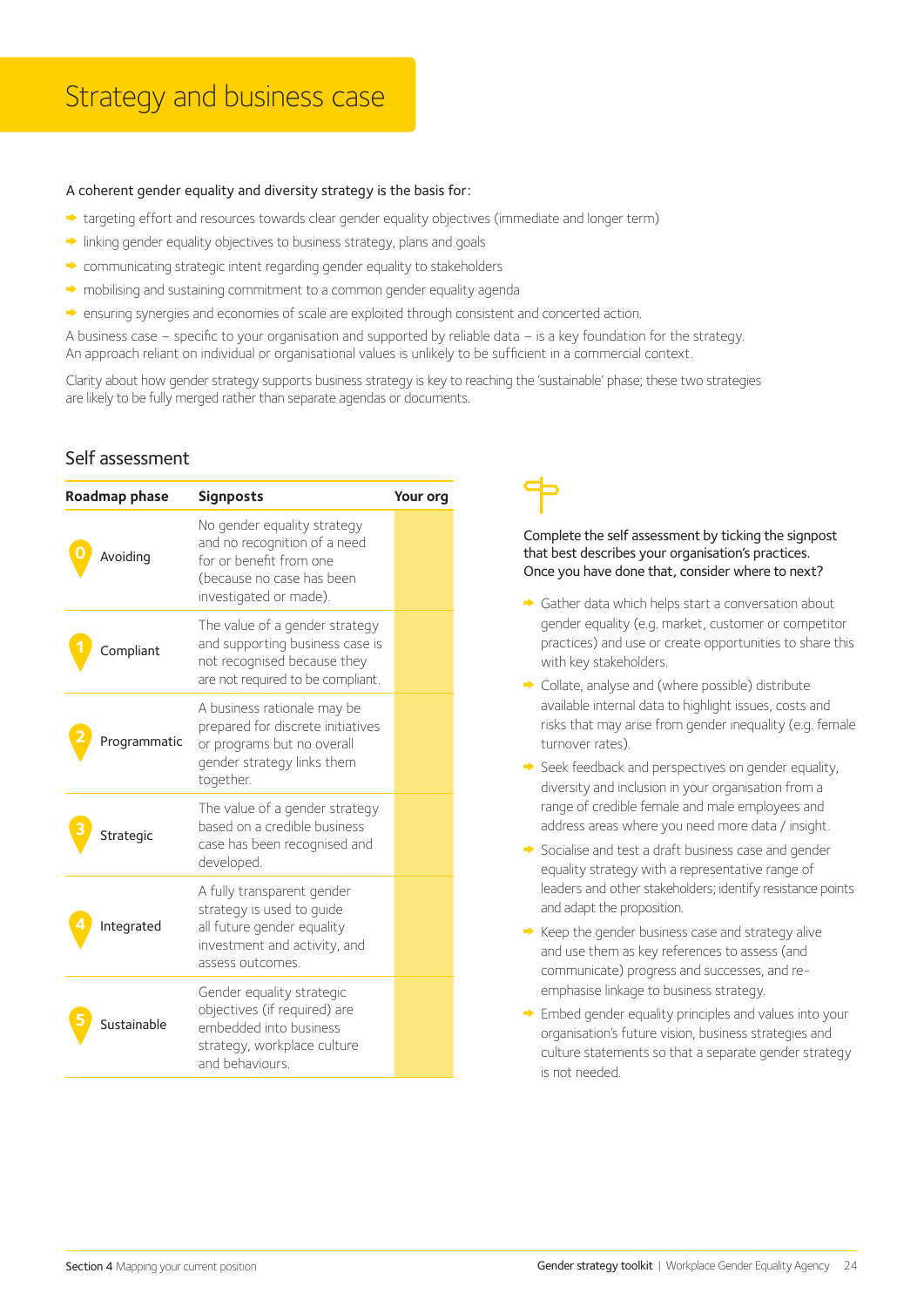# Strategy and business case

A coherent gender equality and diversity strategy is the basis for:

- targeting effort and resources towards clear gender equality objectives (immediate and longer term)
- linking gender equality objectives to business strategy, plans and goals
- communicating strategic intent regarding gender equality to stakeholders
- mobilising and sustaining commitment to a common gender equality agenda
- ensuring synergies and economies of scale are exploited through consistent and concerted action.

A business case – specific to your organisation and supported by reliable data – is a key foundation for the strategy. An approach reliant on individual or organisational values is unlikely to be sufficient in a commercial context.

Clarity about how gender strategy supports business strategy is key to reaching the 'sustainable' phase; these two strategies are likely to be fully merged rather than separate agendas or documents.

## Self assessment

| Roadmap phase | Signposts | Your org |
|---|---|---|
| 0 Avoiding | No gender equality strategy and no recognition of a need for or benefit from one (because no case has been investigated or made). | |
| 1 Compliant | The value of a gender strategy and supporting business case is not recognised because they are not required to be compliant. | |
| 2 Programmatic | A business rationale may be prepared for discrete initiatives or programs but no overall gender strategy links them together. | |
| 3 Strategic | The value of a gender strategy based on a credible business case has been recognised and developed. | |
| 4 Integrated | A fully transparent gender strategy is used to guide all future gender equality investment and activity, and assess outcomes. | |
| 5 Sustainable | Gender equality strategic objectives (if required) are embedded into business strategy, workplace culture and behaviours. | |

Complete the self assessment by ticking the signpost that best describes your organisation's practices. Once you have done that, consider where to next?

- Gather data which helps start a conversation about gender equality (e.g. market, customer or competitor practices) and use or create opportunities to share this with key stakeholders.
- Collate, analyse and (where possible) distribute available internal data to highlight issues, costs and risks that may arise from gender inequality (e.g. female turnover rates).
- Seek feedback and perspectives on gender equality, diversity and inclusion in your organisation from a range of credible female and male employees and address areas where you need more data / insight.
- Socialise and test a draft business case and gender equality strategy with a representative range of leaders and other stakeholders; identify resistance points and adapt the proposition.
- Keep the gender business case and strategy alive and use them as key references to assess (and communicate) progress and successes, and re-emphasise linkage to business strategy.
- Embed gender equality principles and values into your organisation's future vision, business strategies and culture statements so that a separate gender strategy is not needed.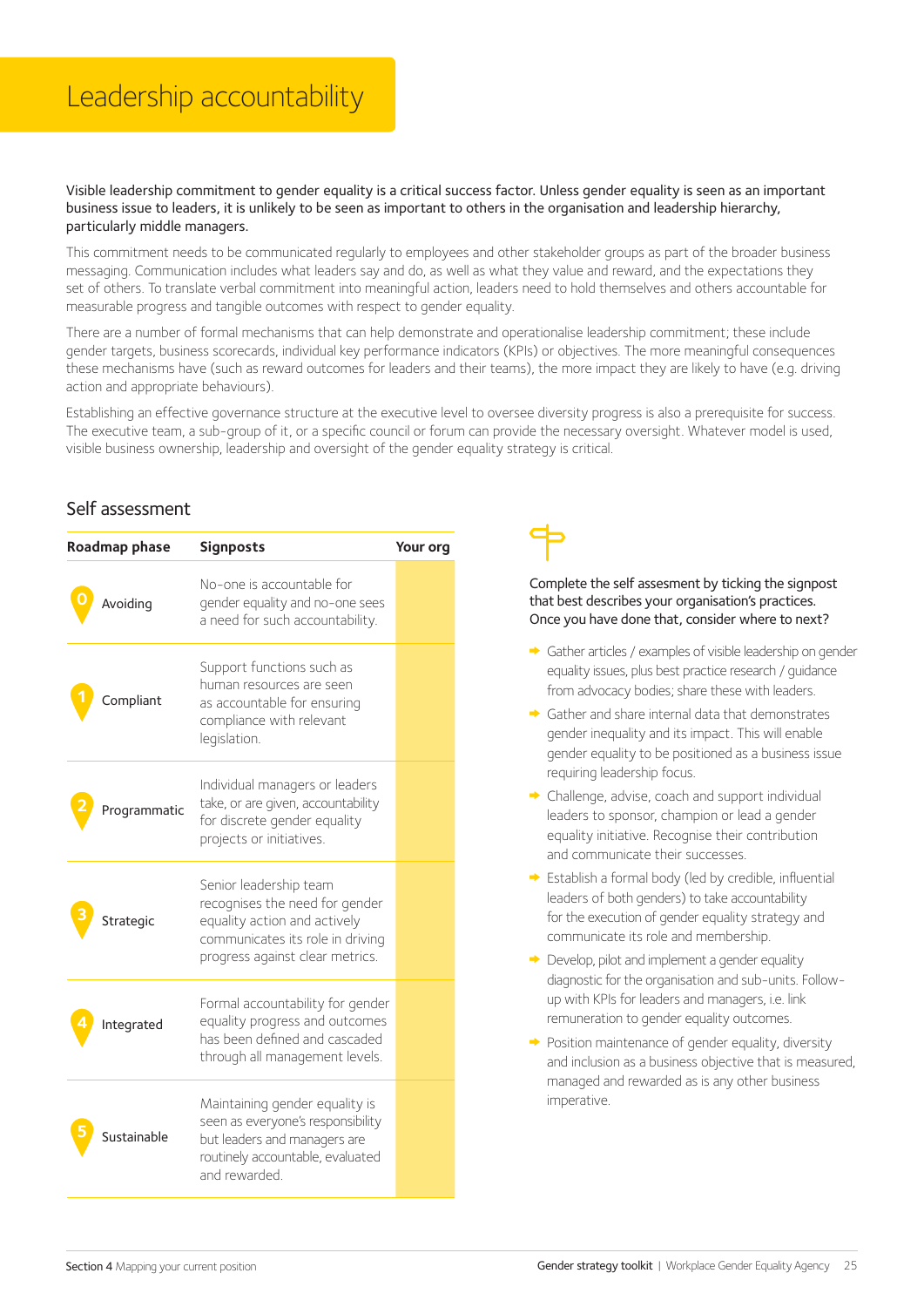# Leadership accountability

**Visible leadership commitment to gender equality is a critical success factor. Unless gender equality is seen as an important business issue to leaders, it is unlikely to be seen as important to others in the organisation and leadership hierarchy, particularly middle managers.**

This commitment needs to be communicated regularly to employees and other stakeholder groups as part of the broader business messaging. Communication includes what leaders say and do, as well as what they value and reward, and the expectations they set of others. To translate verbal commitment into meaningful action, leaders need to hold themselves and others accountable for measurable progress and tangible outcomes with respect to gender equality.

There are a number of formal mechanisms that can help demonstrate and operationalise leadership commitment; these include gender targets, business scorecards, individual key performance indicators (KPIs) or objectives. The more meaningful consequences these mechanisms have (such as reward outcomes for leaders and their teams), the more impact they are likely to have (e.g. driving action and appropriate behaviours).

Establishing an effective governance structure at the executive level to oversee diversity progress is also a prerequisite for success. The executive team, a sub-group of it, or a specific council or forum can provide the necessary oversight. Whatever model is used, visible business ownership, leadership and oversight of the gender equality strategy is critical.

## Self assessment

| Roadmap phase | Signposts | Your org |
|---|---|---|
| 0 Avoiding | No-one is accountable for gender equality and no-one sees a need for such accountability. | |
| 1 Compliant | Support functions such as human resources are seen as accountable for ensuring compliance with relevant legislation. | |
| 2 Programmatic | Individual managers or leaders take, or are given, accountability for discrete gender equality projects or initiatives. | |
| 3 Strategic | Senior leadership team recognises the need for gender equality action and actively communicates its role in driving progress against clear metrics. | |
| 4 Integrated | Formal accountability for gender equality progress and outcomes has been defined and cascaded through all management levels. | |
| 5 Sustainable | Maintaining gender equality is seen as everyone's responsibility but leaders and managers are routinely accountable, evaluated and rewarded. | |

Complete the self assesment by ticking the signpost that best describes your organisation's practices. Once you have done that, consider where to next?

- Gather articles / examples of visible leadership on gender equality issues, plus best practice research / guidance from advocacy bodies; share these with leaders.
- Gather and share internal data that demonstrates gender inequality and its impact. This will enable gender equality to be positioned as a business issue requiring leadership focus.
- Challenge, advise, coach and support individual leaders to sponsor, champion or lead a gender equality initiative. Recognise their contribution and communicate their successes.
- Establish a formal body (led by credible, influential leaders of both genders) to take accountability for the execution of gender equality strategy and communicate its role and membership.
- Develop, pilot and implement a gender equality diagnostic for the organisation and sub-units. Follow-up with KPIs for leaders and managers, i.e. link remuneration to gender equality outcomes.
- Position maintenance of gender equality, diversity and inclusion as a business objective that is measured, managed and rewarded as is any other business imperative.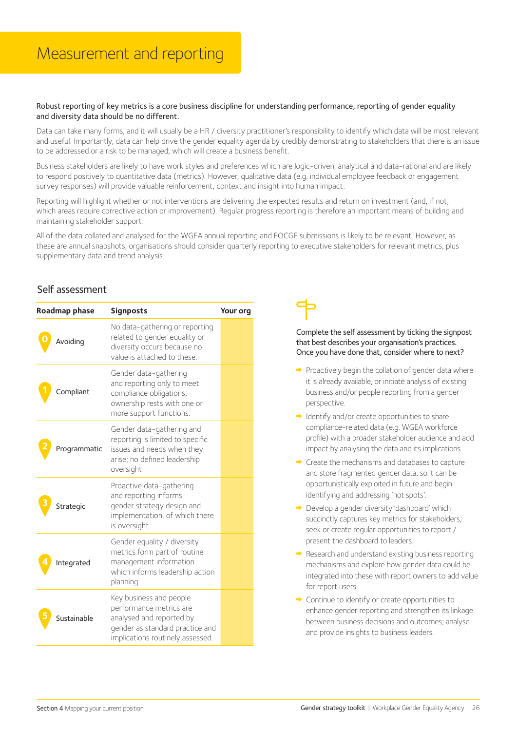# Measurement and reporting

**Robust reporting of key metrics is a core business discipline for understanding performance, reporting of gender equality and diversity data should be no different.**

Data can take many forms, and it will usually be a HR / diversity practitioner's responsibility to identify which data will be most relevant and useful. Importantly, data can help drive the gender equality agenda by credibly demonstrating to stakeholders that there is an issue to be addressed or a risk to be managed, which will create a business benefit.

Business stakeholders are likely to have work styles and preferences which are logic-driven, analytical and data-rational and are likely to respond positively to quantitative data (metrics). However, qualitative data (e.g. individual employee feedback or engagement survey responses) will provide valuable reinforcement, context and insight into human impact.

Reporting will highlight whether or not interventions are delivering the expected results and return on investment (and, if not, which areas require corrective action or improvement). Regular progress reporting is therefore an important means of building and maintaining stakeholder support.

All of the data collated and analysed for the WGEA annual reporting and EOCGE submissions is likely to be relevant. However, as these are annual snapshots, organisations should consider quarterly reporting to executive stakeholders for relevant metrics, plus supplementary data and trend analysis.

## Self assessment

| Roadmap phase | Signposts | Your org |
|---|---|---|
| 0 Avoiding | No data-gathering or reporting related to gender equality or diversity occurs because no value is attached to these. | |
| 1 Compliant | Gender data-gathering and reporting only to meet compliance obligations; ownership rests with one or more support functions. | |
| 2 Programmatic | Gender data-gathering and reporting is limited to specific issues and needs when they arise; no defined leadership oversight. | |
| 3 Strategic | Proactive data-gathering and reporting informs gender strategy design and implementation, of which there is oversight. | |
| 4 Integrated | Gender equality / diversity metrics form part of routine management information which informs leadership action planning. | |
| 5 Sustainable | Key business and people performance metrics are analysed and reported by gender as standard practice and implications routinely assessed. | |

Complete the self assessment by ticking the signpost that best describes your organisation's practices. Once you have done that, consider where to next?

- Proactively begin the collation of gender data where it is already available, or initiate analysis of existing business and/or people reporting from a gender perspective.
- Identify and/or create opportunities to share compliance-related data (e.g. WGEA workforce profile) with a broader stakeholder audience and add impact by analysing the data and its implications.
- Create the mechanisms and databases to capture and store fragmented gender data, so it can be opportunistically exploited in future and begin identifying and addressing 'hot spots'.
- Develop a gender diversity 'dashboard' which succinctly captures key metrics for stakeholders; seek or create regular opportunities to report / present the dashboard to leaders.
- Research and understand existing business reporting mechanisms and explore how gender data could be integrated into these with report owners to add value for report users.
- Continue to identify or create opportunities to enhance gender reporting and strengthen its linkage between business decisions and outcomes; analyse and provide insights to business leaders.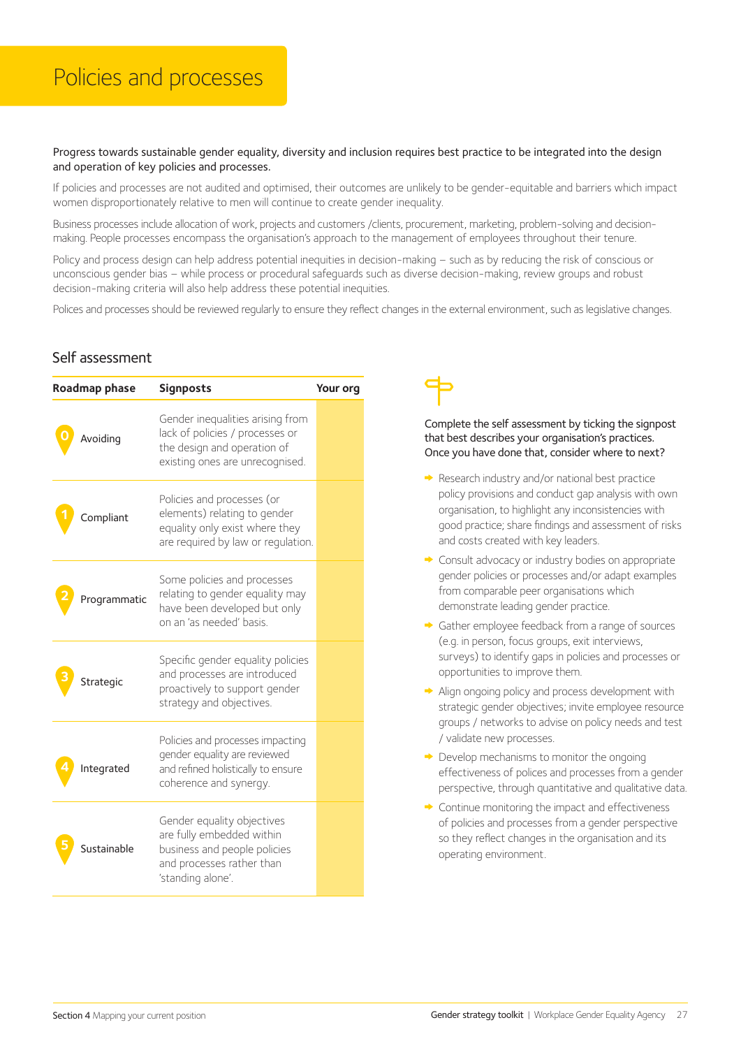# Policies and processes

**Progress towards sustainable gender equality, diversity and inclusion requires best practice to be integrated into the design and operation of key policies and processes.**

If policies and processes are not audited and optimised, their outcomes are unlikely to be gender-equitable and barriers which impact women disproportionately relative to men will continue to create gender inequality.

Business processes include allocation of work, projects and customers /clients, procurement, marketing, problem-solving and decision-making. People processes encompass the organisation's approach to the management of employees throughout their tenure.

Policy and process design can help address potential inequities in decision-making – such as by reducing the risk of conscious or unconscious gender bias – while process or procedural safeguards such as diverse decision-making, review groups and robust decision-making criteria will also help address these potential inequities.

Polices and processes should be reviewed regularly to ensure they reflect changes in the external environment, such as legislative changes.

## Self assessment

| Roadmap phase | Signposts | Your org |
|---|---|---|
| 0 Avoiding | Gender inequalities arising from lack of policies / processes or the design and operation of existing ones are unrecognised. | |
| 1 Compliant | Policies and processes (or elements) relating to gender equality only exist where they are required by law or regulation. | |
| 2 Programmatic | Some policies and processes relating to gender equality may have been developed but only on an 'as needed' basis. | |
| 3 Strategic | Specific gender equality policies and processes are introduced proactively to support gender strategy and objectives. | |
| 4 Integrated | Policies and processes impacting gender equality are reviewed and refined holistically to ensure coherence and synergy. | |
| 5 Sustainable | Gender equality objectives are fully embedded within business and people policies and processes rather than 'standing alone'. | |

**Complete the self assessment by ticking the signpost that best describes your organisation's practices. Once you have done that, consider where to next?**

- Research industry and/or national best practice policy provisions and conduct gap analysis with own organisation, to highlight any inconsistencies with good practice; share findings and assessment of risks and costs created with key leaders.
- Consult advocacy or industry bodies on appropriate gender policies or processes and/or adapt examples from comparable peer organisations which demonstrate leading gender practice.
- Gather employee feedback from a range of sources (e.g. in person, focus groups, exit interviews, surveys) to identify gaps in policies and processes or opportunities to improve them.
- Align ongoing policy and process development with strategic gender objectives; invite employee resource groups / networks to advise on policy needs and test / validate new processes.
- Develop mechanisms to monitor the ongoing effectiveness of polices and processes from a gender perspective, through quantitative and qualitative data.
- Continue monitoring the impact and effectiveness of policies and processes from a gender perspective so they reflect changes in the organisation and its operating environment.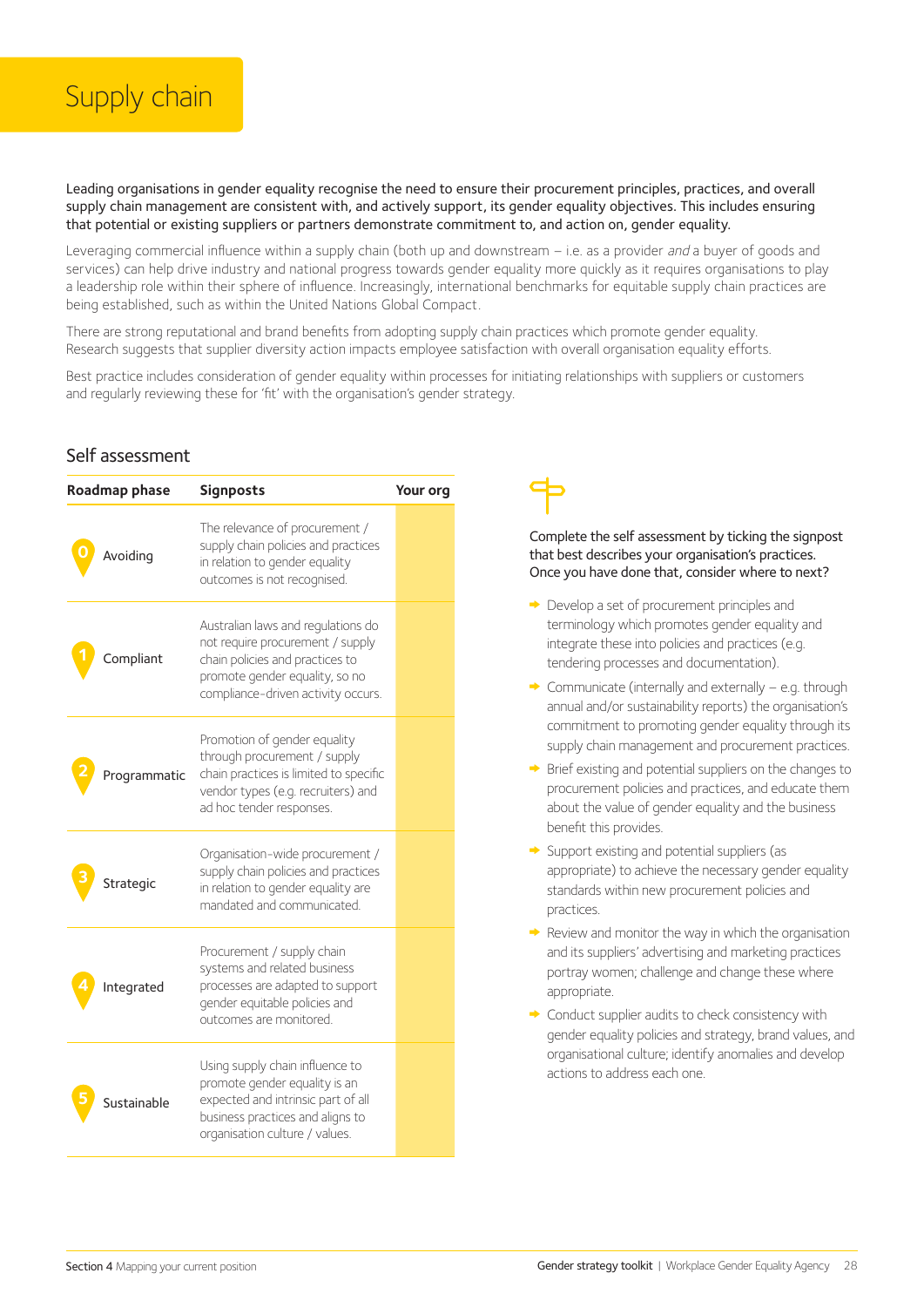# Supply chain

**Leading organisations in gender equality recognise the need to ensure their procurement principles, practices, and overall supply chain management are consistent with, and actively support, its gender equality objectives. This includes ensuring that potential or existing suppliers or partners demonstrate commitment to, and action on, gender equality.**

Leveraging commercial influence within a supply chain (both up and downstream – i.e. as a provider *and* a buyer of goods and services) can help drive industry and national progress towards gender equality more quickly as it requires organisations to play a leadership role within their sphere of influence. Increasingly, international benchmarks for equitable supply chain practices are being established, such as within the United Nations Global Compact.

There are strong reputational and brand benefits from adopting supply chain practices which promote gender equality. Research suggests that supplier diversity action impacts employee satisfaction with overall organisation equality efforts.

Best practice includes consideration of gender equality within processes for initiating relationships with suppliers or customers and regularly reviewing these for 'fit' with the organisation's gender strategy.

## Self assessment

| Roadmap phase | Signposts | Your org |
|---|---|---|
| 0 Avoiding | The relevance of procurement / supply chain policies and practices in relation to gender equality outcomes is not recognised. | |
| 1 Compliant | Australian laws and regulations do not require procurement / supply chain policies and practices to promote gender equality, so no compliance-driven activity occurs. | |
| 2 Programmatic | Promotion of gender equality through procurement / supply chain practices is limited to specific vendor types (e.g. recruiters) and ad hoc tender responses. | |
| 3 Strategic | Organisation-wide procurement / supply chain policies and practices in relation to gender equality are mandated and communicated. | |
| 4 Integrated | Procurement / supply chain systems and related business processes are adapted to support gender equitable policies and outcomes are monitored. | |
| 5 Sustainable | Using supply chain influence to promote gender equality is an expected and intrinsic part of all business practices and aligns to organisation culture / values. | |

Complete the self assessment by ticking the signpost that best describes your organisation's practices. Once you have done that, consider where to next?

- Develop a set of procurement principles and terminology which promotes gender equality and integrate these into policies and practices (e.g. tendering processes and documentation).
- Communicate (internally and externally – e.g. through annual and/or sustainability reports) the organisation's commitment to promoting gender equality through its supply chain management and procurement practices.
- Brief existing and potential suppliers on the changes to procurement policies and practices, and educate them about the value of gender equality and the business benefit this provides.
- Support existing and potential suppliers (as appropriate) to achieve the necessary gender equality standards within new procurement policies and practices.
- Review and monitor the way in which the organisation and its suppliers' advertising and marketing practices portray women; challenge and change these where appropriate.
- Conduct supplier audits to check consistency with gender equality policies and strategy, brand values, and organisational culture; identify anomalies and develop actions to address each one.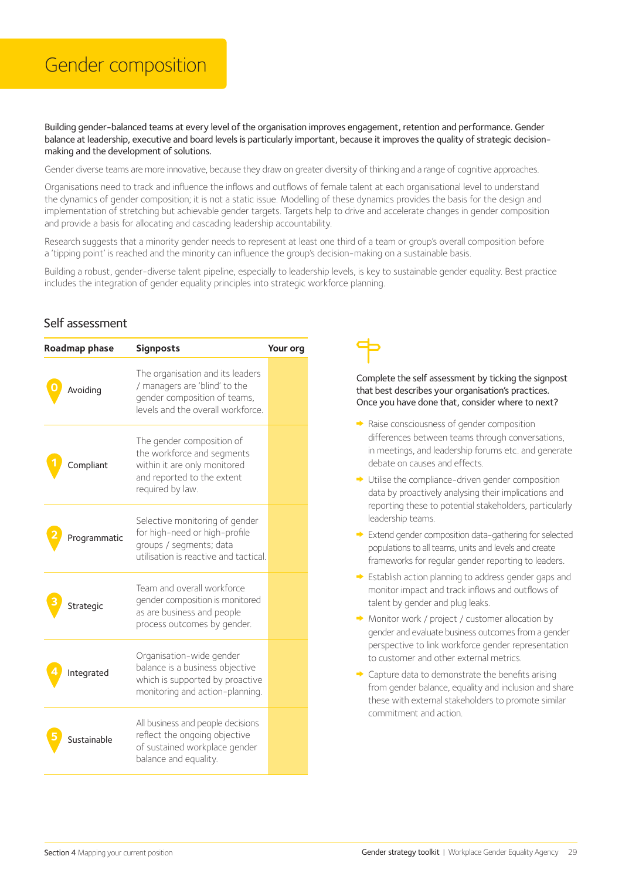# Gender composition

**Building gender-balanced teams at every level of the organisation improves engagement, retention and performance. Gender balance at leadership, executive and board levels is particularly important, because it improves the quality of strategic decision-making and the development of solutions.**

Gender diverse teams are more innovative, because they draw on greater diversity of thinking and a range of cognitive approaches.

Organisations need to track and influence the inflows and outflows of female talent at each organisational level to understand the dynamics of gender composition; it is not a static issue. Modelling of these dynamics provides the basis for the design and implementation of stretching but achievable gender targets. Targets help to drive and accelerate changes in gender composition and provide a basis for allocating and cascading leadership accountability.

Research suggests that a minority gender needs to represent at least one third of a team or group's overall composition before a 'tipping point' is reached and the minority can influence the group's decision-making on a sustainable basis.

Building a robust, gender-diverse talent pipeline, especially to leadership levels, is key to sustainable gender equality. Best practice includes the integration of gender equality principles into strategic workforce planning.

## Self assessment

| Roadmap phase | Signposts | Your org |
|---|---|---|
| 0 Avoiding | The organisation and its leaders / managers are 'blind' to the gender composition of teams, levels and the overall workforce. | |
| 1 Compliant | The gender composition of the workforce and segments within it are only monitored and reported to the extent required by law. | |
| 2 Programmatic | Selective monitoring of gender for high-need or high-profile groups / segments; data utilisation is reactive and tactical. | |
| 3 Strategic | Team and overall workforce gender composition is monitored as are business and people process outcomes by gender. | |
| 4 Integrated | Organisation-wide gender balance is a business objective which is supported by proactive monitoring and action-planning. | |
| 5 Sustainable | All business and people decisions reflect the ongoing objective of sustained workplace gender balance and equality. | |

Complete the self assessment by ticking the signpost that best describes your organisation's practices. Once you have done that, consider where to next?

- Raise consciousness of gender composition differences between teams through conversations, in meetings, and leadership forums etc. and generate debate on causes and effects.
- Utilise the compliance-driven gender composition data by proactively analysing their implications and reporting these to potential stakeholders, particularly leadership teams.
- Extend gender composition data-gathering for selected populations to all teams, units and levels and create frameworks for regular gender reporting to leaders.
- Establish action planning to address gender gaps and monitor impact and track inflows and outflows of talent by gender and plug leaks.
- Monitor work / project / customer allocation by gender and evaluate business outcomes from a gender perspective to link workforce gender representation to customer and other external metrics.
- Capture data to demonstrate the benefits arising from gender balance, equality and inclusion and share these with external stakeholders to promote similar commitment and action.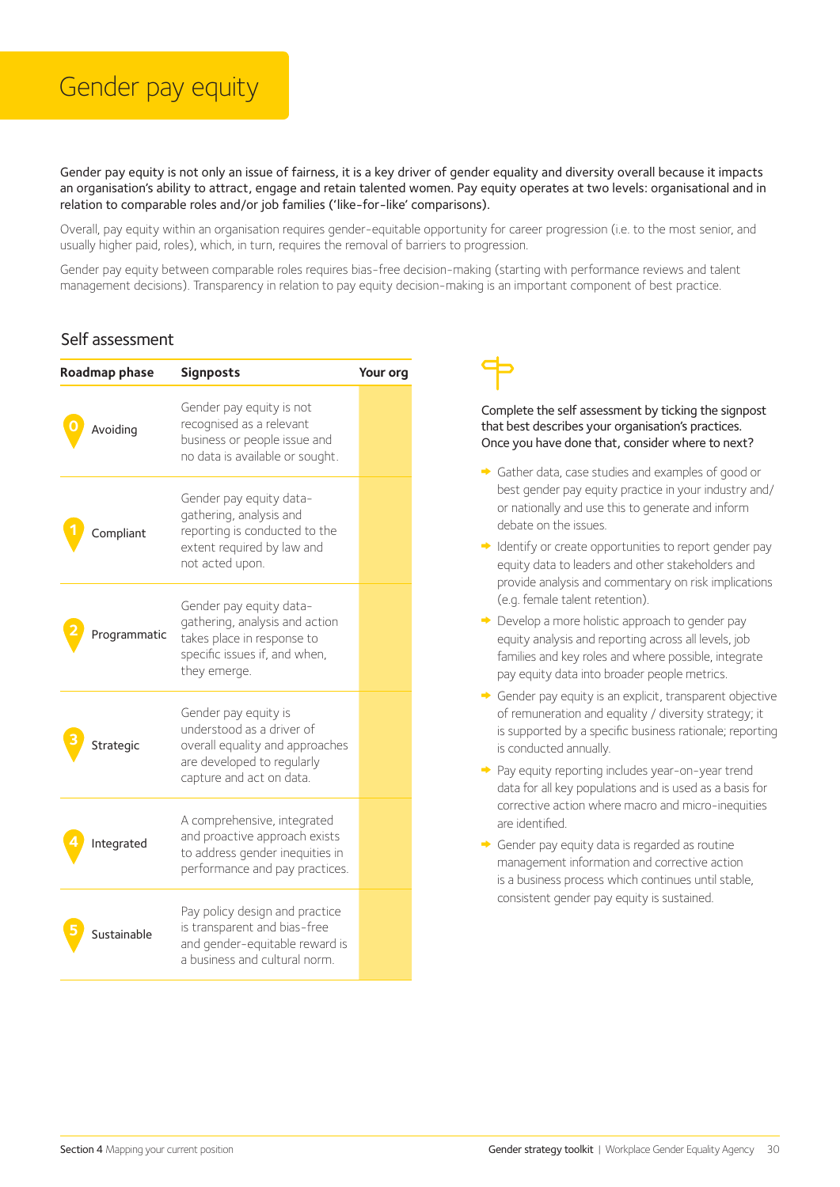# Gender pay equity

Gender pay equity is not only an issue of fairness, it is a key driver of gender equality and diversity overall because it impacts an organisation's ability to attract, engage and retain talented women. Pay equity operates at two levels: organisational and in relation to comparable roles and/or job families ('like-for-like' comparisons).

Overall, pay equity within an organisation requires gender-equitable opportunity for career progression (i.e. to the most senior, and usually higher paid, roles), which, in turn, requires the removal of barriers to progression.

Gender pay equity between comparable roles requires bias-free decision-making (starting with performance reviews and talent management decisions). Transparency in relation to pay equity decision-making is an important component of best practice.

## Self assessment

| Roadmap phase | Signposts | Your org |
|---|---|---|
| 0 Avoiding | Gender pay equity is not recognised as a relevant business or people issue and no data is available or sought. | |
| 1 Compliant | Gender pay equity data-gathering, analysis and reporting is conducted to the extent required by law and not acted upon. | |
| 2 Programmatic | Gender pay equity data-gathering, analysis and action takes place in response to specific issues if, and when, they emerge. | |
| 3 Strategic | Gender pay equity is understood as a driver of overall equality and approaches are developed to regularly capture and act on data. | |
| 4 Integrated | A comprehensive, integrated and proactive approach exists to address gender inequities in performance and pay practices. | |
| 5 Sustainable | Pay policy design and practice is transparent and bias-free and gender-equitable reward is a business and cultural norm. | |

Complete the self assessment by ticking the signpost that best describes your organisation's practices. Once you have done that, consider where to next?

- Gather data, case studies and examples of good or best gender pay equity practice in your industry and/or nationally and use this to generate and inform debate on the issues.
- Identify or create opportunities to report gender pay equity data to leaders and other stakeholders and provide analysis and commentary on risk implications (e.g. female talent retention).
- Develop a more holistic approach to gender pay equity analysis and reporting across all levels, job families and key roles and where possible, integrate pay equity data into broader people metrics.
- Gender pay equity is an explicit, transparent objective of remuneration and equality / diversity strategy; it is supported by a specific business rationale; reporting is conducted annually.
- Pay equity reporting includes year-on-year trend data for all key populations and is used as a basis for corrective action where macro and micro-inequities are identified.
- Gender pay equity data is regarded as routine management information and corrective action is a business process which continues until stable, consistent gender pay equity is sustained.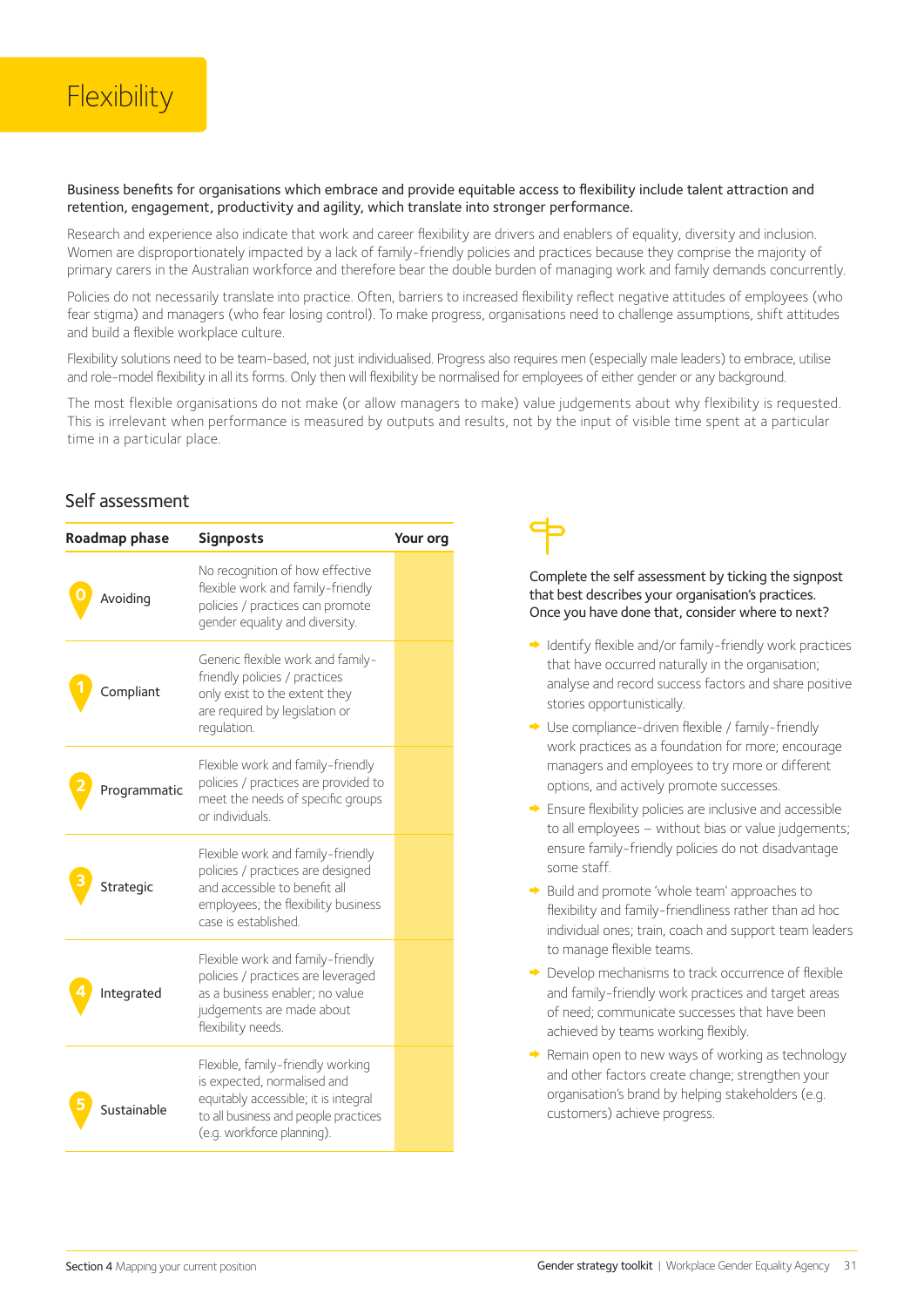# Flexibility

**Business benefits for organisations which embrace and provide equitable access to flexibility include talent attraction and retention, engagement, productivity and agility, which translate into stronger performance.**

Research and experience also indicate that work and career flexibility are drivers and enablers of equality, diversity and inclusion. Women are disproportionately impacted by a lack of family-friendly policies and practices because they comprise the majority of primary carers in the Australian workforce and therefore bear the double burden of managing work and family demands concurrently.

Policies do not necessarily translate into practice. Often, barriers to increased flexibility reflect negative attitudes of employees (who fear stigma) and managers (who fear losing control). To make progress, organisations need to challenge assumptions, shift attitudes and build a flexible workplace culture.

Flexibility solutions need to be team-based, not just individualised. Progress also requires men (especially male leaders) to embrace, utilise and role-model flexibility in all its forms. Only then will flexibility be normalised for employees of either gender or any background.

The most flexible organisations do not make (or allow managers to make) value judgements about why flexibility is requested. This is irrelevant when performance is measured by outputs and results, not by the input of visible time spent at a particular time in a particular place.

## Self assessment

| Roadmap phase | Signposts | Your org |
|---|---|---|
| 0 Avoiding | No recognition of how effective flexible work and family-friendly policies / practices can promote gender equality and diversity. | |
| 1 Compliant | Generic flexible work and family-friendly policies / practices only exist to the extent they are required by legislation or regulation. | |
| 2 Programmatic | Flexible work and family-friendly policies / practices are provided to meet the needs of specific groups or individuals. | |
| 3 Strategic | Flexible work and family-friendly policies / practices are designed and accessible to benefit all employees; the flexibility business case is established. | |
| 4 Integrated | Flexible work and family-friendly policies / practices are leveraged as a business enabler; no value judgements are made about flexibility needs. | |
| 5 Sustainable | Flexible, family-friendly working is expected, normalised and equitably accessible; it is integral to all business and people practices (e.g. workforce planning). | |

Complete the self assessment by ticking the signpost that best describes your organisation's practices. Once you have done that, consider where to next?

- Identify flexible and/or family-friendly work practices that have occurred naturally in the organisation; analyse and record success factors and share positive stories opportunistically.
- Use compliance-driven flexible / family-friendly work practices as a foundation for more; encourage managers and employees to try more or different options, and actively promote successes.
- Ensure flexibility policies are inclusive and accessible to all employees – without bias or value judgements; ensure family-friendly policies do not disadvantage some staff.
- Build and promote 'whole team' approaches to flexibility and family-friendliness rather than ad hoc individual ones; train, coach and support team leaders to manage flexible teams.
- Develop mechanisms to track occurrence of flexible and family-friendly work practices and target areas of need; communicate successes that have been achieved by teams working flexibly.
- Remain open to new ways of working as technology and other factors create change; strengthen your organisation's brand by helping stakeholders (e.g. customers) achieve progress.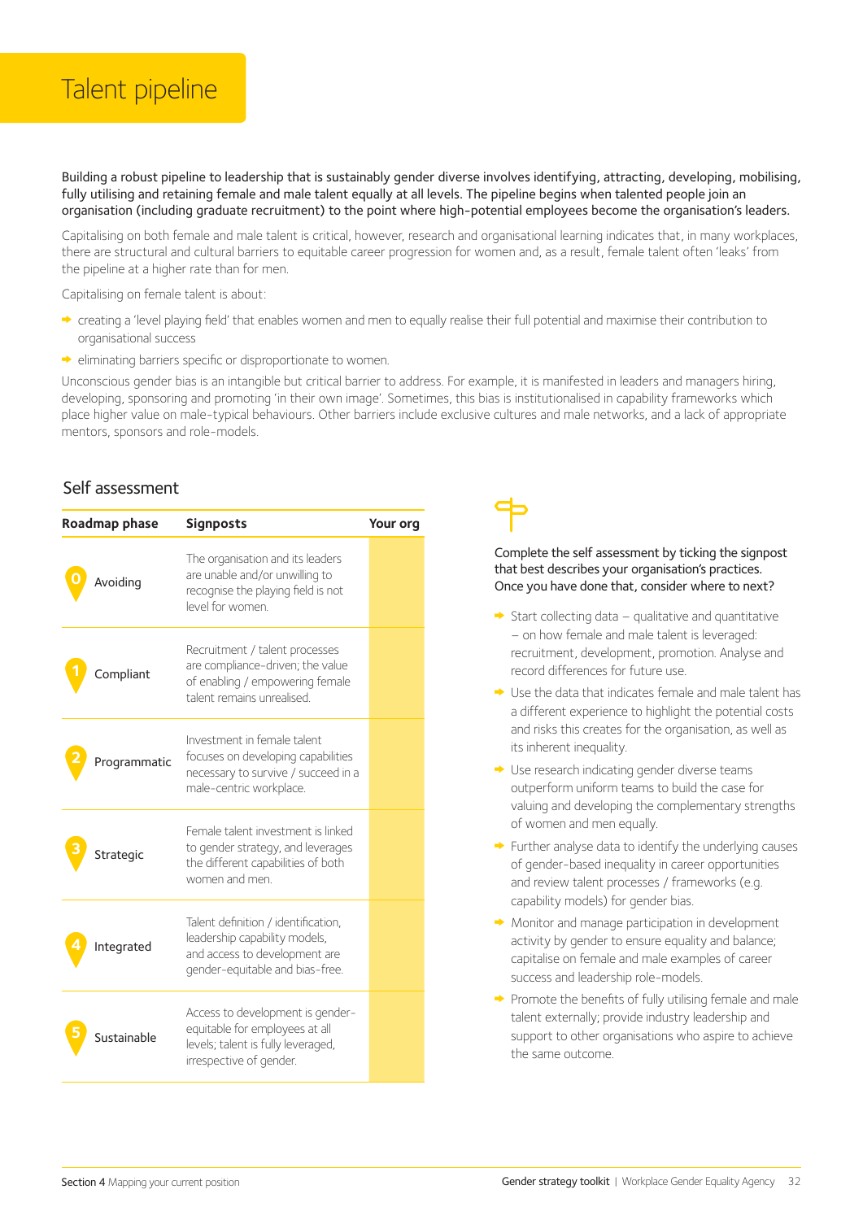# Talent pipeline

**Building a robust pipeline to leadership that is sustainably gender diverse involves identifying, attracting, developing, mobilising, fully utilising and retaining female and male talent equally at all levels. The pipeline begins when talented people join an organisation (including graduate recruitment) to the point where high-potential employees become the organisation's leaders.**

Capitalising on both female and male talent is critical, however, research and organisational learning indicates that, in many workplaces, there are structural and cultural barriers to equitable career progression for women and, as a result, female talent often 'leaks' from the pipeline at a higher rate than for men.

Capitalising on female talent is about:

- creating a 'level playing field' that enables women and men to equally realise their full potential and maximise their contribution to organisational success
- eliminating barriers specific or disproportionate to women.

Unconscious gender bias is an intangible but critical barrier to address. For example, it is manifested in leaders and managers hiring, developing, sponsoring and promoting 'in their own image'. Sometimes, this bias is institutionalised in capability frameworks which place higher value on male-typical behaviours. Other barriers include exclusive cultures and male networks, and a lack of appropriate mentors, sponsors and role-models.

## Self assessment

| Roadmap phase | Signposts | Your org |
|---|---|---|
| 0 Avoiding | The organisation and its leaders are unable and/or unwilling to recognise the playing field is not level for women. | |
| 1 Compliant | Recruitment / talent processes are compliance-driven; the value of enabling / empowering female talent remains unrealised. | |
| 2 Programmatic | Investment in female talent focuses on developing capabilities necessary to survive / succeed in a male-centric workplace. | |
| 3 Strategic | Female talent investment is linked to gender strategy, and leverages the different capabilities of both women and men. | |
| 4 Integrated | Talent definition / identification, leadership capability models, and access to development are gender-equitable and bias-free. | |
| 5 Sustainable | Access to development is gender-equitable for employees at all levels; talent is fully leveraged, irrespective of gender. | |

Complete the self assessment by ticking the signpost that best describes your organisation's practices. Once you have done that, consider where to next?

- Start collecting data – qualitative and quantitative – on how female and male talent is leveraged: recruitment, development, promotion. Analyse and record differences for future use.
- Use the data that indicates female and male talent has a different experience to highlight the potential costs and risks this creates for the organisation, as well as its inherent inequality.
- Use research indicating gender diverse teams outperform uniform teams to build the case for valuing and developing the complementary strengths of women and men equally.
- Further analyse data to identify the underlying causes of gender-based inequality in career opportunities and review talent processes / frameworks (e.g. capability models) for gender bias.
- Monitor and manage participation in development activity by gender to ensure equality and balance; capitalise on female and male examples of career success and leadership role-models.
- Promote the benefits of fully utilising female and male talent externally; provide industry leadership and support to other organisations who aspire to achieve the same outcome.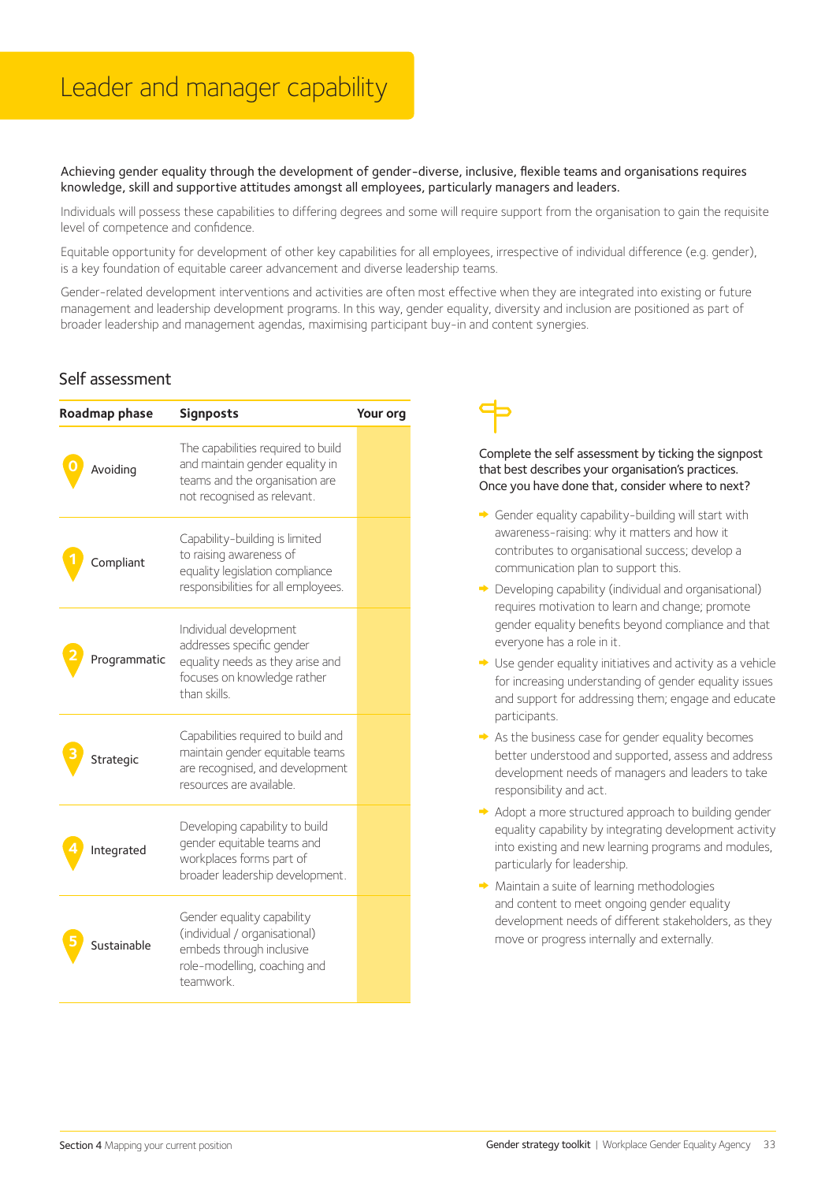# Leader and manager capability

Achieving gender equality through the development of gender-diverse, inclusive, flexible teams and organisations requires knowledge, skill and supportive attitudes amongst all employees, particularly managers and leaders.

Individuals will possess these capabilities to differing degrees and some will require support from the organisation to gain the requisite level of competence and confidence.

Equitable opportunity for development of other key capabilities for all employees, irrespective of individual difference (e.g. gender), is a key foundation of equitable career advancement and diverse leadership teams.

Gender-related development interventions and activities are often most effective when they are integrated into existing or future management and leadership development programs. In this way, gender equality, diversity and inclusion are positioned as part of broader leadership and management agendas, maximising participant buy-in and content synergies.

## Self assessment

| Roadmap phase | Signposts | Your org |
|---|---|---|
| 0 Avoiding | The capabilities required to build and maintain gender equality in teams and the organisation are not recognised as relevant. | |
| 1 Compliant | Capability-building is limited to raising awareness of equality legislation compliance responsibilities for all employees. | |
| 2 Programmatic | Individual development addresses specific gender equality needs as they arise and focuses on knowledge rather than skills. | |
| 3 Strategic | Capabilities required to build and maintain gender equitable teams are recognised, and development resources are available. | |
| 4 Integrated | Developing capability to build gender equitable teams and workplaces forms part of broader leadership development. | |
| 5 Sustainable | Gender equality capability (individual / organisational) embeds through inclusive role-modelling, coaching and teamwork. | |

Complete the self assessment by ticking the signpost that best describes your organisation's practices. Once you have done that, consider where to next?

- Gender equality capability-building will start with awareness-raising: why it matters and how it contributes to organisational success; develop a communication plan to support this.
- Developing capability (individual and organisational) requires motivation to learn and change; promote gender equality benefits beyond compliance and that everyone has a role in it.
- Use gender equality initiatives and activity as a vehicle for increasing understanding of gender equality issues and support for addressing them; engage and educate participants.
- As the business case for gender equality becomes better understood and supported, assess and address development needs of managers and leaders to take responsibility and act.
- Adopt a more structured approach to building gender equality capability by integrating development activity into existing and new learning programs and modules, particularly for leadership.
- Maintain a suite of learning methodologies and content to meet ongoing gender equality development needs of different stakeholders, as they move or progress internally and externally.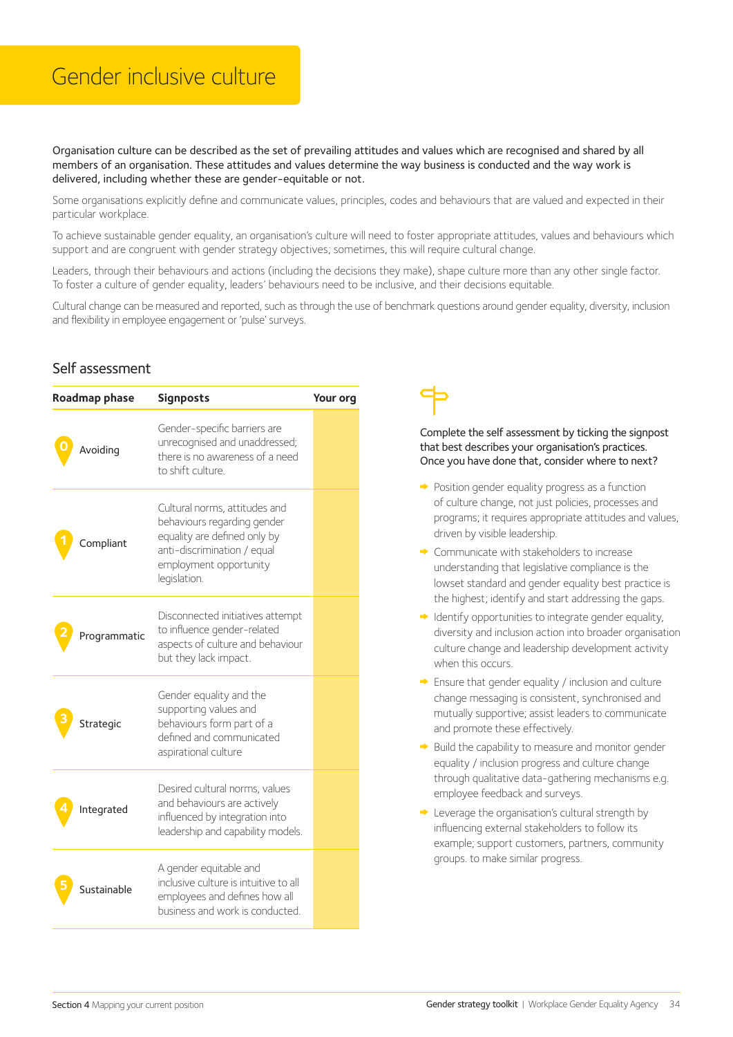# Gender inclusive culture

Organisation culture can be described as the set of prevailing attitudes and values which are recognised and shared by all members of an organisation. These attitudes and values determine the way business is conducted and the way work is delivered, including whether these are gender-equitable or not.

Some organisations explicitly define and communicate values, principles, codes and behaviours that are valued and expected in their particular workplace.

To achieve sustainable gender equality, an organisation's culture will need to foster appropriate attitudes, values and behaviours which support and are congruent with gender strategy objectives; sometimes, this will require cultural change.

Leaders, through their behaviours and actions (including the decisions they make), shape culture more than any other single factor. To foster a culture of gender equality, leaders' behaviours need to be inclusive, and their decisions equitable.

Cultural change can be measured and reported, such as through the use of benchmark questions around gender equality, diversity, inclusion and flexibility in employee engagement or 'pulse' surveys.

## Self assessment

| Roadmap phase | Signposts | Your org |
|---|---|---|
| 0 Avoiding | Gender-specific barriers are unrecognised and unaddressed; there is no awareness of a need to shift culture. | |
| 1 Compliant | Cultural norms, attitudes and behaviours regarding gender equality are defined only by anti-discrimination / equal employment opportunity legislation. | |
| 2 Programmatic | Disconnected initiatives attempt to influence gender-related aspects of culture and behaviour but they lack impact. | |
| 3 Strategic | Gender equality and the supporting values and behaviours form part of a defined and communicated aspirational culture | |
| 4 Integrated | Desired cultural norms, values and behaviours are actively influenced by integration into leadership and capability models. | |
| 5 Sustainable | A gender equitable and inclusive culture is intuitive to all employees and defines how all business and work is conducted. | |

Complete the self assessment by ticking the signpost that best describes your organisation's practices. Once you have done that, consider where to next?

- Position gender equality progress as a function of culture change, not just policies, processes and programs; it requires appropriate attitudes and values, driven by visible leadership.
- Communicate with stakeholders to increase understanding that legislative compliance is the lowset standard and gender equality best practice is the highest; identify and start addressing the gaps.
- Identify opportunities to integrate gender equality, diversity and inclusion action into broader organisation culture change and leadership development activity when this occurs.
- Ensure that gender equality / inclusion and culture change messaging is consistent, synchronised and mutually supportive; assist leaders to communicate and promote these effectively.
- Build the capability to measure and monitor gender equality / inclusion progress and culture change through qualitative data-gathering mechanisms e.g. employee feedback and surveys.
- Leverage the organisation's cultural strength by influencing external stakeholders to follow its example; support customers, partners, community groups. to make similar progress.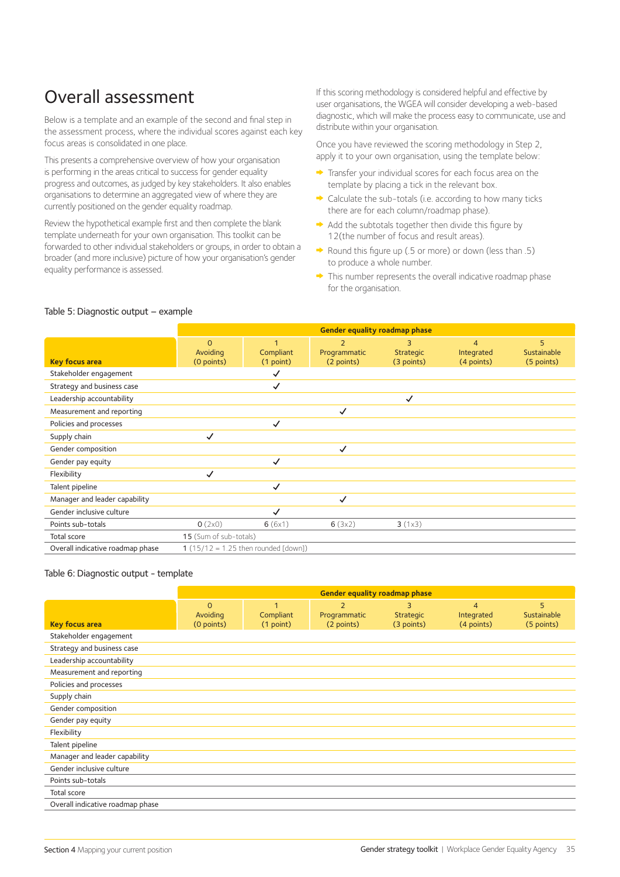# Overall assessment

Below is a template and an example of the second and final step in the assessment process, where the individual scores against each key focus areas is consolidated in one place.

This presents a comprehensive overview of how your organisation is performing in the areas critical to success for gender equality progress and outcomes, as judged by key stakeholders. It also enables organisations to determine an aggregated view of where they are currently positioned on the gender equality roadmap.

Review the hypothetical example first and then complete the blank template underneath for your own organisation. This toolkit can be forwarded to other individual stakeholders or groups, in order to obtain a broader (and more inclusive) picture of how your organisation's gender equality performance is assessed.

If this scoring methodology is considered helpful and effective by user organisations, the WGEA will consider developing a web-based diagnostic, which will make the process easy to communicate, use and distribute within your organisation.

Once you have reviewed the scoring methodology in Step 2, apply it to your own organisation, using the template below:

- Transfer your individual scores for each focus area on the template by placing a tick in the relevant box.
- Calculate the sub-totals (i.e. according to how many ticks there are for each column/roadmap phase).
- Add the subtotals together then divide this figure by 12(the number of focus and result areas).
- Round this figure up (.5 or more) or down (less than .5) to produce a whole number.
- This number represents the overall indicative roadmap phase for the organisation.

Table 5: Diagnostic output – example

| | Gender equality roadmap phase | | | | | |
|---|---|---|---|---|---|---|
| **Key focus area** | 0 Avoiding (0 points) | 1 Compliant (1 point) | 2 Programmatic (2 points) | 3 Strategic (3 points) | 4 Integrated (4 points) | 5 Sustainable (5 points) |
| Stakeholder engagement | | ✓ | | | | |
| Strategy and business case | | ✓ | | | | |
| Leadership accountability | | | | ✓ | | |
| Measurement and reporting | | | ✓ | | | |
| Policies and processes | | ✓ | | | | |
| Supply chain | ✓ | | | | | |
| Gender composition | | | ✓ | | | |
| Gender pay equity | | ✓ | | | | |
| Flexibility | ✓ | | | | | |
| Talent pipeline | | ✓ | | | | |
| Manager and leader capability | | | ✓ | | | |
| Gender inclusive culture | | ✓ | | | | |
| Points sub-totals | 0 (2x0) | 6 (6x1) | 6 (3x2) | 3 (1x3) | | |
| Total score | 15 (Sum of sub-totals) | | | | | |
| Overall indicative roadmap phase | 1 (15/12 = 1.25 then rounded [down]) | | | | | |

Table 6: Diagnostic output - template

| | Gender equality roadmap phase | | | | | |
|---|---|---|---|---|---|---|
| **Key focus area** | 0 Avoiding (0 points) | 1 Compliant (1 point) | 2 Programmatic (2 points) | 3 Strategic (3 points) | 4 Integrated (4 points) | 5 Sustainable (5 points) |
| Stakeholder engagement | | | | | | |
| Strategy and business case | | | | | | |
| Leadership accountability | | | | | | |
| Measurement and reporting | | | | | | |
| Policies and processes | | | | | | |
| Supply chain | | | | | | |
| Gender composition | | | | | | |
| Gender pay equity | | | | | | |
| Flexibility | | | | | | |
| Talent pipeline | | | | | | |
| Manager and leader capability | | | | | | |
| Gender inclusive culture | | | | | | |
| Points sub-totals | | | | | | |
| Total score | | | | | | |
| Overall indicative roadmap phase | | | | | | |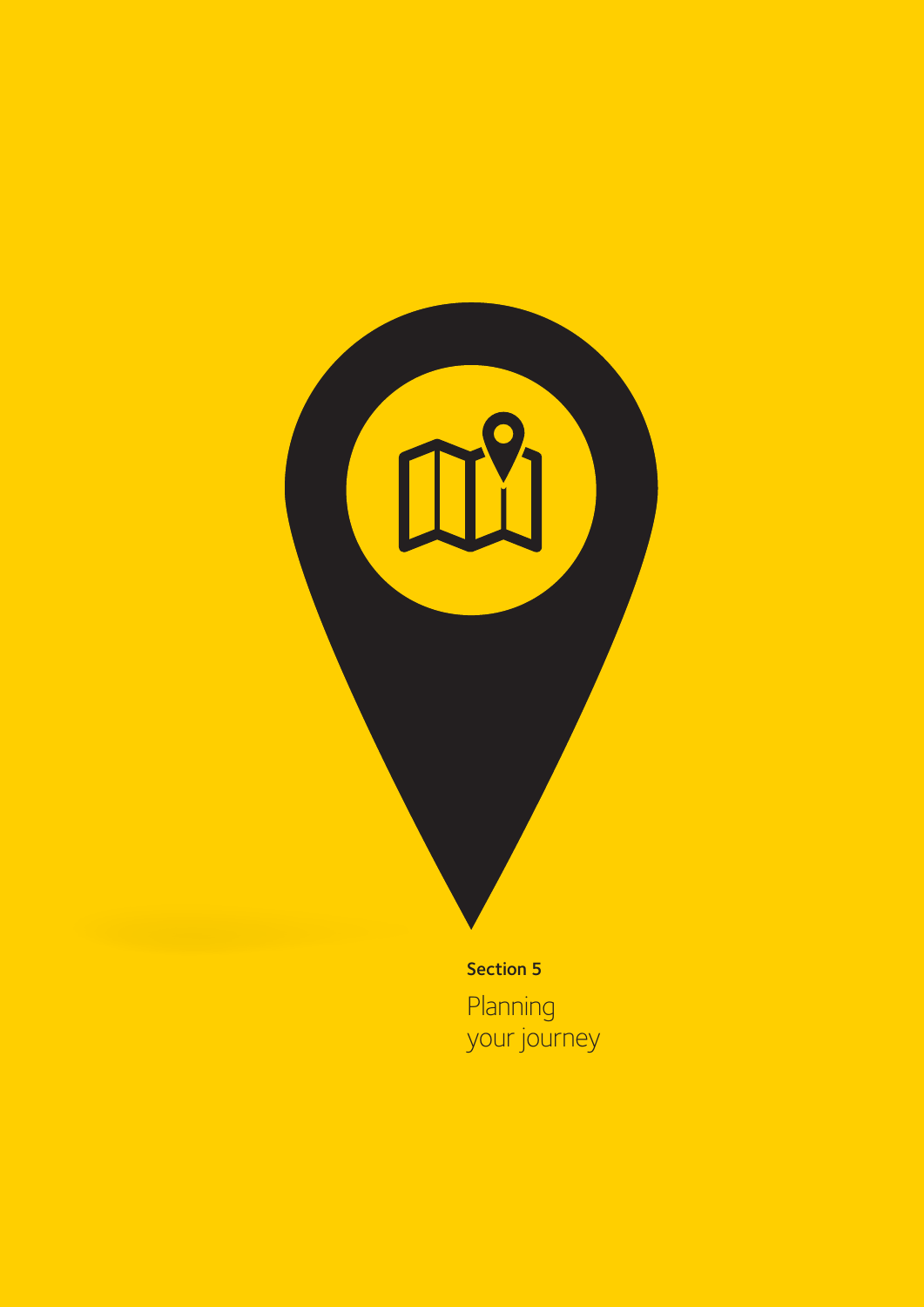**Section 5**

# Planning your journey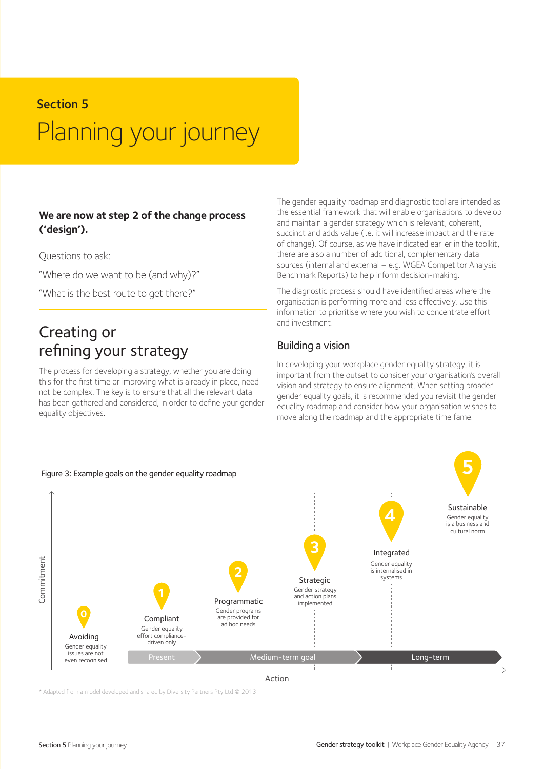Section 5

# Planning your journey

**We are now at step 2 of the change process ('design').**

Questions to ask:

"Where do we want to be (and why)?"

"What is the best route to get there?"

## Creating or refining your strategy

The process for developing a strategy, whether you are doing this for the first time or improving what is already in place, need not be complex. The key is to ensure that all the relevant data has been gathered and considered, in order to define your gender equality objectives.

The gender equality roadmap and diagnostic tool are intended as the essential framework that will enable organisations to develop and maintain a gender strategy which is relevant, coherent, succinct and adds value (i.e. it will increase impact and the rate of change). Of course, as we have indicated earlier in the toolkit, there are also a number of additional, complementary data sources (internal and external – e.g. WGEA Competitor Analysis Benchmark Reports) to help inform decision-making.

The diagnostic process should have identified areas where the organisation is performing more and less effectively. Use this information to prioritise where you wish to concentrate effort and investment.

### Building a vision

In developing your workplace gender equality strategy, it is important from the outset to consider your organisation's overall vision and strategy to ensure alignment. When setting broader gender equality goals, it is recommended you revisit the gender equality roadmap and consider how your organisation wishes to move along the roadmap and the appropriate time frame.

Figure 3: Example goals on the gender equality roadmap

| Stage | Name | Description |
|---|---|---|
| 0 | Avoiding | Gender equality issues are not even recognised |
| 1 | Compliant | Gender equality effort compliance-driven only |
| 2 | Programmatic | Gender programs are provided for ad hoc needs |
| 3 | Strategic | Gender strategy and action plans implemented |
| 4 | Integrated | Gender equality is internalised in systems |
| 5 | Sustainable | Gender equality is a business and cultural norm |

Axes: Commitment (vertical), Action (horizontal). Timeline: Present → Medium-term goal → Long-term

* Adapted from a model developed and shared by Diversity Partners Pty Ltd © 2013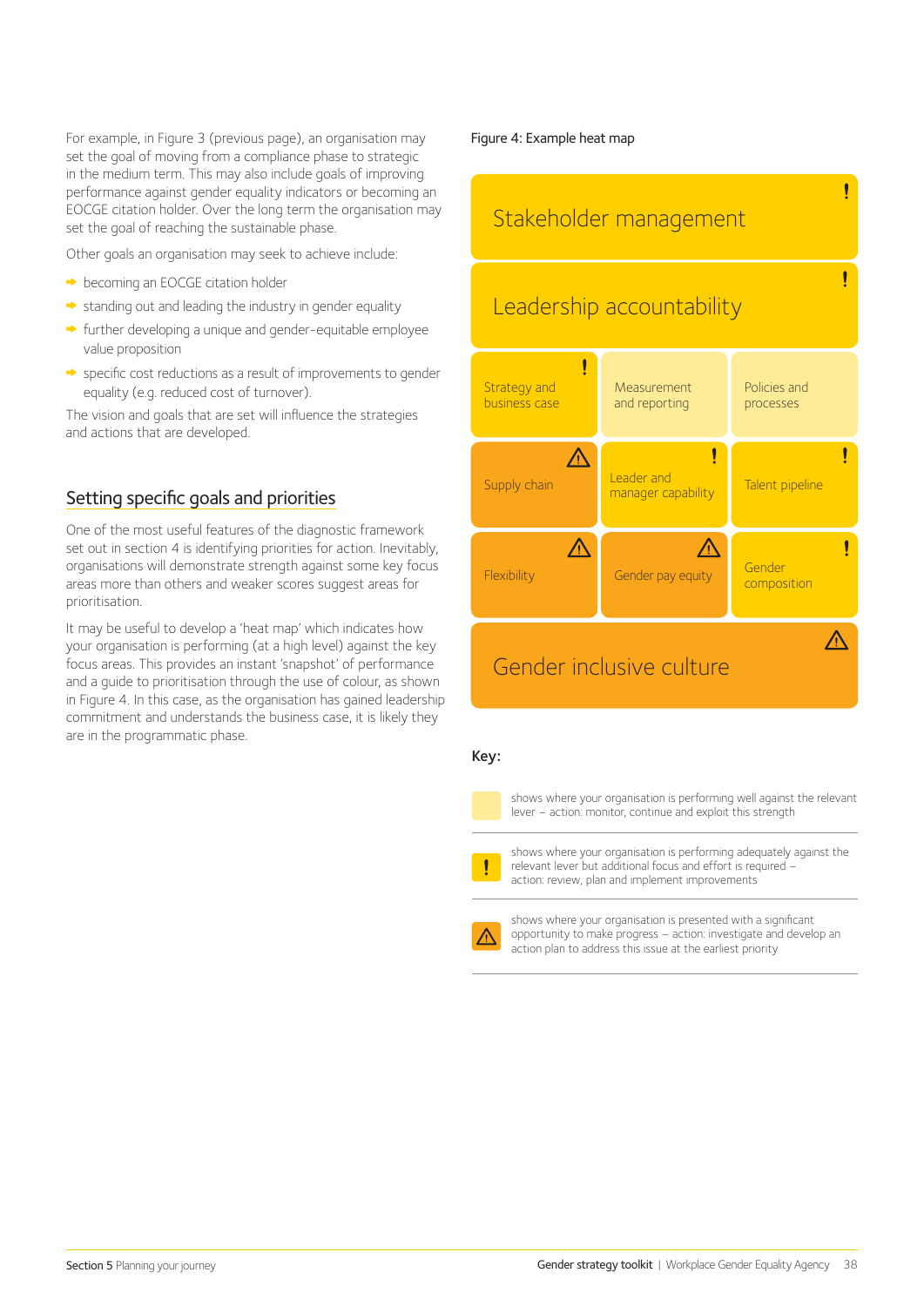For example, in Figure 3 (previous page), an organisation may set the goal of moving from a compliance phase to strategic in the medium term. This may also include goals of improving performance against gender equality indicators or becoming an EOCGE citation holder. Over the long term the organisation may set the goal of reaching the sustainable phase.

Other goals an organisation may seek to achieve include:

- becoming an EOCGE citation holder
- standing out and leading the industry in gender equality
- further developing a unique and gender-equitable employee value proposition
- specific cost reductions as a result of improvements to gender equality (e.g. reduced cost of turnover).

The vision and goals that are set will influence the strategies and actions that are developed.

## Setting specific goals and priorities

One of the most useful features of the diagnostic framework set out in section 4 is identifying priorities for action. Inevitably, organisations will demonstrate strength against some key focus areas more than others and weaker scores suggest areas for prioritisation.

It may be useful to develop a 'heat map' which indicates how your organisation is performing (at a high level) against the key focus areas. This provides an instant 'snapshot' of performance and a guide to prioritisation through the use of colour, as shown in Figure 4. In this case, as the organisation has gained leadership commitment and understands the business case, it is likely they are in the programmatic phase.

Figure 4: Example heat map

| Stakeholder management ! | | |
|---|---|---|
| Leadership accountability ! | | |
| Strategy and business case ! | Measurement and reporting | Policies and processes |
| Supply chain ⚠ | Leader and manager capability ! | Talent pipeline ! |
| Flexibility ⚠ | Gender pay equity ⚠ | Gender composition ! |
| Gender inclusive culture ⚠ | | |

**Key:**

- (pale yellow) shows where your organisation is performing well against the relevant lever – action: monitor, continue and exploit this strength
- ! shows where your organisation is performing adequately against the relevant lever but additional focus and effort is required – action: review, plan and implement improvements
- ⚠ shows where your organisation is presented with a significant opportunity to make progress – action: investigate and develop an action plan to address this issue at the earliest priority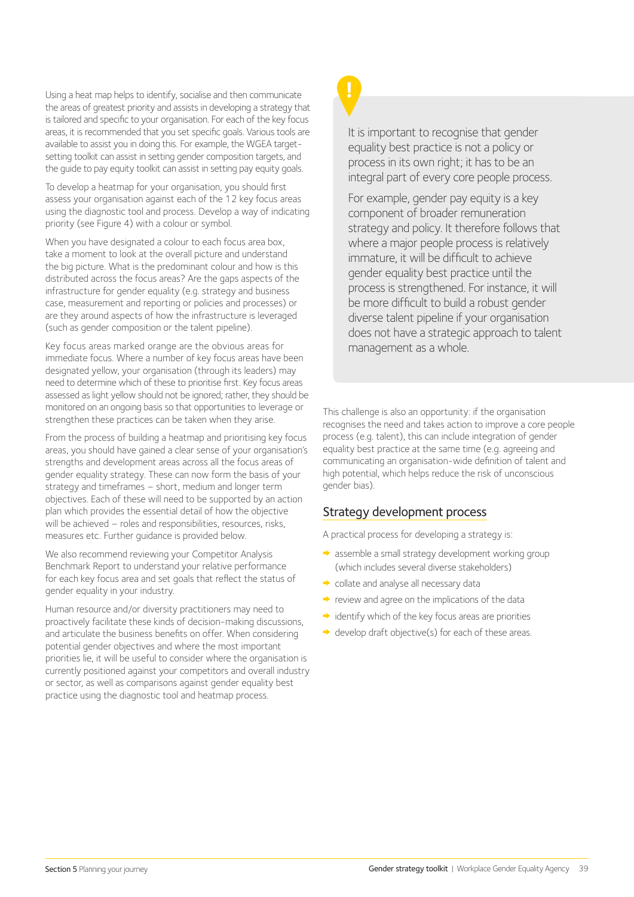Using a heat map helps to identify, socialise and then communicate the areas of greatest priority and assists in developing a strategy that is tailored and specific to your organisation. For each of the key focus areas, it is recommended that you set specific goals. Various tools are available to assist you in doing this. For example, the WGEA target-setting toolkit can assist in setting gender composition targets, and the guide to pay equity toolkit can assist in setting pay equity goals.

To develop a heatmap for your organisation, you should first assess your organisation against each of the 12 key focus areas using the diagnostic tool and process. Develop a way of indicating priority (see Figure 4) with a colour or symbol.

When you have designated a colour to each focus area box, take a moment to look at the overall picture and understand the big picture. What is the predominant colour and how is this distributed across the focus areas? Are the gaps aspects of the infrastructure for gender equality (e.g. strategy and business case, measurement and reporting or policies and processes) or are they around aspects of how the infrastructure is leveraged (such as gender composition or the talent pipeline).

Key focus areas marked orange are the obvious areas for immediate focus. Where a number of key focus areas have been designated yellow, your organisation (through its leaders) may need to determine which of these to prioritise first. Key focus areas assessed as light yellow should not be ignored; rather, they should be monitored on an ongoing basis so that opportunities to leverage or strengthen these practices can be taken when they arise.

From the process of building a heatmap and prioritising key focus areas, you should have gained a clear sense of your organisation's strengths and development areas across all the focus areas of gender equality strategy. These can now form the basis of your strategy and timeframes – short, medium and longer term objectives. Each of these will need to be supported by an action plan which provides the essential detail of how the objective will be achieved – roles and responsibilities, resources, risks, measures etc. Further guidance is provided below.

We also recommend reviewing your Competitor Analysis Benchmark Report to understand your relative performance for each key focus area and set goals that reflect the status of gender equality in your industry.

Human resource and/or diversity practitioners may need to proactively facilitate these kinds of decision-making discussions, and articulate the business benefits on offer. When considering potential gender objectives and where the most important priorities lie, it will be useful to consider where the organisation is currently positioned against your competitors and overall industry or sector, as well as comparisons against gender equality best practice using the diagnostic tool and heatmap process.

> It is important to recognise that gender equality best practice is not a policy or process in its own right; it has to be an integral part of every core people process.
>
> For example, gender pay equity is a key component of broader remuneration strategy and policy. It therefore follows that where a major people process is relatively immature, it will be difficult to achieve gender equality best practice until the process is strengthened. For instance, it will be more difficult to build a robust gender diverse talent pipeline if your organisation does not have a strategic approach to talent management as a whole.

This challenge is also an opportunity: if the organisation recognises the need and takes action to improve a core people process (e.g. talent), this can include integration of gender equality best practice at the same time (e.g. agreeing and communicating an organisation-wide definition of talent and high potential, which helps reduce the risk of unconscious gender bias).

## Strategy development process

A practical process for developing a strategy is:

- assemble a small strategy development working group (which includes several diverse stakeholders)
- collate and analyse all necessary data
- review and agree on the implications of the data
- identify which of the key focus areas are priorities
- develop draft objective(s) for each of these areas.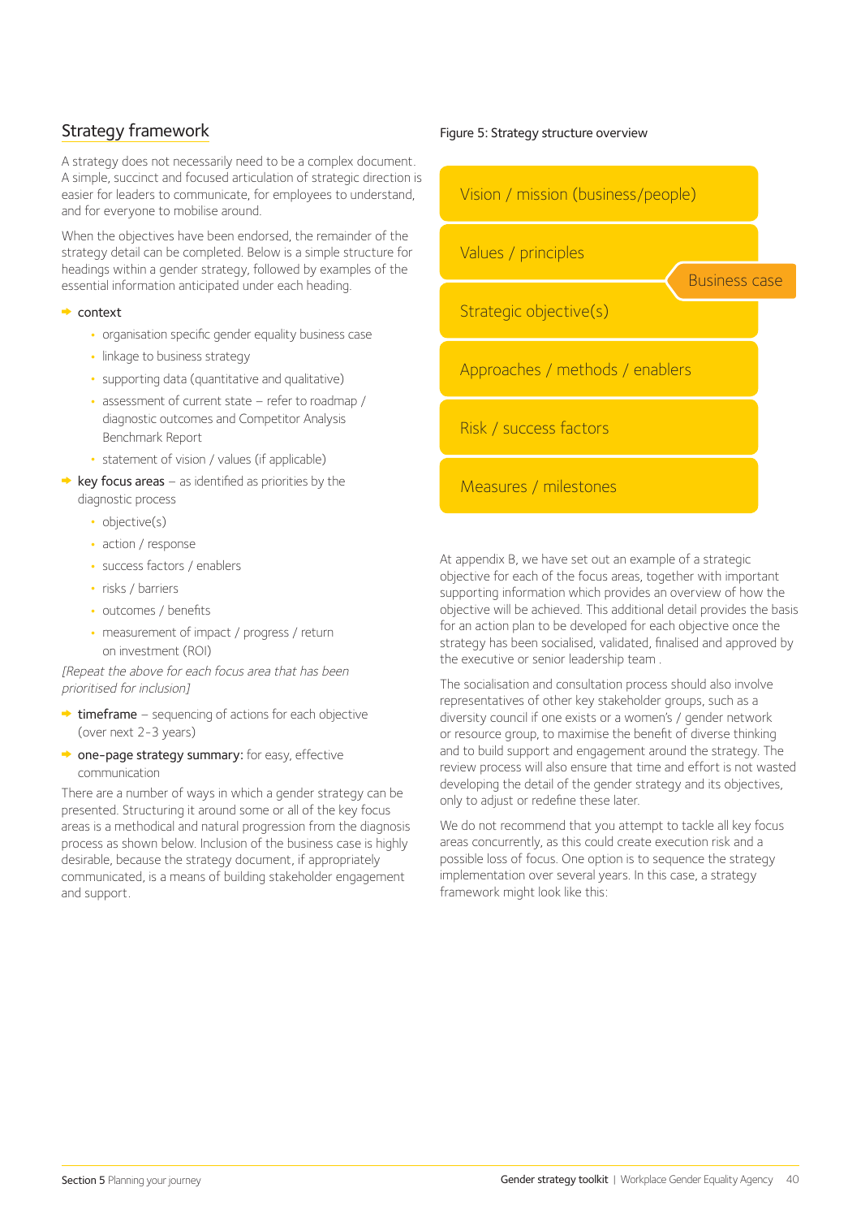## Strategy framework

A strategy does not necessarily need to be a complex document. A simple, succinct and focused articulation of strategic direction is easier for leaders to communicate, for employees to understand, and for everyone to mobilise around.

When the objectives have been endorsed, the remainder of the strategy detail can be completed. Below is a simple structure for headings within a gender strategy, followed by examples of the essential information anticipated under each heading.

- context
  - organisation specific gender equality business case
  - linkage to business strategy
  - supporting data (quantitative and qualitative)
  - assessment of current state – refer to roadmap / diagnostic outcomes and Competitor Analysis Benchmark Report
  - statement of vision / values (if applicable)
- key focus areas – as identified as priorities by the diagnostic process
  - objective(s)
  - action / response
  - success factors / enablers
  - risks / barriers
  - outcomes / benefits
  - measurement of impact / progress / return on investment (ROI)

*[Repeat the above for each focus area that has been prioritised for inclusion]*

- timeframe – sequencing of actions for each objective (over next 2-3 years)
- **one-page strategy summary:** for easy, effective communication

There are a number of ways in which a gender strategy can be presented. Structuring it around some or all of the key focus areas is a methodical and natural progression from the diagnosis process as shown below. Inclusion of the business case is highly desirable, because the strategy document, if appropriately communicated, is a means of building stakeholder engagement and support.

Figure 5: Strategy structure overview

- Vision / mission (business/people)
- Values / principles
- Business case
- Strategic objective(s)
- Approaches / methods / enablers
- Risk / success factors
- Measures / milestones

At appendix B, we have set out an example of a strategic objective for each of the focus areas, together with important supporting information which provides an overview of how the objective will be achieved. This additional detail provides the basis for an action plan to be developed for each objective once the strategy has been socialised, validated, finalised and approved by the executive or senior leadership team .

The socialisation and consultation process should also involve representatives of other key stakeholder groups, such as a diversity council if one exists or a women's / gender network or resource group, to maximise the benefit of diverse thinking and to build support and engagement around the strategy. The review process will also ensure that time and effort is not wasted developing the detail of the gender strategy and its objectives, only to adjust or redefine these later.

We do not recommend that you attempt to tackle all key focus areas concurrently, as this could create execution risk and a possible loss of focus. One option is to sequence the strategy implementation over several years. In this case, a strategy framework might look like this: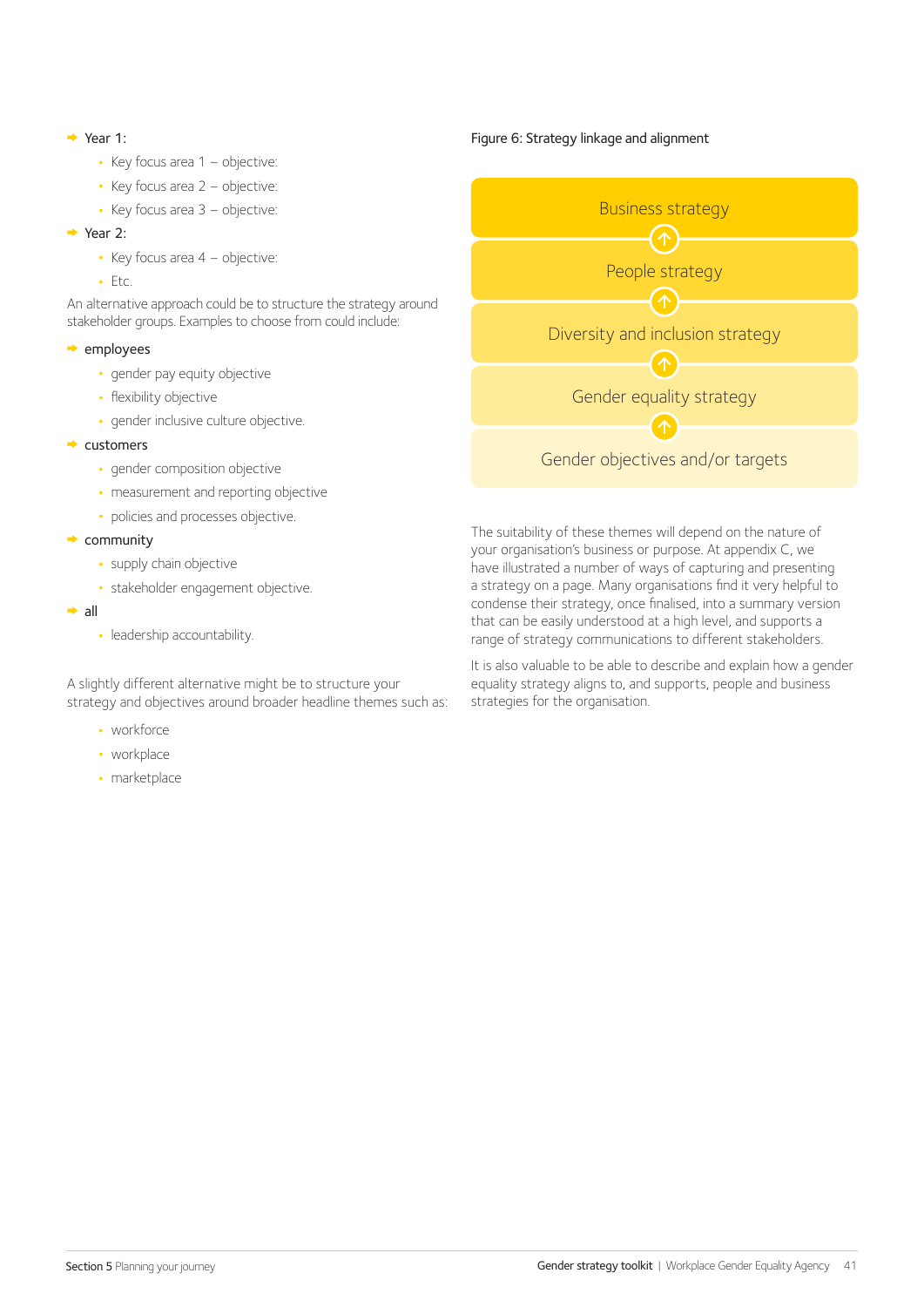- Year 1:
  - Key focus area 1 – objective:
  - Key focus area 2 – objective:
  - Key focus area 3 – objective:
- Year 2:
  - Key focus area 4 – objective:
  - Etc.

An alternative approach could be to structure the strategy around stakeholder groups. Examples to choose from could include:

- employees
  - gender pay equity objective
  - flexibility objective
  - gender inclusive culture objective.
- customers
  - gender composition objective
  - measurement and reporting objective
  - policies and processes objective.
- community
  - supply chain objective
  - stakeholder engagement objective.
- all
  - leadership accountability.

A slightly different alternative might be to structure your strategy and objectives around broader headline themes such as:

- workforce
- workplace
- marketplace

Figure 6: Strategy linkage and alignment

- Business strategy
- ↑ People strategy
- ↑ Diversity and inclusion strategy
- ↑ Gender equality strategy
- ↑ Gender objectives and/or targets

The suitability of these themes will depend on the nature of your organisation's business or purpose. At appendix C, we have illustrated a number of ways of capturing and presenting a strategy on a page. Many organisations find it very helpful to condense their strategy, once finalised, into a summary version that can be easily understood at a high level, and supports a range of strategy communications to different stakeholders.

It is also valuable to be able to describe and explain how a gender equality strategy aligns to, and supports, people and business strategies for the organisation.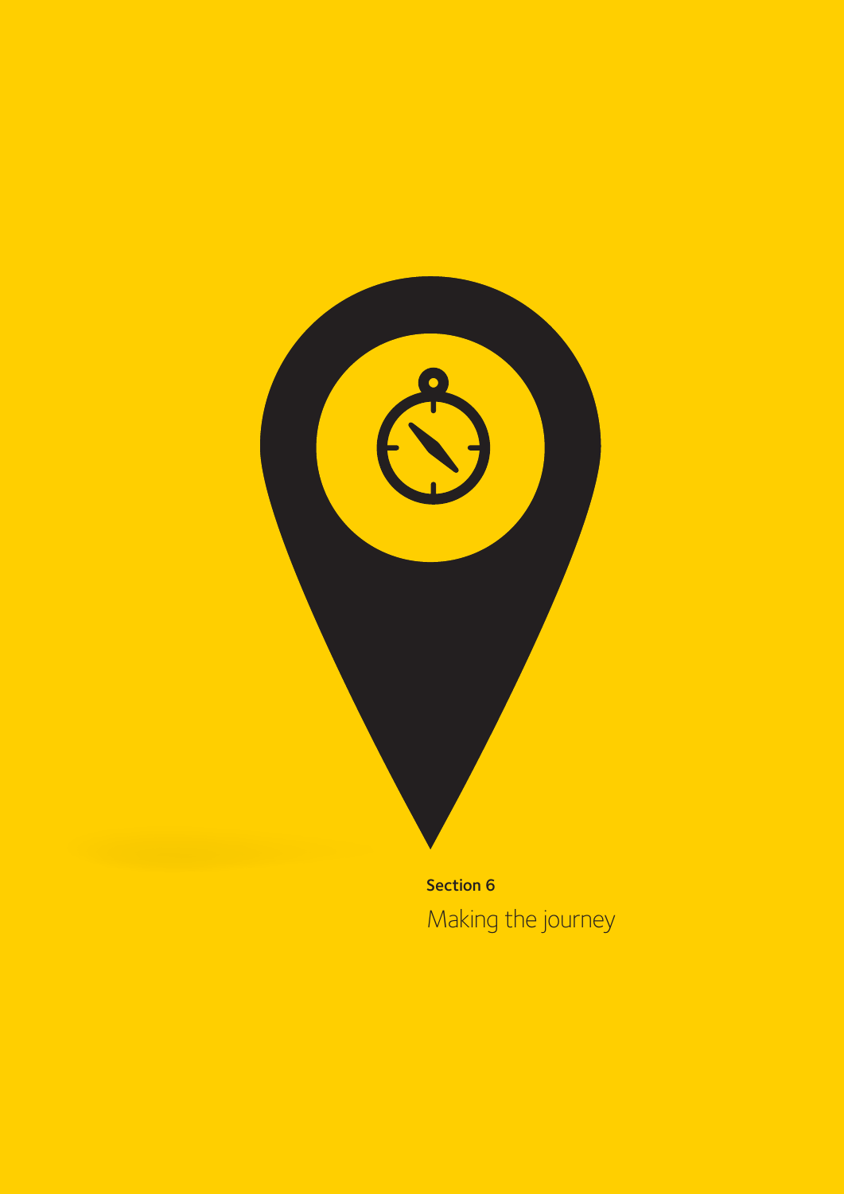**Section 6**

# Making the journey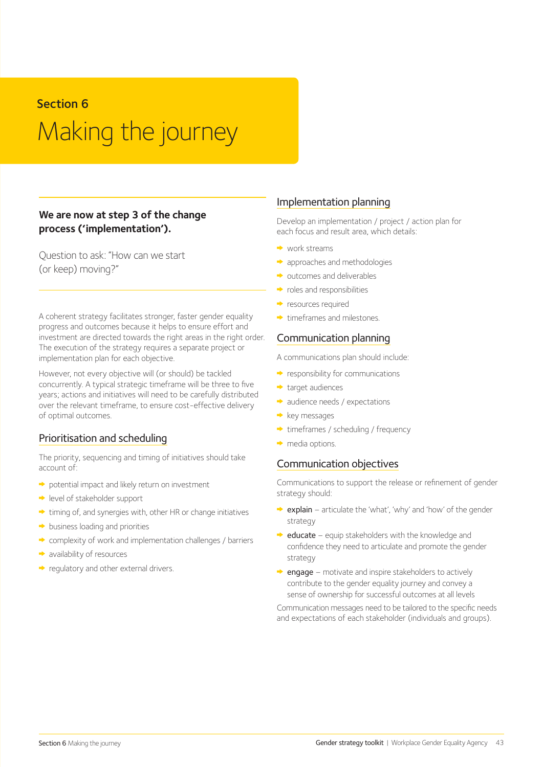Section 6

# Making the journey

**We are now at step 3 of the change process ('implementation').**

Question to ask: "How can we start (or keep) moving?"

A coherent strategy facilitates stronger, faster gender equality progress and outcomes because it helps to ensure effort and investment are directed towards the right areas in the right order. The execution of the strategy requires a separate project or implementation plan for each objective.

However, not every objective will (or should) be tackled concurrently. A typical strategic timeframe will be three to five years; actions and initiatives will need to be carefully distributed over the relevant timeframe, to ensure cost-effective delivery of optimal outcomes.

## Prioritisation and scheduling

The priority, sequencing and timing of initiatives should take account of:

- potential impact and likely return on investment
- level of stakeholder support
- timing of, and synergies with, other HR or change initiatives
- business loading and priorities
- complexity of work and implementation challenges / barriers
- availability of resources
- regulatory and other external drivers.

## Implementation planning

Develop an implementation / project / action plan for each focus and result area, which details:

- work streams
- approaches and methodologies
- outcomes and deliverables
- roles and responsibilities
- resources required
- timeframes and milestones.

## Communication planning

A communications plan should include:

- responsibility for communications
- target audiences
- audience needs / expectations
- key messages
- timeframes / scheduling / frequency
- media options.

## Communication objectives

Communications to support the release or refinement of gender strategy should:

- **explain** – articulate the 'what', 'why' and 'how' of the gender strategy
- **educate** – equip stakeholders with the knowledge and confidence they need to articulate and promote the gender strategy
- **engage** – motivate and inspire stakeholders to actively contribute to the gender equality journey and convey a sense of ownership for successful outcomes at all levels

Communication messages need to be tailored to the specific needs and expectations of each stakeholder (individuals and groups).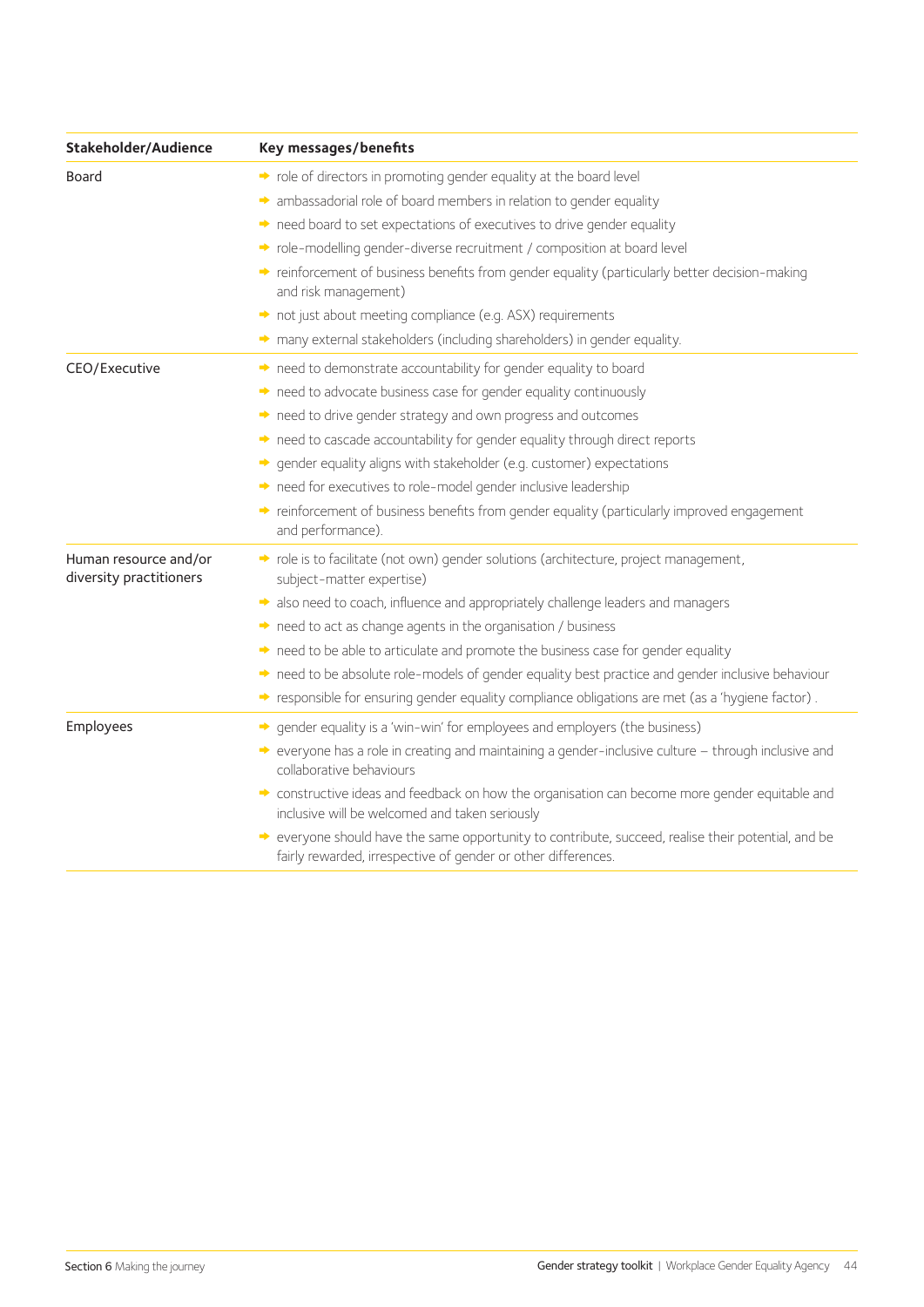| Stakeholder/Audience | Key messages/benefits |
|---|---|
| Board | ➔ role of directors in promoting gender equality at the board level<br>➔ ambassadorial role of board members in relation to gender equality<br>➔ need board to set expectations of executives to drive gender equality<br>➔ role-modelling gender-diverse recruitment / composition at board level<br>➔ reinforcement of business benefits from gender equality (particularly better decision-making and risk management)<br>➔ not just about meeting compliance (e.g. ASX) requirements<br>➔ many external stakeholders (including shareholders) in gender equality. |
| CEO/Executive | ➔ need to demonstrate accountability for gender equality to board<br>➔ need to advocate business case for gender equality continuously<br>➔ need to drive gender strategy and own progress and outcomes<br>➔ need to cascade accountability for gender equality through direct reports<br>➔ gender equality aligns with stakeholder (e.g. customer) expectations<br>➔ need for executives to role-model gender inclusive leadership<br>➔ reinforcement of business benefits from gender equality (particularly improved engagement and performance). |
| Human resource and/or diversity practitioners | ➔ role is to facilitate (not own) gender solutions (architecture, project management, subject-matter expertise)<br>➔ also need to coach, influence and appropriately challenge leaders and managers<br>➔ need to act as change agents in the organisation / business<br>➔ need to be able to articulate and promote the business case for gender equality<br>➔ need to be absolute role-models of gender equality best practice and gender inclusive behaviour<br>➔ responsible for ensuring gender equality compliance obligations are met (as a 'hygiene factor) . |
| Employees | ➔ gender equality is a 'win-win' for employees and employers (the business)<br>➔ everyone has a role in creating and maintaining a gender-inclusive culture – through inclusive and collaborative behaviours<br>➔ constructive ideas and feedback on how the organisation can become more gender equitable and inclusive will be welcomed and taken seriously<br>➔ everyone should have the same opportunity to contribute, succeed, realise their potential, and be fairly rewarded, irrespective of gender or other differences. |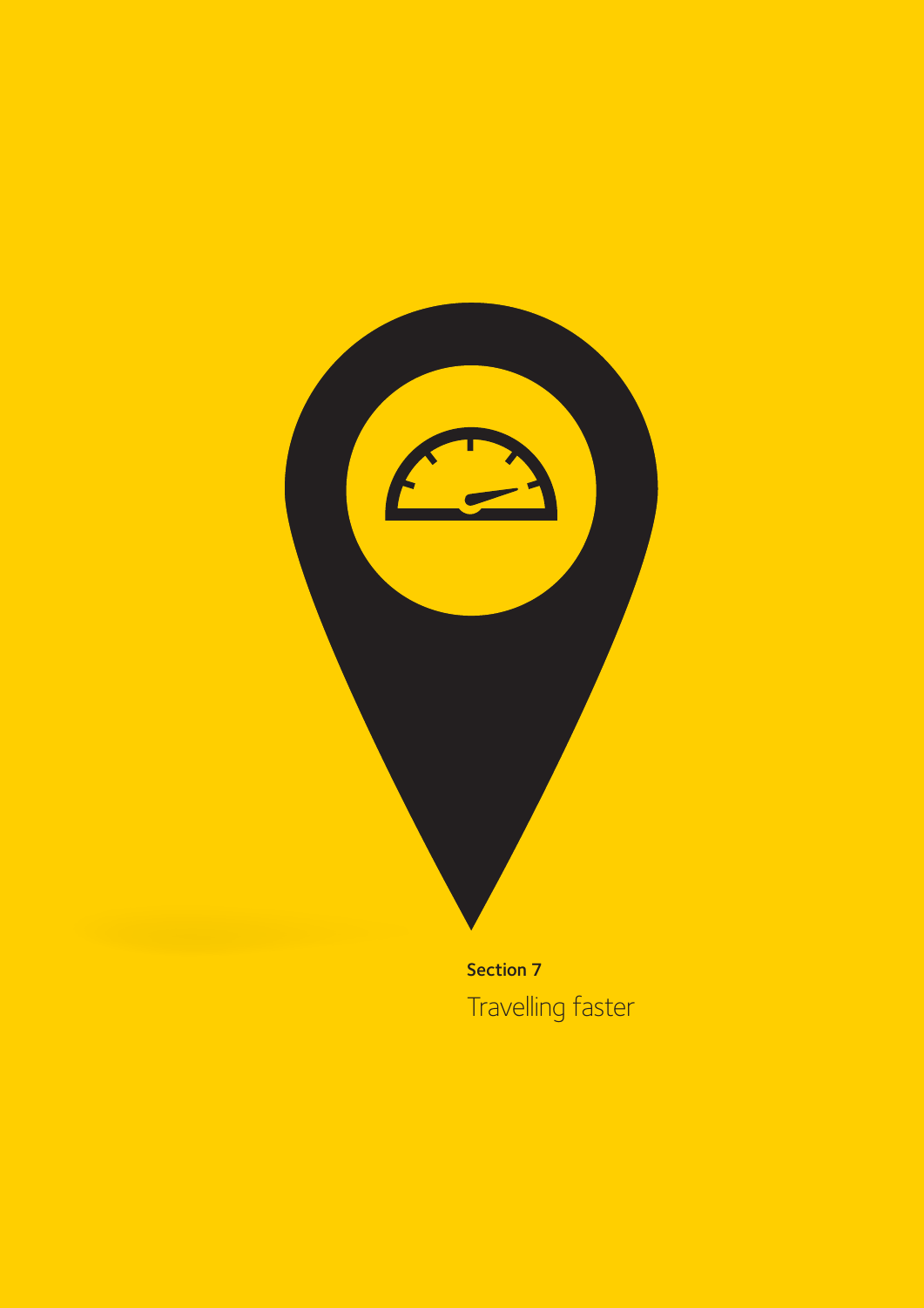**Section 7**

# Travelling faster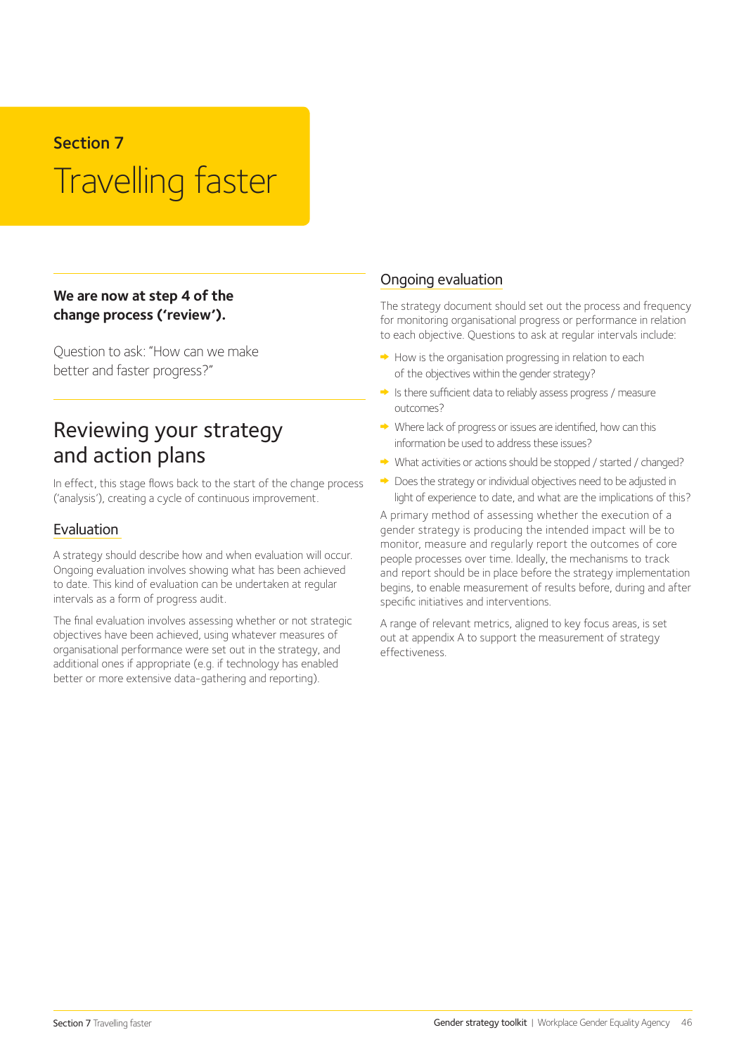Section 7

# Travelling faster

**We are now at step 4 of the change process ('review').**

Question to ask: "How can we make better and faster progress?"

## Reviewing your strategy and action plans

In effect, this stage flows back to the start of the change process ('analysis'), creating a cycle of continuous improvement.

### Evaluation

A strategy should describe how and when evaluation will occur. Ongoing evaluation involves showing what has been achieved to date. This kind of evaluation can be undertaken at regular intervals as a form of progress audit.

The final evaluation involves assessing whether or not strategic objectives have been achieved, using whatever measures of organisational performance were set out in the strategy, and additional ones if appropriate (e.g. if technology has enabled better or more extensive data-gathering and reporting).

### Ongoing evaluation

The strategy document should set out the process and frequency for monitoring organisational progress or performance in relation to each objective. Questions to ask at regular intervals include:

- How is the organisation progressing in relation to each of the objectives within the gender strategy?
- Is there sufficient data to reliably assess progress / measure outcomes?
- Where lack of progress or issues are identified, how can this information be used to address these issues?
- What activities or actions should be stopped / started / changed?
- Does the strategy or individual objectives need to be adjusted in light of experience to date, and what are the implications of this?

A primary method of assessing whether the execution of a gender strategy is producing the intended impact will be to monitor, measure and regularly report the outcomes of core people processes over time. Ideally, the mechanisms to track and report should be in place before the strategy implementation begins, to enable measurement of results before, during and after specific initiatives and interventions.

A range of relevant metrics, aligned to key focus areas, is set out at appendix A to support the measurement of strategy effectiveness.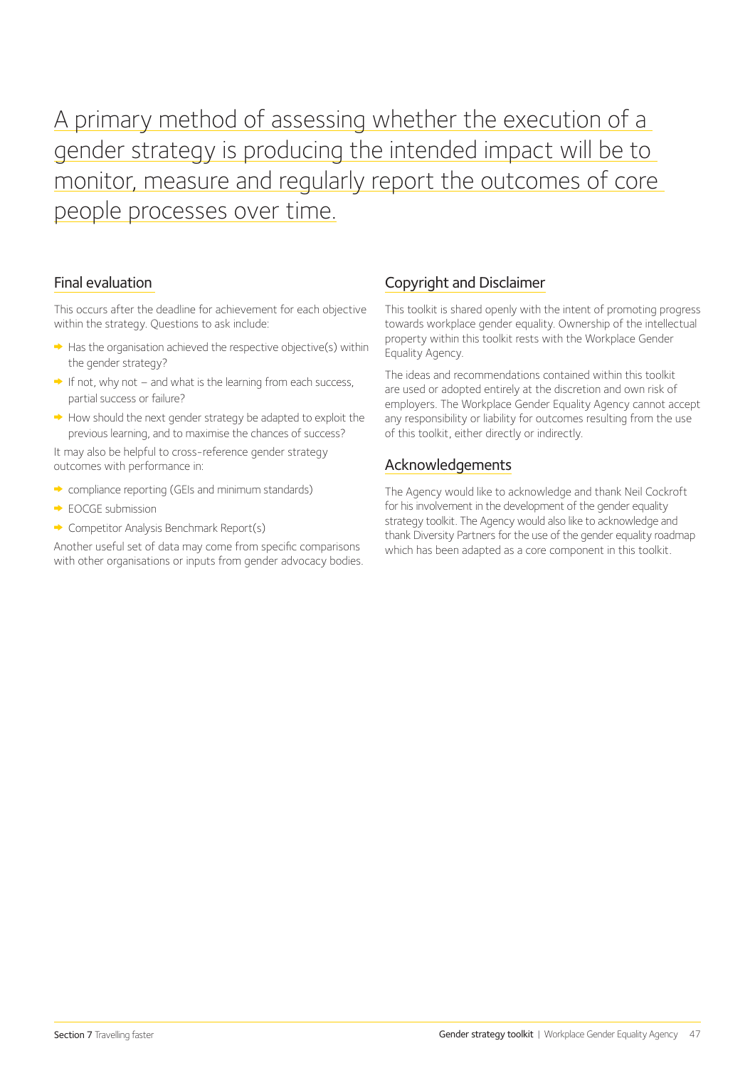A primary method of assessing whether the execution of a gender strategy is producing the intended impact will be to monitor, measure and regularly report the outcomes of core people processes over time.

## Final evaluation

This occurs after the deadline for achievement for each objective within the strategy. Questions to ask include:

- Has the organisation achieved the respective objective(s) within the gender strategy?
- If not, why not – and what is the learning from each success, partial success or failure?
- How should the next gender strategy be adapted to exploit the previous learning, and to maximise the chances of success?

It may also be helpful to cross-reference gender strategy outcomes with performance in:

- compliance reporting (GEIs and minimum standards)
- EOCGE submission
- Competitor Analysis Benchmark Report(s)

Another useful set of data may come from specific comparisons with other organisations or inputs from gender advocacy bodies.

## Copyright and Disclaimer

This toolkit is shared openly with the intent of promoting progress towards workplace gender equality. Ownership of the intellectual property within this toolkit rests with the Workplace Gender Equality Agency.

The ideas and recommendations contained within this toolkit are used or adopted entirely at the discretion and own risk of employers. The Workplace Gender Equality Agency cannot accept any responsibility or liability for outcomes resulting from the use of this toolkit, either directly or indirectly.

## Acknowledgements

The Agency would like to acknowledge and thank Neil Cockroft for his involvement in the development of the gender equality strategy toolkit. The Agency would also like to acknowledge and thank Diversity Partners for the use of the gender equality roadmap which has been adapted as a core component in this toolkit.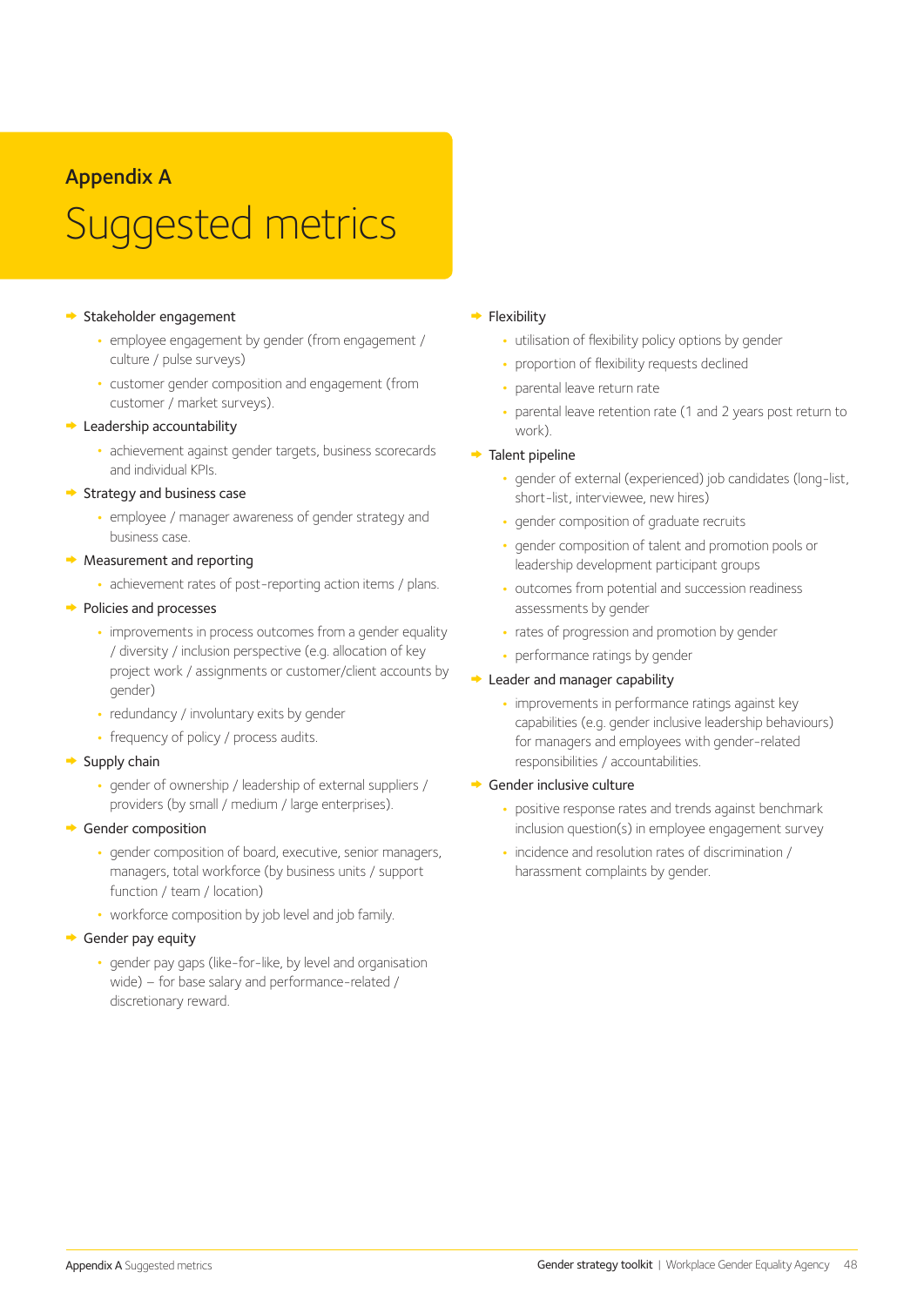## Appendix A

# Suggested metrics

- Stakeholder engagement
  - employee engagement by gender (from engagement / culture / pulse surveys)
  - customer gender composition and engagement (from customer / market surveys).
- Leadership accountability
  - achievement against gender targets, business scorecards and individual KPIs.
- Strategy and business case
  - employee / manager awareness of gender strategy and business case.
- Measurement and reporting
  - achievement rates of post-reporting action items / plans.
- Policies and processes
  - improvements in process outcomes from a gender equality / diversity / inclusion perspective (e.g. allocation of key project work / assignments or customer/client accounts by gender)
  - redundancy / involuntary exits by gender
  - frequency of policy / process audits.
- Supply chain
  - gender of ownership / leadership of external suppliers / providers (by small / medium / large enterprises).
- Gender composition
  - gender composition of board, executive, senior managers, managers, total workforce (by business units / support function / team / location)
  - workforce composition by job level and job family.
- Gender pay equity
  - gender pay gaps (like-for-like, by level and organisation wide) – for base salary and performance-related / discretionary reward.
- Flexibility
  - utilisation of flexibility policy options by gender
  - proportion of flexibility requests declined
  - parental leave return rate
  - parental leave retention rate (1 and 2 years post return to work).
- Talent pipeline
  - gender of external (experienced) job candidates (long-list, short-list, interviewee, new hires)
  - gender composition of graduate recruits
  - gender composition of talent and promotion pools or leadership development participant groups
  - outcomes from potential and succession readiness assessments by gender
  - rates of progression and promotion by gender
  - performance ratings by gender
- Leader and manager capability
  - improvements in performance ratings against key capabilities (e.g. gender inclusive leadership behaviours) for managers and employees with gender-related responsibilities / accountabilities.
- Gender inclusive culture
  - positive response rates and trends against benchmark inclusion question(s) in employee engagement survey
  - incidence and resolution rates of discrimination / harassment complaints by gender.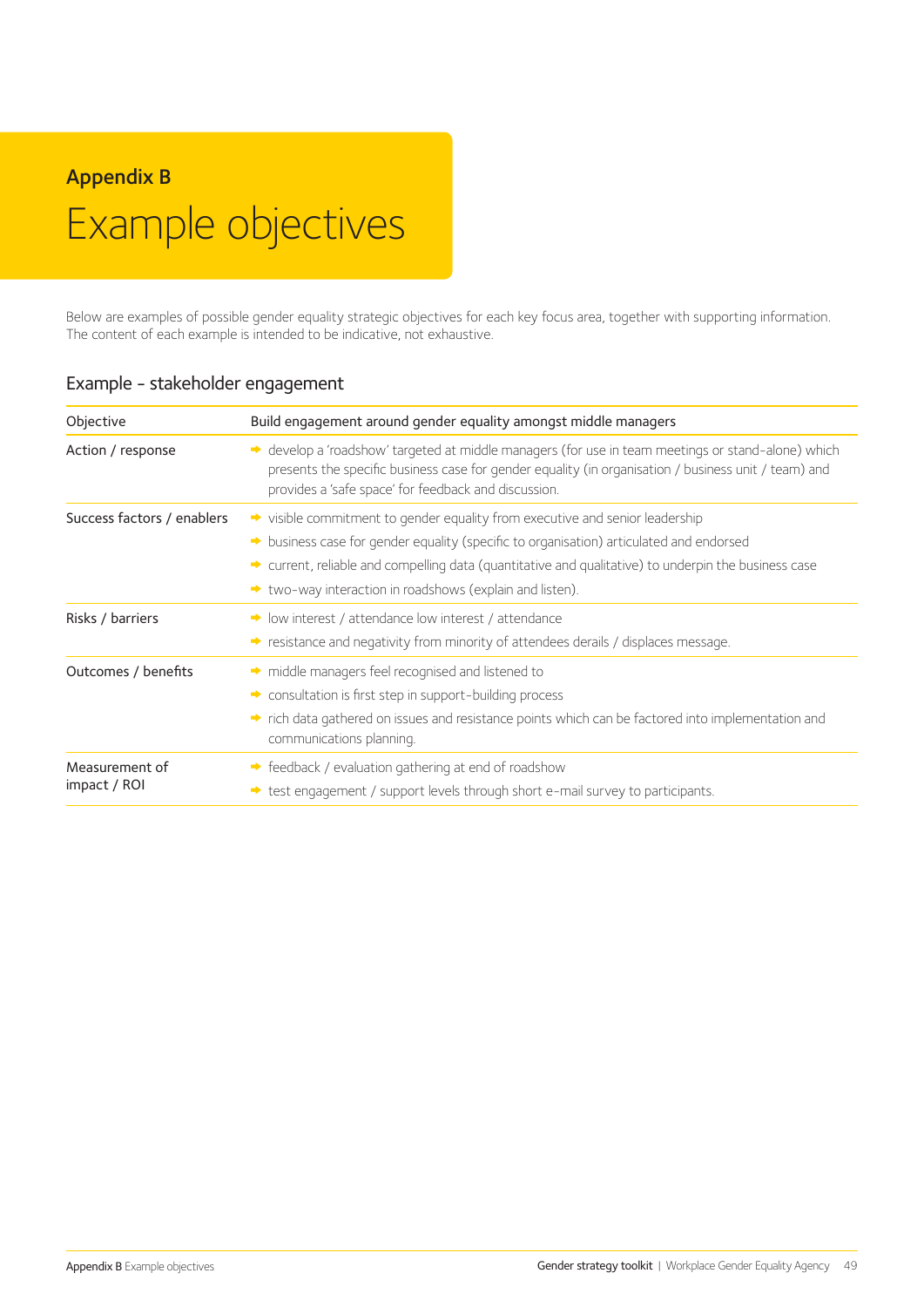## Appendix B

# Example objectives

Below are examples of possible gender equality strategic objectives for each key focus area, together with supporting information. The content of each example is intended to be indicative, not exhaustive.

### Example - stakeholder engagement

| Objective | Build engagement around gender equality amongst middle managers |
|---|---|
| Action / response | ➡ develop a 'roadshow' targeted at middle managers (for use in team meetings or stand-alone) which presents the specific business case for gender equality (in organisation / business unit / team) and provides a 'safe space' for feedback and discussion. |
| Success factors / enablers | ➡ visible commitment to gender equality from executive and senior leadership<br>➡ business case for gender equality (specific to organisation) articulated and endorsed<br>➡ current, reliable and compelling data (quantitative and qualitative) to underpin the business case<br>➡ two-way interaction in roadshows (explain and listen). |
| Risks / barriers | ➡ low interest / attendance low interest / attendance<br>➡ resistance and negativity from minority of attendees derails / displaces message. |
| Outcomes / benefits | ➡ middle managers feel recognised and listened to<br>➡ consultation is first step in support-building process<br>➡ rich data gathered on issues and resistance points which can be factored into implementation and communications planning. |
| Measurement of impact / ROI | ➡ feedback / evaluation gathering at end of roadshow<br>➡ test engagement / support levels through short e-mail survey to participants. |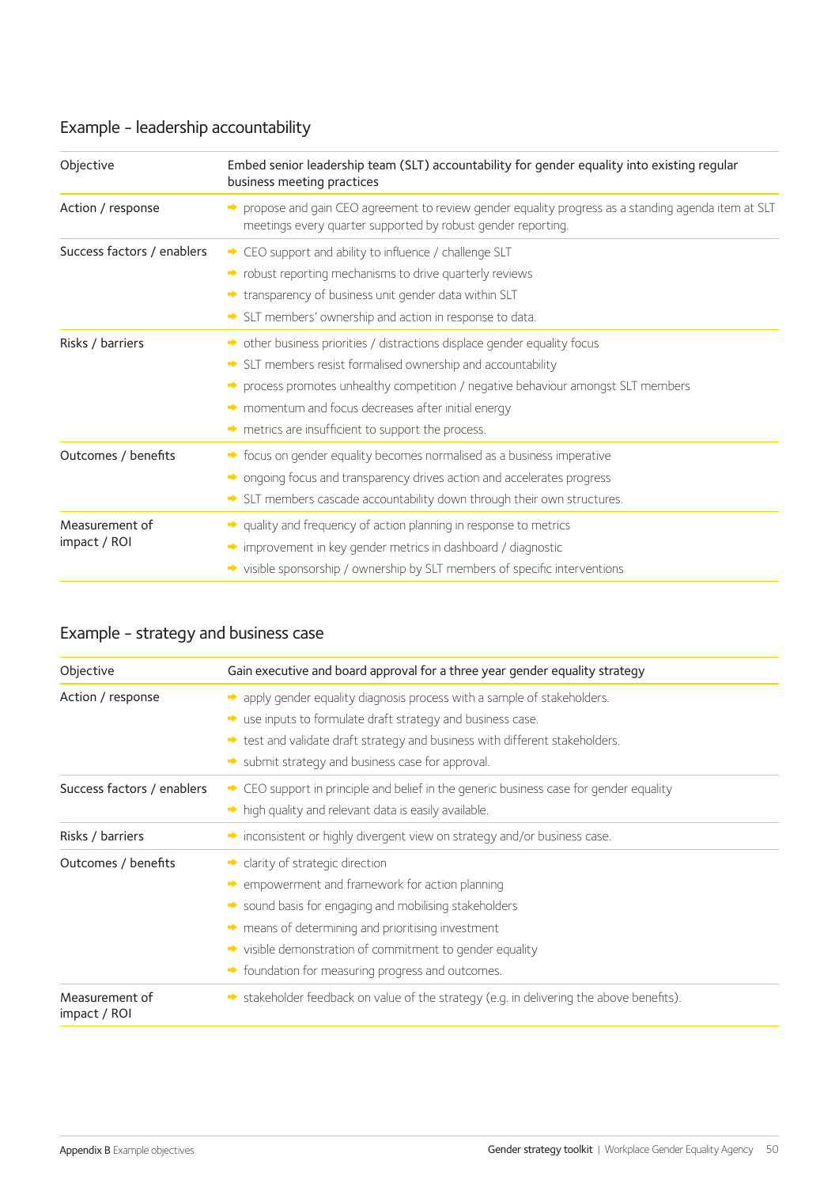## Example – leadership accountability

| Objective | Embed senior leadership team (SLT) accountability for gender equality into existing regular business meeting practices |
|---|---|
| Action / response | ➡ propose and gain CEO agreement to review gender equality progress as a standing agenda item at SLT meetings every quarter supported by robust gender reporting. |
| Success factors / enablers | ➡ CEO support and ability to influence / challenge SLT<br>➡ robust reporting mechanisms to drive quarterly reviews<br>➡ transparency of business unit gender data within SLT<br>➡ SLT members' ownership and action in response to data. |
| Risks / barriers | ➡ other business priorities / distractions displace gender equality focus<br>➡ SLT members resist formalised ownership and accountability<br>➡ process promotes unhealthy competition / negative behaviour amongst SLT members<br>➡ momentum and focus decreases after initial energy<br>➡ metrics are insufficient to support the process. |
| Outcomes / benefits | ➡ focus on gender equality becomes normalised as a business imperative<br>➡ ongoing focus and transparency drives action and accelerates progress<br>➡ SLT members cascade accountability down through their own structures. |
| Measurement of impact / ROI | ➡ quality and frequency of action planning in response to metrics<br>➡ improvement in key gender metrics in dashboard / diagnostic<br>➡ visible sponsorship / ownership by SLT members of specific interventions |

## Example – strategy and business case

| Objective | Gain executive and board approval for a three year gender equality strategy |
|---|---|
| Action / response | ➡ apply gender equality diagnosis process with a sample of stakeholders.<br>➡ use inputs to formulate draft strategy and business case.<br>➡ test and validate draft strategy and business with different stakeholders.<br>➡ submit strategy and business case for approval. |
| Success factors / enablers | ➡ CEO support in principle and belief in the generic business case for gender equality<br>➡ high quality and relevant data is easily available. |
| Risks / barriers | ➡ inconsistent or highly divergent view on strategy and/or business case. |
| Outcomes / benefits | ➡ clarity of strategic direction<br>➡ empowerment and framework for action planning<br>➡ sound basis for engaging and mobilising stakeholders<br>➡ means of determining and prioritising investment<br>➡ visible demonstration of commitment to gender equality<br>➡ foundation for measuring progress and outcomes. |
| Measurement of impact / ROI | ➡ stakeholder feedback on value of the strategy (e.g. in delivering the above benefits). |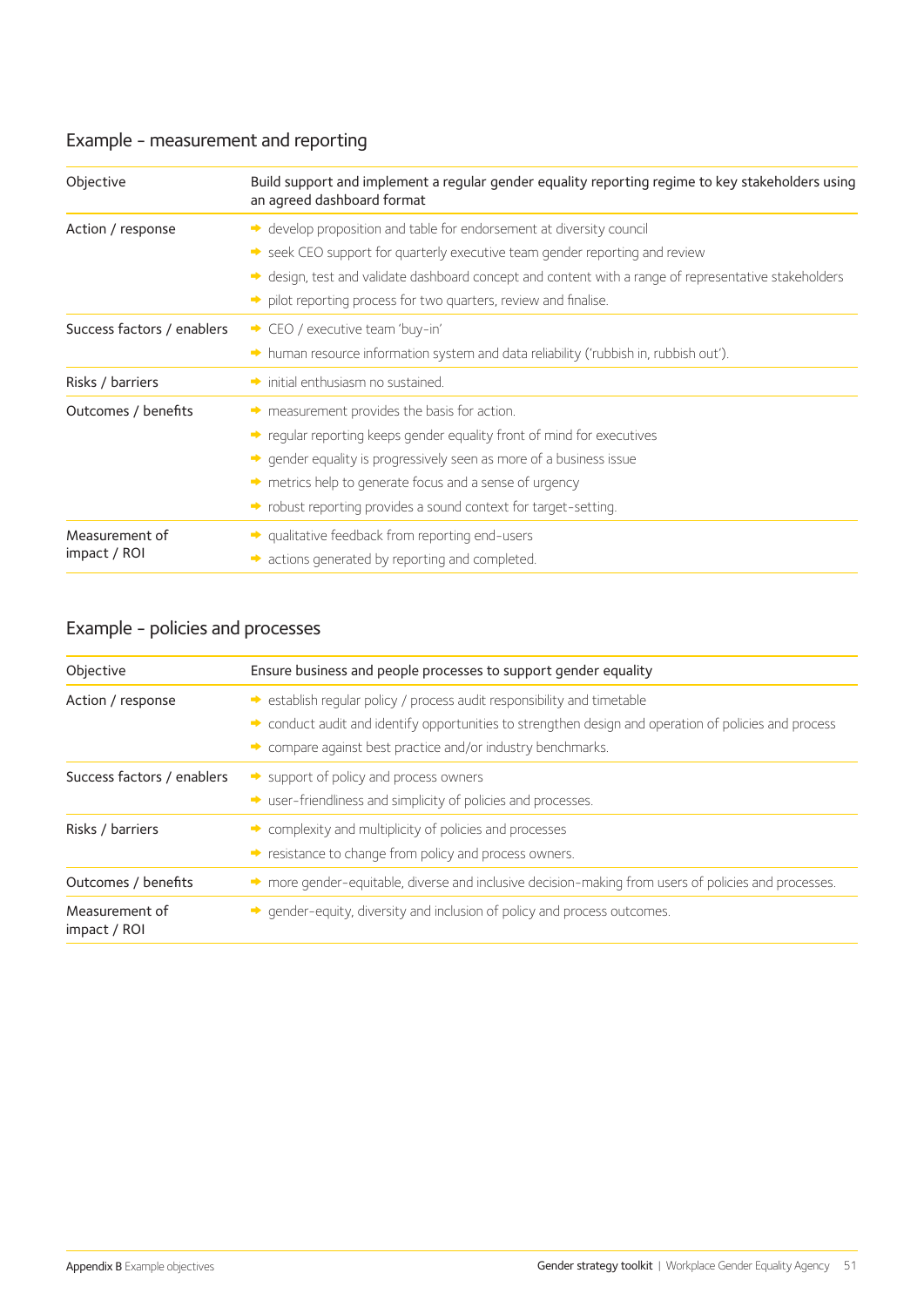## Example - measurement and reporting

| | |
|---|---|
| Objective | Build support and implement a regular gender equality reporting regime to key stakeholders using an agreed dashboard format |
| Action / response | ➡ develop proposition and table for endorsement at diversity council<br>➡ seek CEO support for quarterly executive team gender reporting and review<br>➡ design, test and validate dashboard concept and content with a range of representative stakeholders<br>➡ pilot reporting process for two quarters, review and finalise. |
| Success factors / enablers | ➡ CEO / executive team 'buy-in'<br>➡ human resource information system and data reliability ('rubbish in, rubbish out'). |
| Risks / barriers | ➡ initial enthusiasm no sustained. |
| Outcomes / benefits | ➡ measurement provides the basis for action.<br>➡ regular reporting keeps gender equality front of mind for executives<br>➡ gender equality is progressively seen as more of a business issue<br>➡ metrics help to generate focus and a sense of urgency<br>➡ robust reporting provides a sound context for target-setting. |
| Measurement of impact / ROI | ➡ qualitative feedback from reporting end-users<br>➡ actions generated by reporting and completed. |

## Example - policies and processes

| | |
|---|---|
| Objective | Ensure business and people processes to support gender equality |
| Action / response | ➡ establish regular policy / process audit responsibility and timetable<br>➡ conduct audit and identify opportunities to strengthen design and operation of policies and process<br>➡ compare against best practice and/or industry benchmarks. |
| Success factors / enablers | ➡ support of policy and process owners<br>➡ user-friendliness and simplicity of policies and processes. |
| Risks / barriers | ➡ complexity and multiplicity of policies and processes<br>➡ resistance to change from policy and process owners. |
| Outcomes / benefits | ➡ more gender-equitable, diverse and inclusive decision-making from users of policies and processes. |
| Measurement of impact / ROI | ➡ gender-equity, diversity and inclusion of policy and process outcomes. |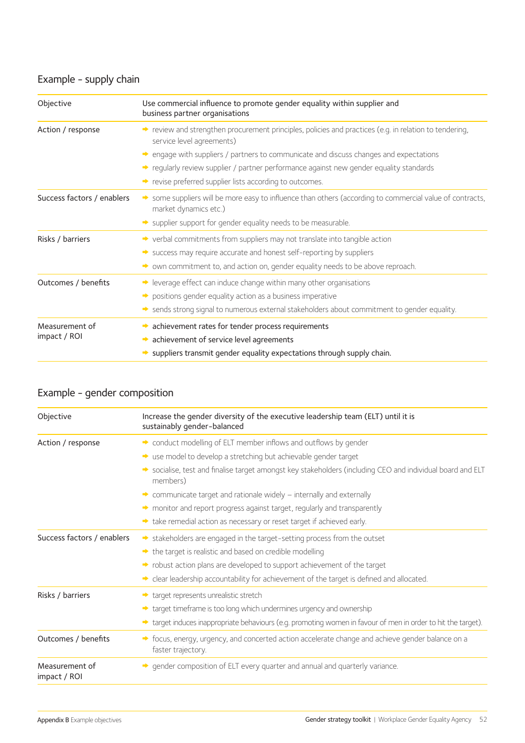## Example – supply chain

| | |
|---|---|
| Objective | Use commercial influence to promote gender equality within supplier and business partner organisations |
| Action / response | ➡ review and strengthen procurement principles, policies and practices (e.g. in relation to tendering, service level agreements)<br>➡ engage with suppliers / partners to communicate and discuss changes and expectations<br>➡ regularly review supplier / partner performance against new gender equality standards<br>➡ revise preferred supplier lists according to outcomes. |
| Success factors / enablers | ➡ some suppliers will be more easy to influence than others (according to commercial value of contracts, market dynamics etc.)<br>➡ supplier support for gender equality needs to be measurable. |
| Risks / barriers | ➡ verbal commitments from suppliers may not translate into tangible action<br>➡ success may require accurate and honest self-reporting by suppliers<br>➡ own commitment to, and action on, gender equality needs to be above reproach. |
| Outcomes / benefits | ➡ leverage effect can induce change within many other organisations<br>➡ positions gender equality action as a business imperative<br>➡ sends strong signal to numerous external stakeholders about commitment to gender equality. |
| Measurement of impact / ROI | ➡ achievement rates for tender process requirements<br>➡ achievement of service level agreements<br>➡ suppliers transmit gender equality expectations through supply chain. |

## Example – gender composition

| | |
|---|---|
| Objective | Increase the gender diversity of the executive leadership team (ELT) until it is sustainably gender-balanced |
| Action / response | ➡ conduct modelling of ELT member inflows and outflows by gender<br>➡ use model to develop a stretching but achievable gender target<br>➡ socialise, test and finalise target amongst key stakeholders (including CEO and individual board and ELT members)<br>➡ communicate target and rationale widely – internally and externally<br>➡ monitor and report progress against target, regularly and transparently<br>➡ take remedial action as necessary or reset target if achieved early. |
| Success factors / enablers | ➡ stakeholders are engaged in the target-setting process from the outset<br>➡ the target is realistic and based on credible modelling<br>➡ robust action plans are developed to support achievement of the target<br>➡ clear leadership accountability for achievement of the target is defined and allocated. |
| Risks / barriers | ➡ target represents unrealistic stretch<br>➡ target timeframe is too long which undermines urgency and ownership<br>➡ target induces inappropriate behaviours (e.g. promoting women in favour of men in order to hit the target). |
| Outcomes / benefits | ➡ focus, energy, urgency, and concerted action accelerate change and achieve gender balance on a faster trajectory. |
| Measurement of impact / ROI | ➡ gender composition of ELT every quarter and annual and quarterly variance. |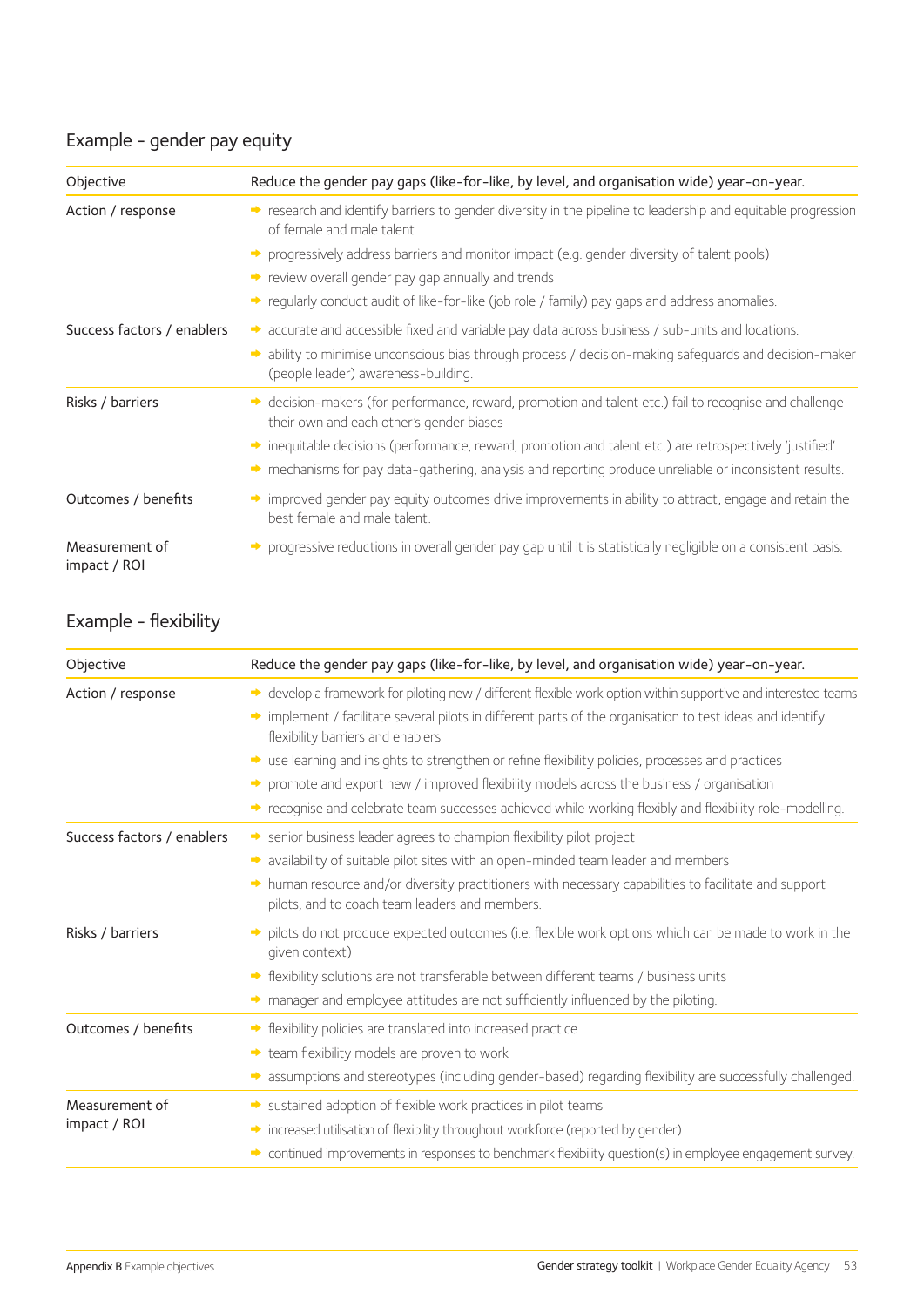## Example - gender pay equity

| Objective | Reduce the gender pay gaps (like-for-like, by level, and organisation wide) year-on-year. |
|---|---|
| Action / response | ➡ research and identify barriers to gender diversity in the pipeline to leadership and equitable progression of female and male talent<br>➡ progressively address barriers and monitor impact (e.g. gender diversity of talent pools)<br>➡ review overall gender pay gap annually and trends<br>➡ regularly conduct audit of like-for-like (job role / family) pay gaps and address anomalies. |
| Success factors / enablers | ➡ accurate and accessible fixed and variable pay data across business / sub-units and locations.<br>➡ ability to minimise unconscious bias through process / decision-making safeguards and decision-maker (people leader) awareness-building. |
| Risks / barriers | ➡ decision-makers (for performance, reward, promotion and talent etc.) fail to recognise and challenge their own and each other's gender biases<br>➡ inequitable decisions (performance, reward, promotion and talent etc.) are retrospectively 'justified'<br>➡ mechanisms for pay data-gathering, analysis and reporting produce unreliable or inconsistent results. |
| Outcomes / benefits | ➡ improved gender pay equity outcomes drive improvements in ability to attract, engage and retain the best female and male talent. |
| Measurement of impact / ROI | ➡ progressive reductions in overall gender pay gap until it is statistically negligible on a consistent basis. |

## Example - flexibility

| Objective | Reduce the gender pay gaps (like-for-like, by level, and organisation wide) year-on-year. |
|---|---|
| Action / response | ➡ develop a framework for piloting new / different flexible work option within supportive and interested teams<br>➡ implement / facilitate several pilots in different parts of the organisation to test ideas and identify flexibility barriers and enablers<br>➡ use learning and insights to strengthen or refine flexibility policies, processes and practices<br>➡ promote and export new / improved flexibility models across the business / organisation<br>➡ recognise and celebrate team successes achieved while working flexibly and flexibility role-modelling. |
| Success factors / enablers | ➡ senior business leader agrees to champion flexibility pilot project<br>➡ availability of suitable pilot sites with an open-minded team leader and members<br>➡ human resource and/or diversity practitioners with necessary capabilities to facilitate and support pilots, and to coach team leaders and members. |
| Risks / barriers | ➡ pilots do not produce expected outcomes (i.e. flexible work options which can be made to work in the given context)<br>➡ flexibility solutions are not transferable between different teams / business units<br>➡ manager and employee attitudes are not sufficiently influenced by the piloting. |
| Outcomes / benefits | ➡ flexibility policies are translated into increased practice<br>➡ team flexibility models are proven to work<br>➡ assumptions and stereotypes (including gender-based) regarding flexibility are successfully challenged. |
| Measurement of impact / ROI | ➡ sustained adoption of flexible work practices in pilot teams<br>➡ increased utilisation of flexibility throughout workforce (reported by gender)<br>➡ continued improvements in responses to benchmark flexibility question(s) in employee engagement survey. |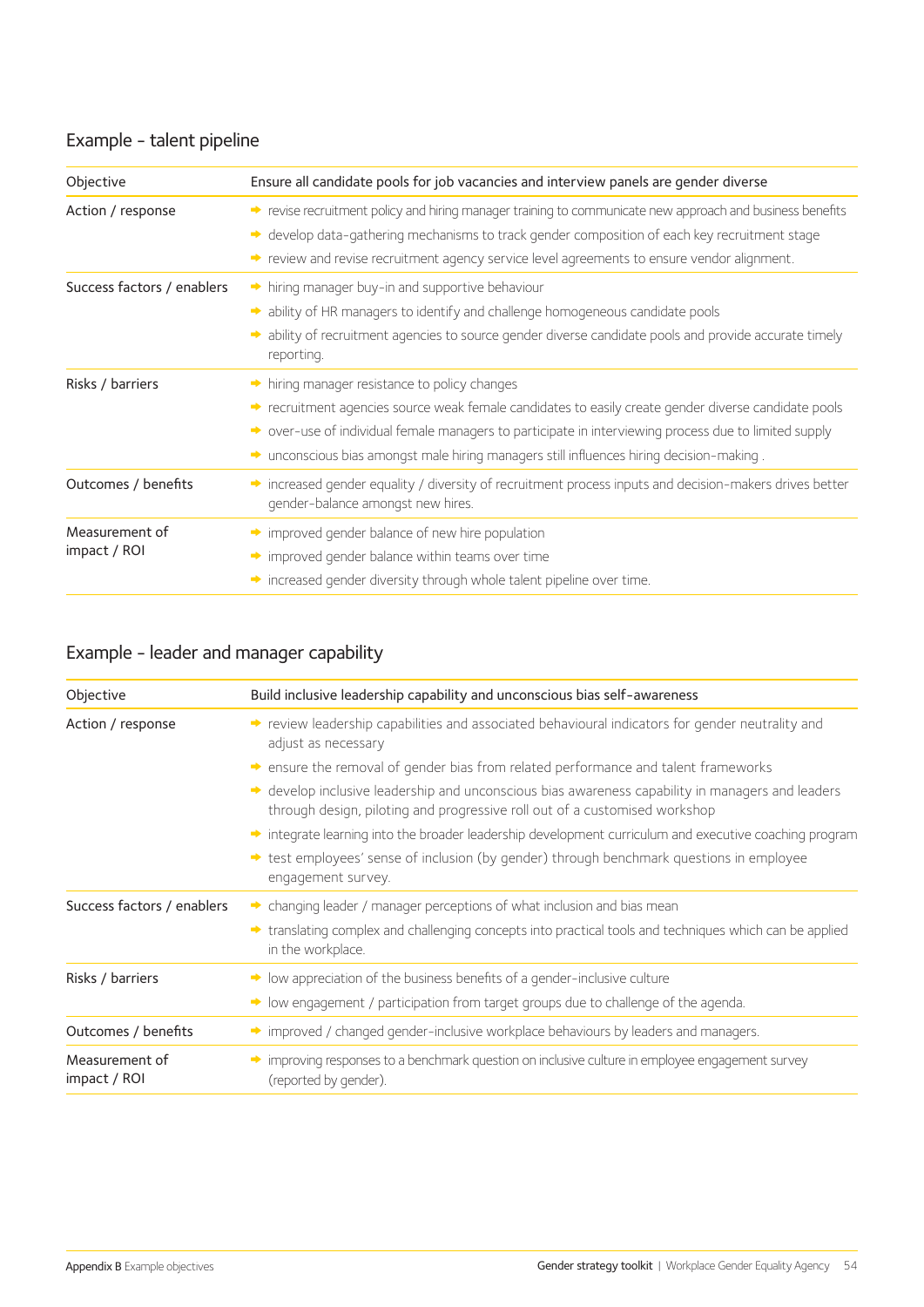## Example - talent pipeline

| Objective | Ensure all candidate pools for job vacancies and interview panels are gender diverse |
|---|---|
| Action / response | ➡ revise recruitment policy and hiring manager training to communicate new approach and business benefits<br>➡ develop data-gathering mechanisms to track gender composition of each key recruitment stage<br>➡ review and revise recruitment agency service level agreements to ensure vendor alignment. |
| Success factors / enablers | ➡ hiring manager buy-in and supportive behaviour<br>➡ ability of HR managers to identify and challenge homogeneous candidate pools<br>➡ ability of recruitment agencies to source gender diverse candidate pools and provide accurate timely reporting. |
| Risks / barriers | ➡ hiring manager resistance to policy changes<br>➡ recruitment agencies source weak female candidates to easily create gender diverse candidate pools<br>➡ over-use of individual female managers to participate in interviewing process due to limited supply<br>➡ unconscious bias amongst male hiring managers still influences hiring decision-making . |
| Outcomes / benefits | ➡ increased gender equality / diversity of recruitment process inputs and decision-makers drives better gender-balance amongst new hires. |
| Measurement of impact / ROI | ➡ improved gender balance of new hire population<br>➡ improved gender balance within teams over time<br>➡ increased gender diversity through whole talent pipeline over time. |

## Example - leader and manager capability

| Objective | Build inclusive leadership capability and unconscious bias self-awareness |
|---|---|
| Action / response | ➡ review leadership capabilities and associated behavioural indicators for gender neutrality and adjust as necessary<br>➡ ensure the removal of gender bias from related performance and talent frameworks<br>➡ develop inclusive leadership and unconscious bias awareness capability in managers and leaders through design, piloting and progressive roll out of a customised workshop<br>➡ integrate learning into the broader leadership development curriculum and executive coaching program<br>➡ test employees' sense of inclusion (by gender) through benchmark questions in employee engagement survey. |
| Success factors / enablers | ➡ changing leader / manager perceptions of what inclusion and bias mean<br>➡ translating complex and challenging concepts into practical tools and techniques which can be applied in the workplace. |
| Risks / barriers | ➡ low appreciation of the business benefits of a gender-inclusive culture<br>➡ low engagement / participation from target groups due to challenge of the agenda. |
| Outcomes / benefits | ➡ improved / changed gender-inclusive workplace behaviours by leaders and managers. |
| Measurement of impact / ROI | ➡ improving responses to a benchmark question on inclusive culture in employee engagement survey (reported by gender). |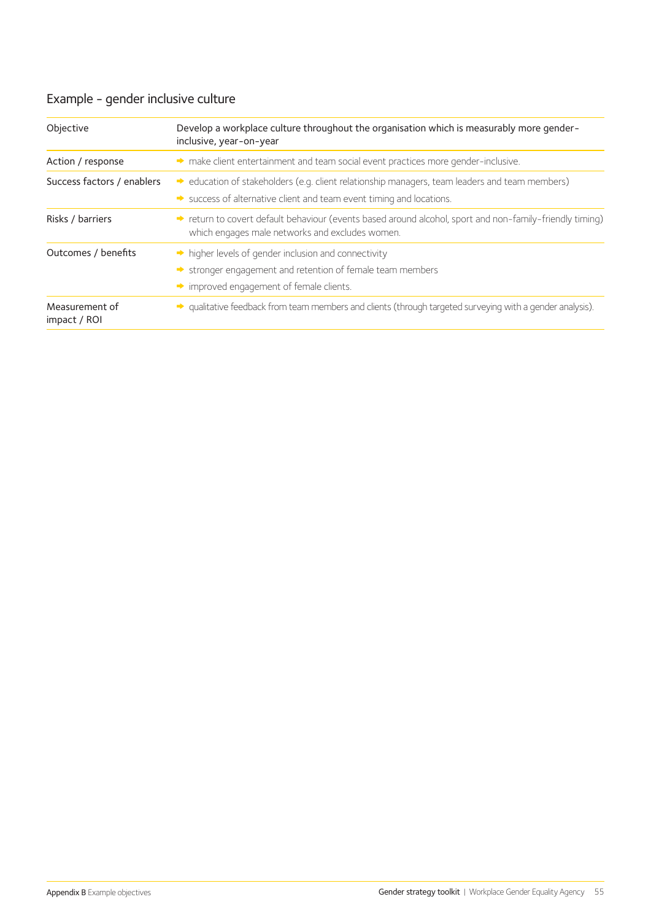## Example - gender inclusive culture

| | |
|---|---|
| Objective | Develop a workplace culture throughout the organisation which is measurably more gender-inclusive, year-on-year |
| Action / response | ➡ make client entertainment and team social event practices more gender-inclusive. |
| Success factors / enablers | ➡ education of stakeholders (e.g. client relationship managers, team leaders and team members)<br>➡ success of alternative client and team event timing and locations. |
| Risks / barriers | ➡ return to covert default behaviour (events based around alcohol, sport and non-family-friendly timing) which engages male networks and excludes women. |
| Outcomes / benefits | ➡ higher levels of gender inclusion and connectivity<br>➡ stronger engagement and retention of female team members<br>➡ improved engagement of female clients. |
| Measurement of impact / ROI | ➡ qualitative feedback from team members and clients (through targeted surveying with a gender analysis). |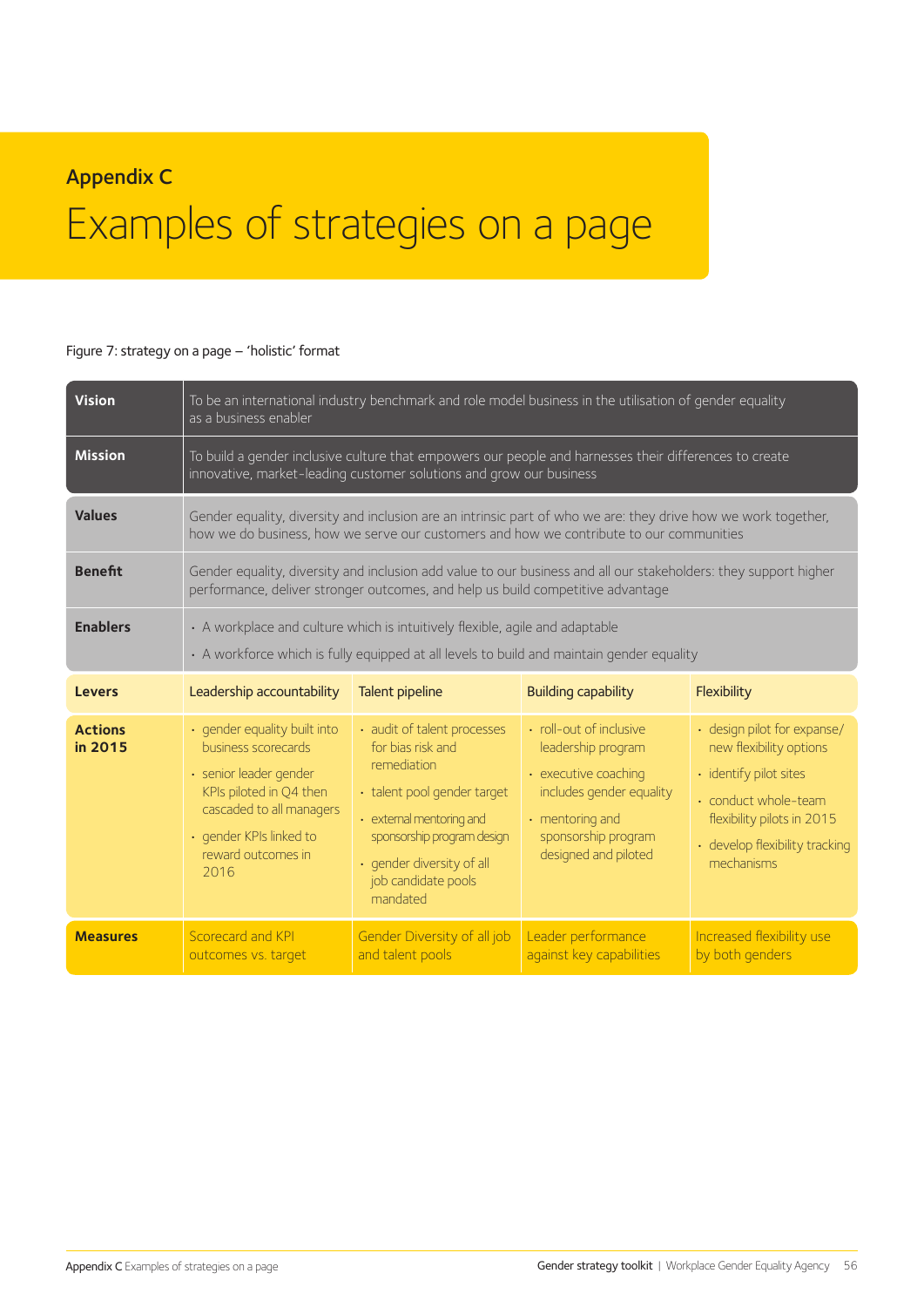## Appendix C

# Examples of strategies on a page

Figure 7: strategy on a page – 'holistic' format

| | | | | |
|---|---|---|---|---|
| **Vision** | To be an international industry benchmark and role model business in the utilisation of gender equality as a business enabler | | | |
| **Mission** | To build a gender inclusive culture that empowers our people and harnesses their differences to create innovative, market-leading customer solutions and grow our business | | | |
| **Values** | Gender equality, diversity and inclusion are an intrinsic part of who we are: they drive how we work together, how we do business, how we serve our customers and how we contribute to our communities | | | |
| **Benefit** | Gender equality, diversity and inclusion add value to our business and all our stakeholders: they support higher performance, deliver stronger outcomes, and help us build competitive advantage | | | |
| **Enablers** | • A workplace and culture which is intuitively flexible, agile and adaptable<br>• A workforce which is fully equipped at all levels to build and maintain gender equality | | | |
| **Levers** | Leadership accountability | Talent pipeline | Building capability | Flexibility |
| **Actions in 2015** | • gender equality built into business scorecards<br>• senior leader gender KPIs piloted in Q4 then cascaded to all managers<br>• gender KPIs linked to reward outcomes in 2016 | • audit of talent processes for bias risk and remediation<br>• talent pool gender target<br>• external mentoring and sponsorship program design<br>• gender diversity of all job candidate pools mandated | • roll-out of inclusive leadership program<br>• executive coaching includes gender equality<br>• mentoring and sponsorship program designed and piloted | • design pilot for expanse/new flexibility options<br>• identify pilot sites<br>• conduct whole-team flexibility pilots in 2015<br>• develop flexibility tracking mechanisms |
| **Measures** | Scorecard and KPI outcomes vs. target | Gender Diversity of all job and talent pools | Leader performance against key capabilities | Increased flexibility use by both genders |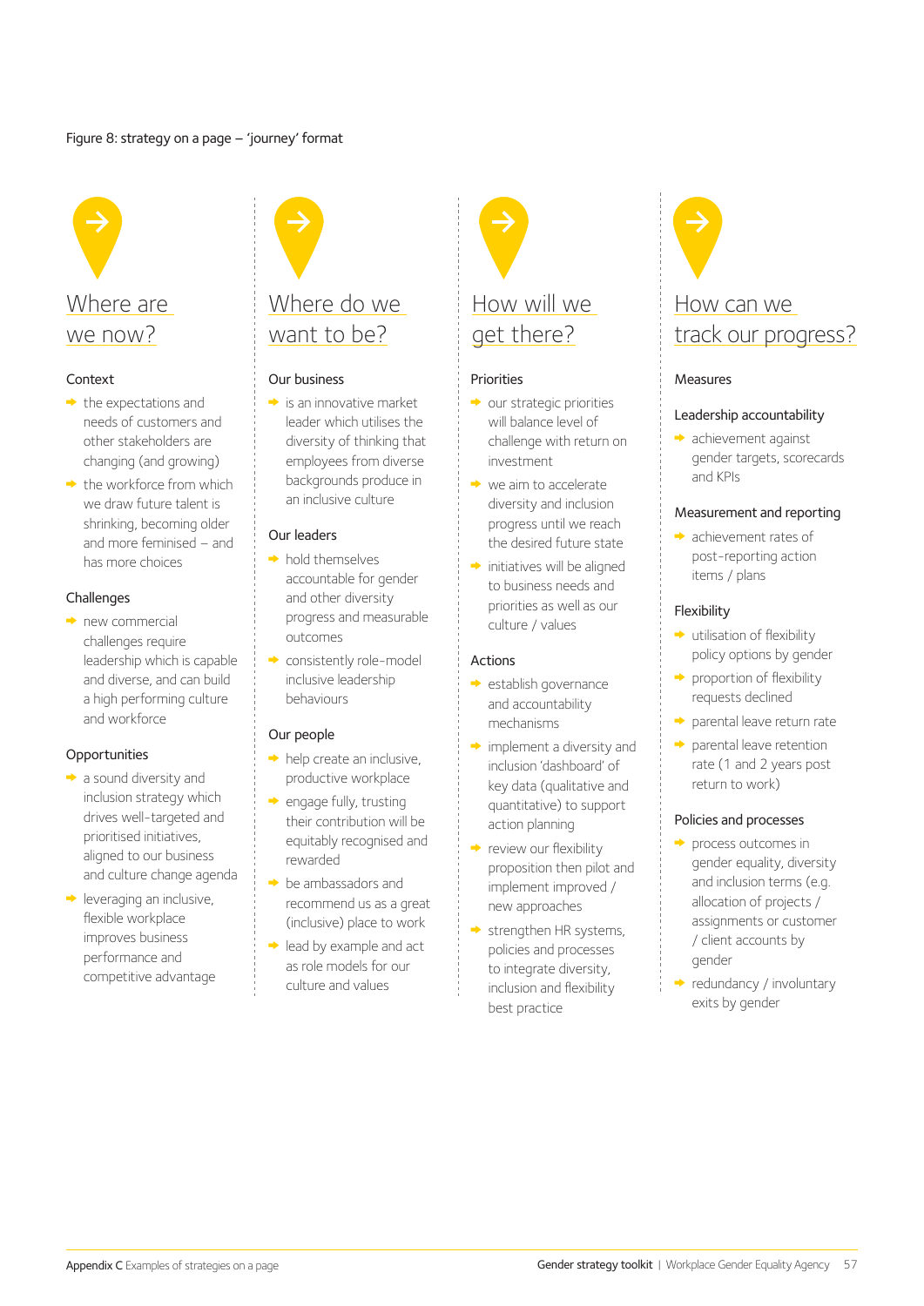Figure 8: strategy on a page – 'journey' format

## Where are we now?

### Context

- the expectations and needs of customers and other stakeholders are changing (and growing)
- the workforce from which we draw future talent is shrinking, becoming older and more feminised – and has more choices

### Challenges

- new commercial challenges require leadership which is capable and diverse, and can build a high performing culture and workforce

### Opportunities

- a sound diversity and inclusion strategy which drives well-targeted and prioritised initiatives, aligned to our business and culture change agenda
- leveraging an inclusive, flexible workplace improves business performance and competitive advantage

## Where do we want to be?

### Our business

- is an innovative market leader which utilises the diversity of thinking that employees from diverse backgrounds produce in an inclusive culture

### Our leaders

- hold themselves accountable for gender and other diversity progress and measurable outcomes
- consistently role-model inclusive leadership behaviours

### Our people

- help create an inclusive, productive workplace
- engage fully, trusting their contribution will be equitably recognised and rewarded
- be ambassadors and recommend us as a great (inclusive) place to work
- lead by example and act as role models for our culture and values

## How will we get there?

### Priorities

- our strategic priorities will balance level of challenge with return on investment
- we aim to accelerate diversity and inclusion progress until we reach the desired future state
- initiatives will be aligned to business needs and priorities as well as our culture / values

### Actions

- establish governance and accountability mechanisms
- implement a diversity and inclusion 'dashboard' of key data (qualitative and quantitative) to support action planning
- review our flexibility proposition then pilot and implement improved / new approaches
- strengthen HR systems, policies and processes to integrate diversity, inclusion and flexibility best practice

## How can we track our progress?

### Measures

#### Leadership accountability

- achievement against gender targets, scorecards and KPIs

#### Measurement and reporting

- achievement rates of post-reporting action items / plans

#### Flexibility

- utilisation of flexibility policy options by gender
- proportion of flexibility requests declined
- parental leave return rate
- parental leave retention rate (1 and 2 years post return to work)

#### Policies and processes

- process outcomes in gender equality, diversity and inclusion terms (e.g. allocation of projects / assignments or customer / client accounts by gender
- redundancy / involuntary exits by gender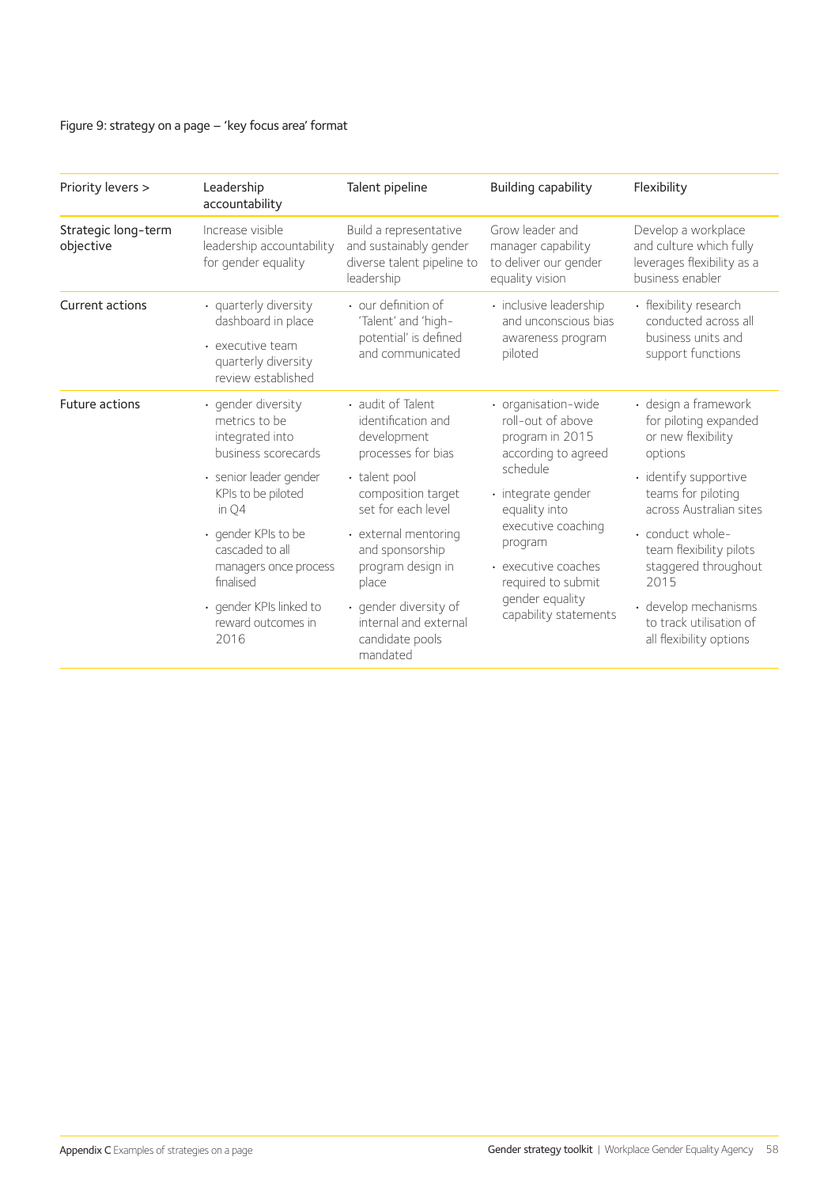Figure 9: strategy on a page – 'key focus area' format

| Priority levers > | Leadership accountability | Talent pipeline | Building capability | Flexibility |
|---|---|---|---|---|
| Strategic long-term objective | Increase visible leadership accountability for gender equality | Build a representative and sustainably gender diverse talent pipeline to leadership | Grow leader and manager capability to deliver our gender equality vision | Develop a workplace and culture which fully leverages flexibility as a business enabler |
| Current actions | • quarterly diversity dashboard in place<br>• executive team quarterly diversity review established | • our definition of 'Talent' and 'high-potential' is defined and communicated | • inclusive leadership and unconscious bias awareness program piloted | • flexibility research conducted across all business units and support functions |
| Future actions | • gender diversity metrics to be integrated into business scorecards<br>• senior leader gender KPIs to be piloted in Q4<br>• gender KPIs to be cascaded to all managers once process finalised<br>• gender KPIs linked to reward outcomes in 2016 | • audit of Talent identification and development processes for bias<br>• talent pool composition target set for each level<br>• external mentoring and sponsorship program design in place<br>• gender diversity of internal and external candidate pools mandated | • organisation-wide roll-out of above program in 2015 according to agreed schedule<br>• integrate gender equality into executive coaching program<br>• executive coaches required to submit gender equality capability statements | • design a framework for piloting expanded or new flexibility options<br>• identify supportive teams for piloting across Australian sites<br>• conduct whole-team flexibility pilots staggered throughout 2015<br>• develop mechanisms to track utilisation of all flexibility options |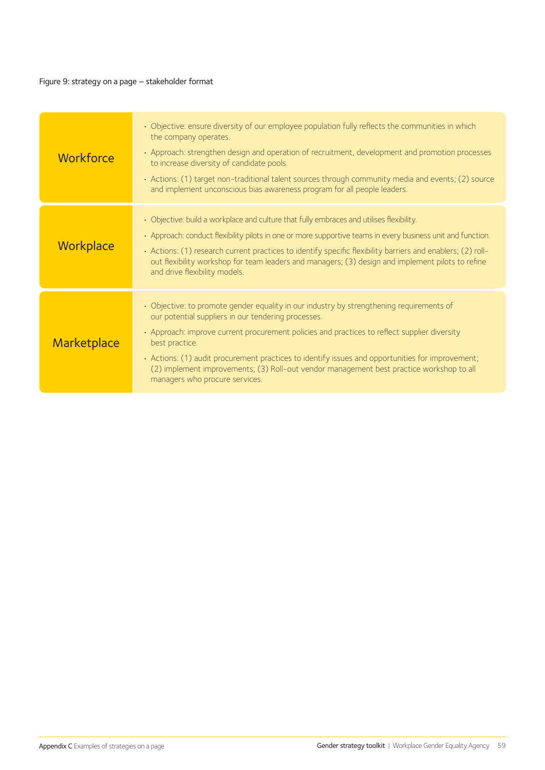Figure 9: strategy on a page – stakeholder format

| | |
|---|---|
| Workforce | • Objective: ensure diversity of our employee population fully reflects the communities in which the company operates.<br>• Approach: strengthen design and operation of recruitment, development and promotion processes to increase diversity of candidate pools.<br>• Actions: (1) target non-traditional talent sources through community media and events; (2) source and implement unconscious bias awareness program for all people leaders. |
| Workplace | • Objective: build a workplace and culture that fully embraces and utilises flexibility.<br>• Approach: conduct flexibility pilots in one or more supportive teams in every business unit and function.<br>• Actions: (1) research current practices to identify specific flexibility barriers and enablers; (2) roll-out flexibility workshop for team leaders and managers; (3) design and implement pilots to refine and drive flexibility models. |
| Marketplace | • Objective: to promote gender equality in our industry by strengthening requirements of our potential suppliers in our tendering processes.<br>• Approach: improve current procurement policies and practices to reflect supplier diversity best practice.<br>• Actions: (1) audit procurement practices to identify issues and opportunities for improvement; (2) implement improvements; (3) Roll-out vendor management best practice workshop to all managers who procure services. |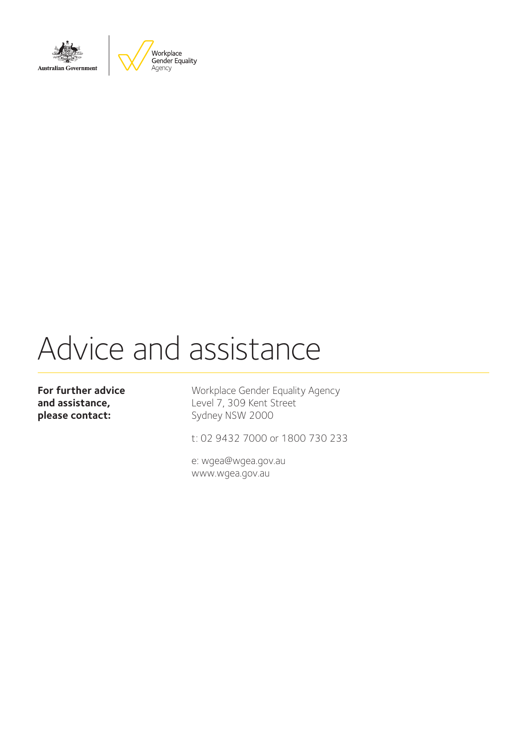Australian Government

Workplace Gender Equality Agency

# Advice and assistance

**For further advice and assistance, please contact:**

Workplace Gender Equality Agency
Level 7, 309 Kent Street
Sydney NSW 2000

t: 02 9432 7000 or 1800 730 233

e: wgea@wgea.gov.au
www.wgea.gov.au